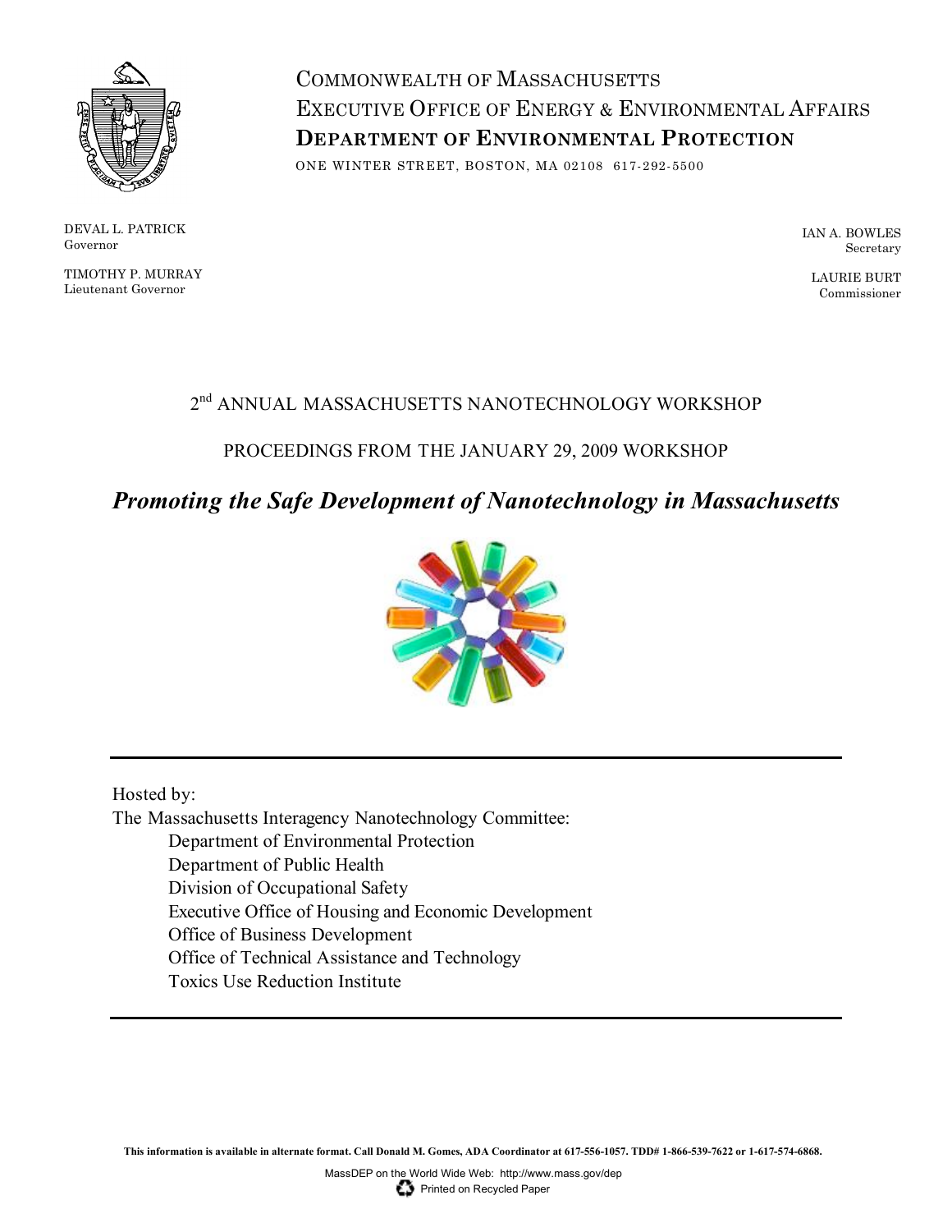COMMONWEALTH OF MASSACHUSETTS
EXECUTIVE OFFICE OF ENERGY & ENVIRONMENTAL AFFAIRS
**DEPARTMENT OF ENVIRONMENTAL PROTECTION**

ONE WINTER STREET, BOSTON, MA 02108 617-292-5500

DEVAL L. PATRICK
Governor

TIMOTHY P. MURRAY
Lieutenant Governor

IAN A. BOWLES
Secretary

LAURIE BURT
Commissioner

# 2nd ANNUAL MASSACHUSETTS NANOTECHNOLOGY WORKSHOP

## PROCEEDINGS FROM THE JANUARY 29, 2009 WORKSHOP

## *Promoting the Safe Development of Nanotechnology in Massachusetts*

---

Hosted by:
The Massachusetts Interagency Nanotechnology Committee:
- Department of Environmental Protection
- Department of Public Health
- Division of Occupational Safety
- Executive Office of Housing and Economic Development
- Office of Business Development
- Office of Technical Assistance and Technology
- Toxics Use Reduction Institute

---

**This information is available in alternate format. Call Donald M. Gomes, ADA Coordinator at 617-556-1057. TDD# 1-866-539-7622 or 1-617-574-6868.**

MassDEP on the World Wide Web: http://www.mass.gov/dep
Printed on Recycled Paper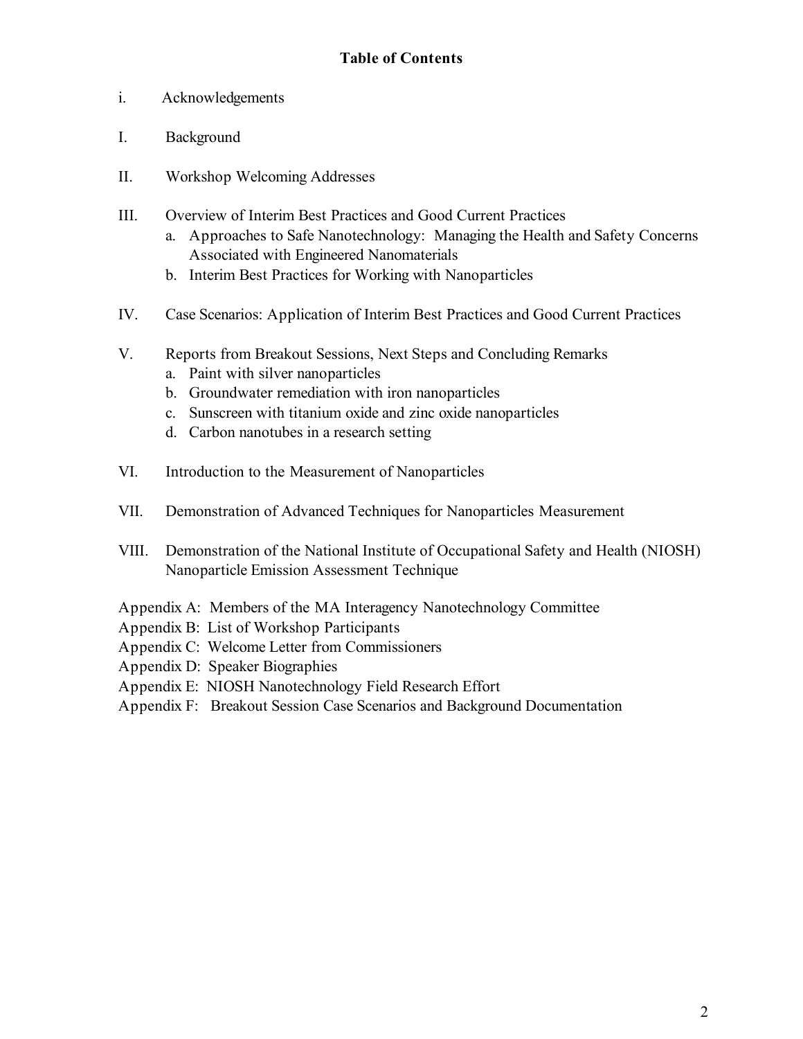# Table of Contents

i. Acknowledgements

I. Background

II. Workshop Welcoming Addresses

III. Overview of Interim Best Practices and Good Current Practices
   a. Approaches to Safe Nanotechnology: Managing the Health and Safety Concerns Associated with Engineered Nanomaterials
   b. Interim Best Practices for Working with Nanoparticles

IV. Case Scenarios: Application of Interim Best Practices and Good Current Practices

V. Reports from Breakout Sessions, Next Steps and Concluding Remarks
   a. Paint with silver nanoparticles
   b. Groundwater remediation with iron nanoparticles
   c. Sunscreen with titanium oxide and zinc oxide nanoparticles
   d. Carbon nanotubes in a research setting

VI. Introduction to the Measurement of Nanoparticles

VII. Demonstration of Advanced Techniques for Nanoparticles Measurement

VIII. Demonstration of the National Institute of Occupational Safety and Health (NIOSH) Nanoparticle Emission Assessment Technique

Appendix A: Members of the MA Interagency Nanotechnology Committee
Appendix B: List of Workshop Participants
Appendix C: Welcome Letter from Commissioners
Appendix D: Speaker Biographies
Appendix E: NIOSH Nanotechnology Field Research Effort
Appendix F: Breakout Session Case Scenarios and Background Documentation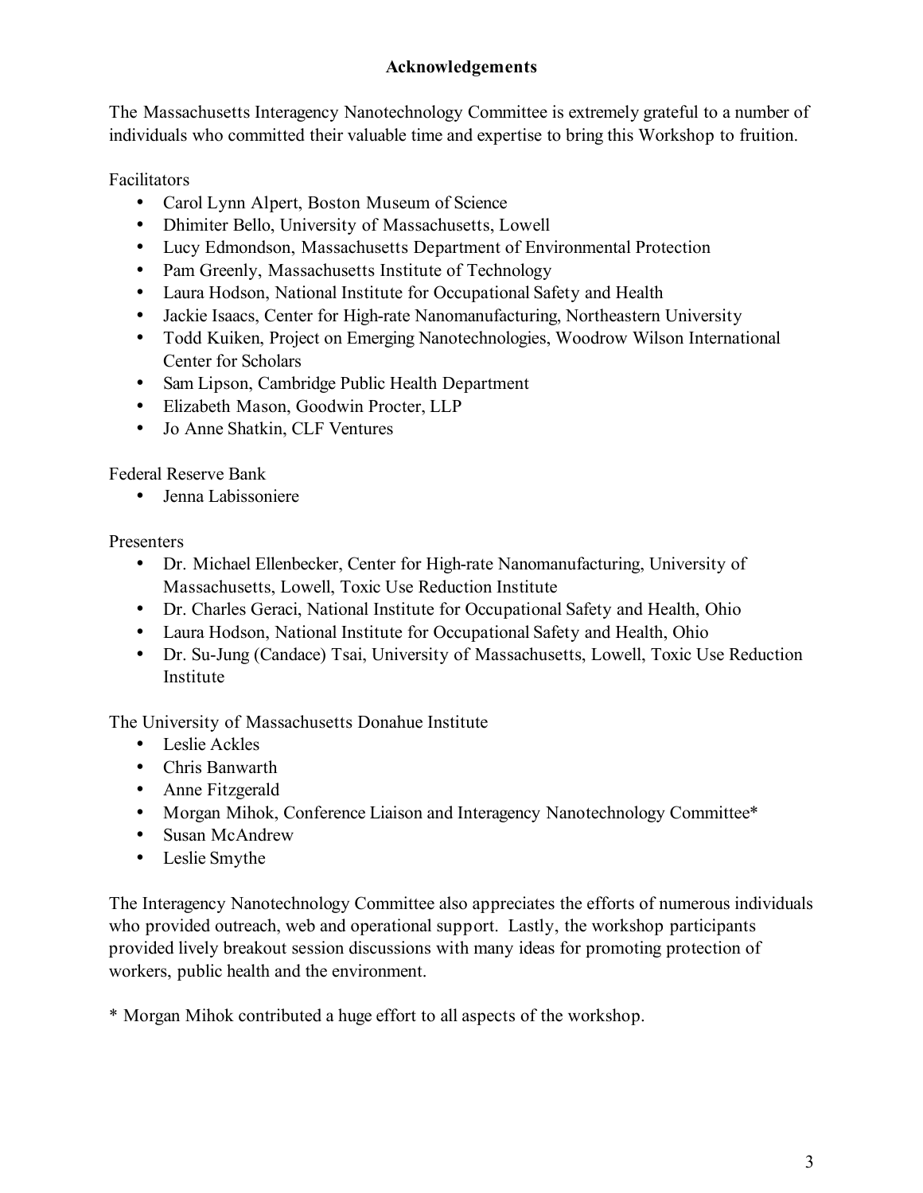# Acknowledgements

The Massachusetts Interagency Nanotechnology Committee is extremely grateful to a number of individuals who committed their valuable time and expertise to bring this Workshop to fruition.

Facilitators

- Carol Lynn Alpert, Boston Museum of Science
- Dhimiter Bello, University of Massachusetts, Lowell
- Lucy Edmondson, Massachusetts Department of Environmental Protection
- Pam Greenly, Massachusetts Institute of Technology
- Laura Hodson, National Institute for Occupational Safety and Health
- Jackie Isaacs, Center for High-rate Nanomanufacturing, Northeastern University
- Todd Kuiken, Project on Emerging Nanotechnologies, Woodrow Wilson International Center for Scholars
- Sam Lipson, Cambridge Public Health Department
- Elizabeth Mason, Goodwin Procter, LLP
- Jo Anne Shatkin, CLF Ventures

Federal Reserve Bank

- Jenna Labissoniere

Presenters

- Dr. Michael Ellenbecker, Center for High-rate Nanomanufacturing, University of Massachusetts, Lowell, Toxic Use Reduction Institute
- Dr. Charles Geraci, National Institute for Occupational Safety and Health, Ohio
- Laura Hodson, National Institute for Occupational Safety and Health, Ohio
- Dr. Su-Jung (Candace) Tsai, University of Massachusetts, Lowell, Toxic Use Reduction Institute

The University of Massachusetts Donahue Institute

- Leslie Ackles
- Chris Banwarth
- Anne Fitzgerald
- Morgan Mihok, Conference Liaison and Interagency Nanotechnology Committee*
- Susan McAndrew
- Leslie Smythe

The Interagency Nanotechnology Committee also appreciates the efforts of numerous individuals who provided outreach, web and operational support. Lastly, the workshop participants provided lively breakout session discussions with many ideas for promoting protection of workers, public health and the environment.

* Morgan Mihok contributed a huge effort to all aspects of the workshop.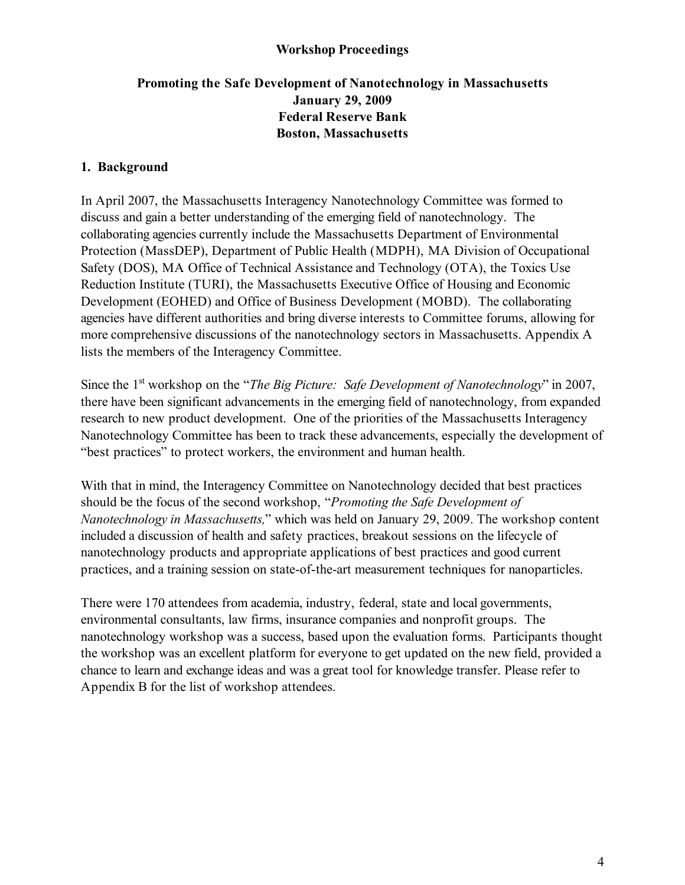**Workshop Proceedings**

**Promoting the Safe Development of Nanotechnology in Massachusetts**
**January 29, 2009**
**Federal Reserve Bank**
**Boston, Massachusetts**

## 1. Background

In April 2007, the Massachusetts Interagency Nanotechnology Committee was formed to discuss and gain a better understanding of the emerging field of nanotechnology. The collaborating agencies currently include the Massachusetts Department of Environmental Protection (MassDEP), Department of Public Health (MDPH), MA Division of Occupational Safety (DOS), MA Office of Technical Assistance and Technology (OTA), the Toxics Use Reduction Institute (TURI), the Massachusetts Executive Office of Housing and Economic Development (EOHED) and Office of Business Development (MOBD). The collaborating agencies have different authorities and bring diverse interests to Committee forums, allowing for more comprehensive discussions of the nanotechnology sectors in Massachusetts. Appendix A lists the members of the Interagency Committee.

Since the 1st workshop on the "*The Big Picture: Safe Development of Nanotechnology*" in 2007, there have been significant advancements in the emerging field of nanotechnology, from expanded research to new product development. One of the priorities of the Massachusetts Interagency Nanotechnology Committee has been to track these advancements, especially the development of "best practices" to protect workers, the environment and human health.

With that in mind, the Interagency Committee on Nanotechnology decided that best practices should be the focus of the second workshop, "*Promoting the Safe Development of Nanotechnology in Massachusetts,*" which was held on January 29, 2009. The workshop content included a discussion of health and safety practices, breakout sessions on the lifecycle of nanotechnology products and appropriate applications of best practices and good current practices, and a training session on state-of-the-art measurement techniques for nanoparticles.

There were 170 attendees from academia, industry, federal, state and local governments, environmental consultants, law firms, insurance companies and nonprofit groups. The nanotechnology workshop was a success, based upon the evaluation forms. Participants thought the workshop was an excellent platform for everyone to get updated on the new field, provided a chance to learn and exchange ideas and was a great tool for knowledge transfer. Please refer to Appendix B for the list of workshop attendees.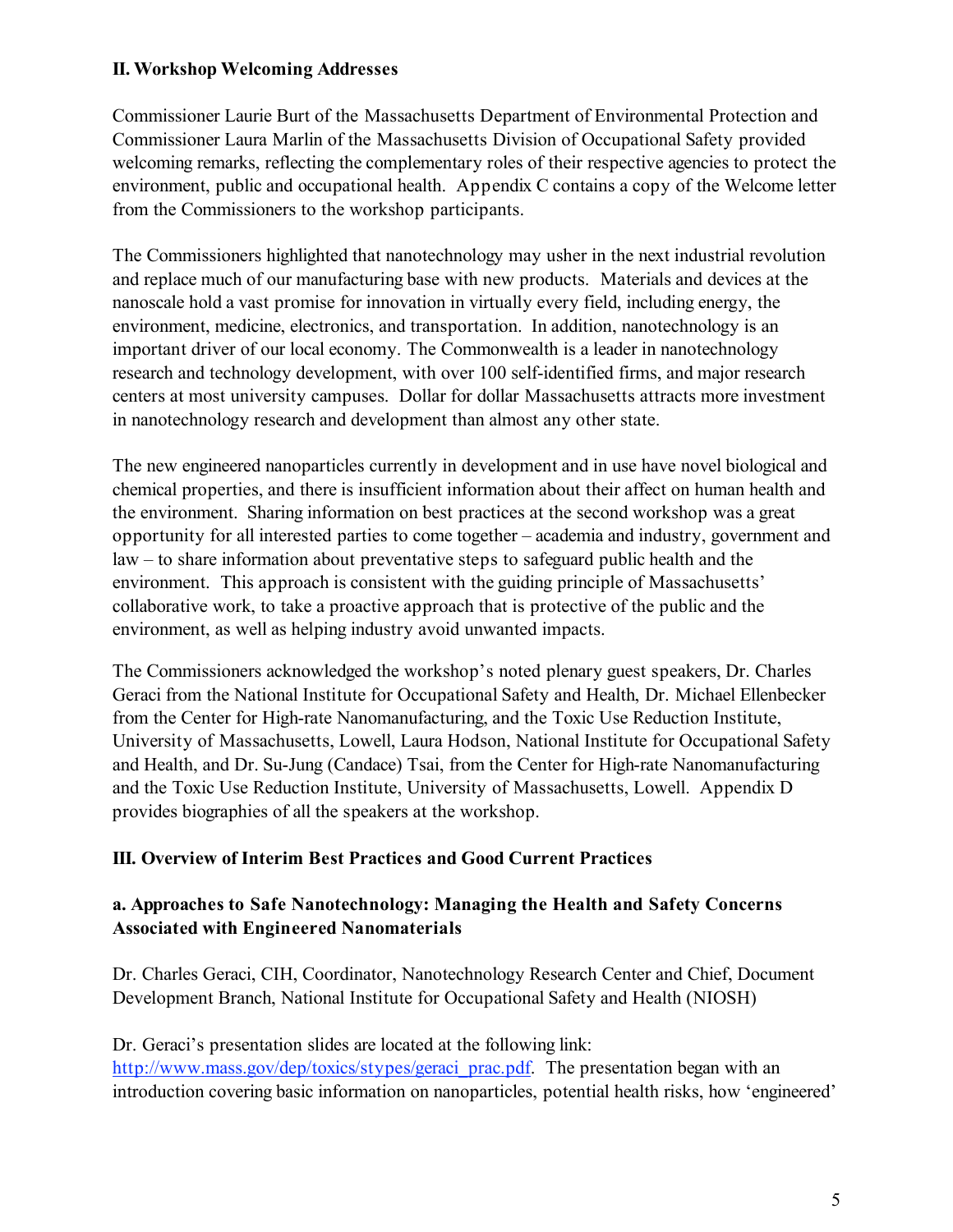## II. Workshop Welcoming Addresses

Commissioner Laurie Burt of the Massachusetts Department of Environmental Protection and Commissioner Laura Marlin of the Massachusetts Division of Occupational Safety provided welcoming remarks, reflecting the complementary roles of their respective agencies to protect the environment, public and occupational health. Appendix C contains a copy of the Welcome letter from the Commissioners to the workshop participants.

The Commissioners highlighted that nanotechnology may usher in the next industrial revolution and replace much of our manufacturing base with new products. Materials and devices at the nanoscale hold a vast promise for innovation in virtually every field, including energy, the environment, medicine, electronics, and transportation. In addition, nanotechnology is an important driver of our local economy. The Commonwealth is a leader in nanotechnology research and technology development, with over 100 self-identified firms, and major research centers at most university campuses. Dollar for dollar Massachusetts attracts more investment in nanotechnology research and development than almost any other state.

The new engineered nanoparticles currently in development and in use have novel biological and chemical properties, and there is insufficient information about their affect on human health and the environment. Sharing information on best practices at the second workshop was a great opportunity for all interested parties to come together – academia and industry, government and law – to share information about preventative steps to safeguard public health and the environment. This approach is consistent with the guiding principle of Massachusetts' collaborative work, to take a proactive approach that is protective of the public and the environment, as well as helping industry avoid unwanted impacts.

The Commissioners acknowledged the workshop's noted plenary guest speakers, Dr. Charles Geraci from the National Institute for Occupational Safety and Health, Dr. Michael Ellenbecker from the Center for High-rate Nanomanufacturing, and the Toxic Use Reduction Institute, University of Massachusetts, Lowell, Laura Hodson, National Institute for Occupational Safety and Health, and Dr. Su-Jung (Candace) Tsai, from the Center for High-rate Nanomanufacturing and the Toxic Use Reduction Institute, University of Massachusetts, Lowell. Appendix D provides biographies of all the speakers at the workshop.

## III. Overview of Interim Best Practices and Good Current Practices

### a. Approaches to Safe Nanotechnology: Managing the Health and Safety Concerns Associated with Engineered Nanomaterials

Dr. Charles Geraci, CIH, Coordinator, Nanotechnology Research Center and Chief, Document Development Branch, National Institute for Occupational Safety and Health (NIOSH)

Dr. Geraci's presentation slides are located at the following link: [http://www.mass.gov/dep/toxics/stypes/geraci_prac.pdf](http://www.mass.gov/dep/toxics/stypes/geraci_prac.pdf). The presentation began with an introduction covering basic information on nanoparticles, potential health risks, how 'engineered'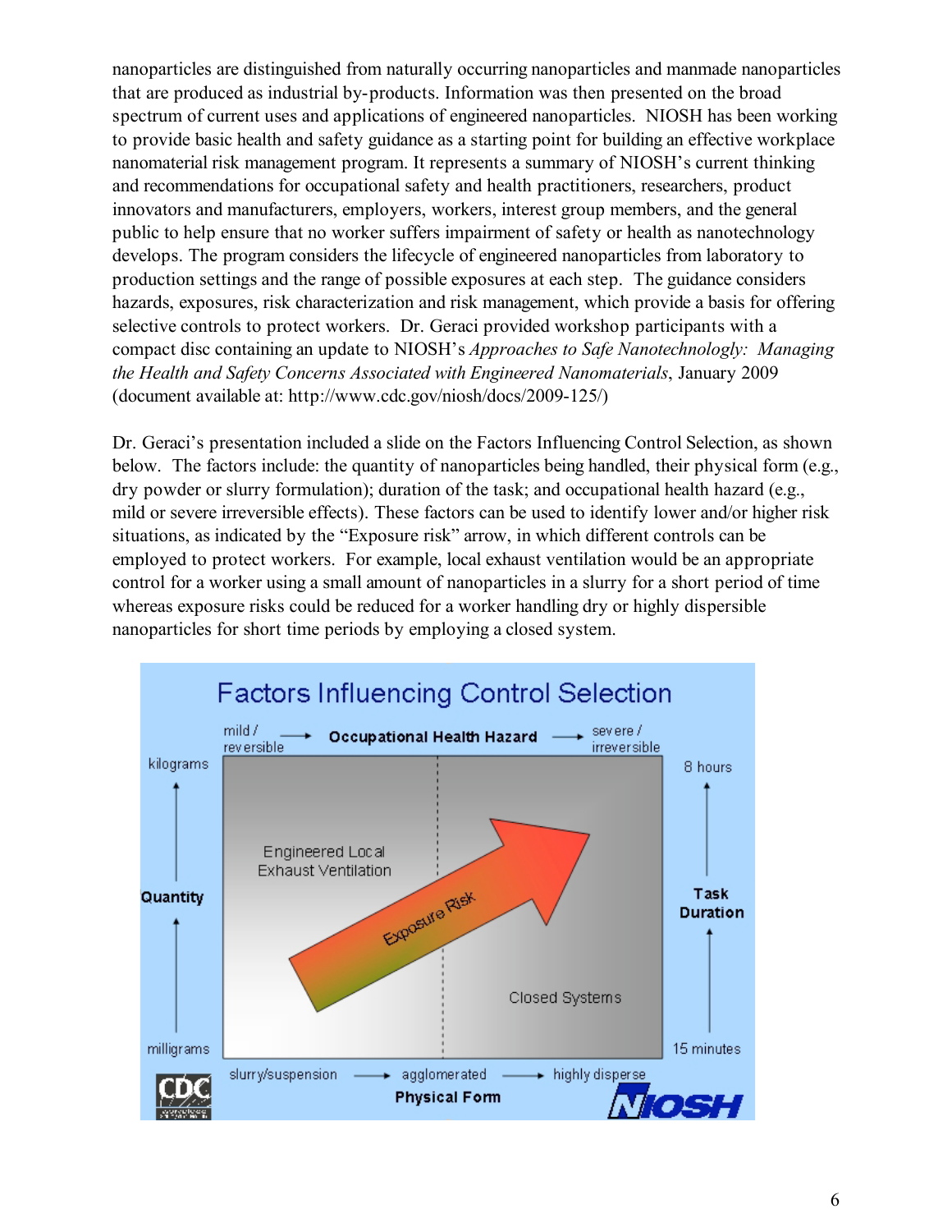nanoparticles are distinguished from naturally occurring nanoparticles and manmade nanoparticles that are produced as industrial by-products. Information was then presented on the broad spectrum of current uses and applications of engineered nanoparticles. NIOSH has been working to provide basic health and safety guidance as a starting point for building an effective workplace nanomaterial risk management program. It represents a summary of NIOSH's current thinking and recommendations for occupational safety and health practitioners, researchers, product innovators and manufacturers, employers, workers, interest group members, and the general public to help ensure that no worker suffers impairment of safety or health as nanotechnology develops. The program considers the lifecycle of engineered nanoparticles from laboratory to production settings and the range of possible exposures at each step. The guidance considers hazards, exposures, risk characterization and risk management, which provide a basis for offering selective controls to protect workers. Dr. Geraci provided workshop participants with a compact disc containing an update to NIOSH's *Approaches to Safe Nanotechnologly: Managing the Health and Safety Concerns Associated with Engineered Nanomaterials*, January 2009 (document available at: http://www.cdc.gov/niosh/docs/2009-125/)

Dr. Geraci's presentation included a slide on the Factors Influencing Control Selection, as shown below. The factors include: the quantity of nanoparticles being handled, their physical form (e.g., dry powder or slurry formulation); duration of the task; and occupational health hazard (e.g., mild or severe irreversible effects). These factors can be used to identify lower and/or higher risk situations, as indicated by the "Exposure risk" arrow, in which different controls can be employed to protect workers. For example, local exhaust ventilation would be an appropriate control for a worker using a small amount of nanoparticles in a slurry for a short period of time whereas exposure risks could be reduced for a worker handling dry or highly dispersible nanoparticles for short time periods by employing a closed system.

**Factors Influencing Control Selection**

Occupational Health Hazard: mild / reversible → severe / irreversible

Quantity: milligrams → kilograms

Task Duration: 15 minutes → 8 hours

Physical Form: slurry/suspension → agglomerated → highly disperse

Engineered Local Exhaust Ventilation

Exposure Risk

Closed Systems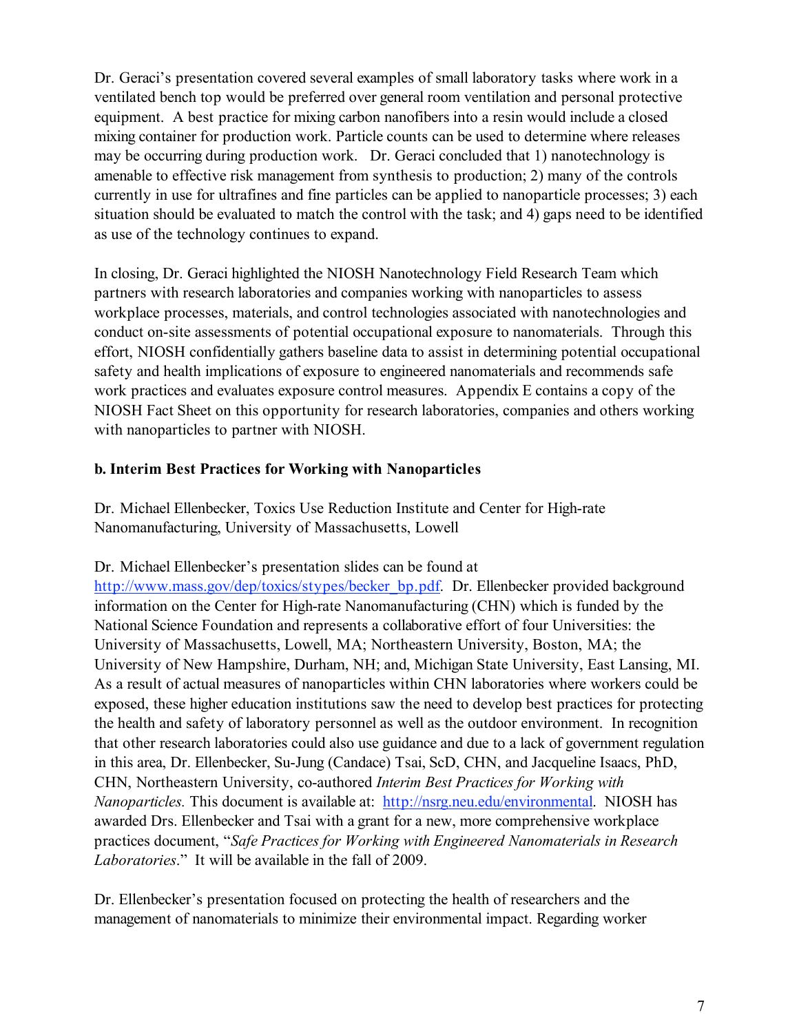Dr. Geraci's presentation covered several examples of small laboratory tasks where work in a ventilated bench top would be preferred over general room ventilation and personal protective equipment. A best practice for mixing carbon nanofibers into a resin would include a closed mixing container for production work. Particle counts can be used to determine where releases may be occurring during production work. Dr. Geraci concluded that 1) nanotechnology is amenable to effective risk management from synthesis to production; 2) many of the controls currently in use for ultrafines and fine particles can be applied to nanoparticle processes; 3) each situation should be evaluated to match the control with the task; and 4) gaps need to be identified as use of the technology continues to expand.

In closing, Dr. Geraci highlighted the NIOSH Nanotechnology Field Research Team which partners with research laboratories and companies working with nanoparticles to assess workplace processes, materials, and control technologies associated with nanotechnologies and conduct on-site assessments of potential occupational exposure to nanomaterials. Through this effort, NIOSH confidentially gathers baseline data to assist in determining potential occupational safety and health implications of exposure to engineered nanomaterials and recommends safe work practices and evaluates exposure control measures. Appendix E contains a copy of the NIOSH Fact Sheet on this opportunity for research laboratories, companies and others working with nanoparticles to partner with NIOSH.

**b. Interim Best Practices for Working with Nanoparticles**

Dr. Michael Ellenbecker, Toxics Use Reduction Institute and Center for High-rate Nanomanufacturing, University of Massachusetts, Lowell

Dr. Michael Ellenbecker's presentation slides can be found at [http://www.mass.gov/dep/toxics/stypes/becker_bp.pdf](http://www.mass.gov/dep/toxics/stypes/becker_bp.pdf). Dr. Ellenbecker provided background information on the Center for High-rate Nanomanufacturing (CHN) which is funded by the National Science Foundation and represents a collaborative effort of four Universities: the University of Massachusetts, Lowell, MA; Northeastern University, Boston, MA; the University of New Hampshire, Durham, NH; and, Michigan State University, East Lansing, MI. As a result of actual measures of nanoparticles within CHN laboratories where workers could be exposed, these higher education institutions saw the need to develop best practices for protecting the health and safety of laboratory personnel as well as the outdoor environment. In recognition that other research laboratories could also use guidance and due to a lack of government regulation in this area, Dr. Ellenbecker, Su-Jung (Candace) Tsai, ScD, CHN, and Jacqueline Isaacs, PhD, CHN, Northeastern University, co-authored *Interim Best Practices for Working with Nanoparticles.* This document is available at: [http://nsrg.neu.edu/environmental](http://nsrg.neu.edu/environmental). NIOSH has awarded Drs. Ellenbecker and Tsai with a grant for a new, more comprehensive workplace practices document, "*Safe Practices for Working with Engineered Nanomaterials in Research Laboratories*." It will be available in the fall of 2009.

Dr. Ellenbecker's presentation focused on protecting the health of researchers and the management of nanomaterials to minimize their environmental impact. Regarding worker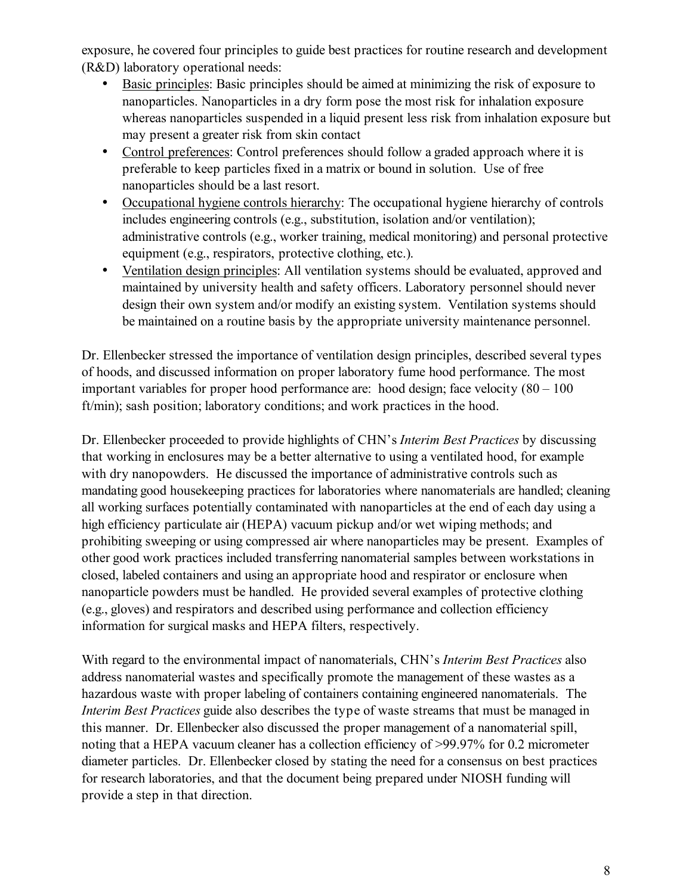exposure, he covered four principles to guide best practices for routine research and development (R&D) laboratory operational needs:

- Basic principles: Basic principles should be aimed at minimizing the risk of exposure to nanoparticles. Nanoparticles in a dry form pose the most risk for inhalation exposure whereas nanoparticles suspended in a liquid present less risk from inhalation exposure but may present a greater risk from skin contact
- Control preferences: Control preferences should follow a graded approach where it is preferable to keep particles fixed in a matrix or bound in solution. Use of free nanoparticles should be a last resort.
- Occupational hygiene controls hierarchy: The occupational hygiene hierarchy of controls includes engineering controls (e.g., substitution, isolation and/or ventilation); administrative controls (e.g., worker training, medical monitoring) and personal protective equipment (e.g., respirators, protective clothing, etc.).
- Ventilation design principles: All ventilation systems should be evaluated, approved and maintained by university health and safety officers. Laboratory personnel should never design their own system and/or modify an existing system. Ventilation systems should be maintained on a routine basis by the appropriate university maintenance personnel.

Dr. Ellenbecker stressed the importance of ventilation design principles, described several types of hoods, and discussed information on proper laboratory fume hood performance. The most important variables for proper hood performance are: hood design; face velocity (80 – 100 ft/min); sash position; laboratory conditions; and work practices in the hood.

Dr. Ellenbecker proceeded to provide highlights of CHN's *Interim Best Practices* by discussing that working in enclosures may be a better alternative to using a ventilated hood, for example with dry nanopowders. He discussed the importance of administrative controls such as mandating good housekeeping practices for laboratories where nanomaterials are handled; cleaning all working surfaces potentially contaminated with nanoparticles at the end of each day using a high efficiency particulate air (HEPA) vacuum pickup and/or wet wiping methods; and prohibiting sweeping or using compressed air where nanoparticles may be present. Examples of other good work practices included transferring nanomaterial samples between workstations in closed, labeled containers and using an appropriate hood and respirator or enclosure when nanoparticle powders must be handled. He provided several examples of protective clothing (e.g., gloves) and respirators and described using performance and collection efficiency information for surgical masks and HEPA filters, respectively.

With regard to the environmental impact of nanomaterials, CHN's *Interim Best Practices* also address nanomaterial wastes and specifically promote the management of these wastes as a hazardous waste with proper labeling of containers containing engineered nanomaterials. The *Interim Best Practices* guide also describes the type of waste streams that must be managed in this manner. Dr. Ellenbecker also discussed the proper management of a nanomaterial spill, noting that a HEPA vacuum cleaner has a collection efficiency of >99.97% for 0.2 micrometer diameter particles. Dr. Ellenbecker closed by stating the need for a consensus on best practices for research laboratories, and that the document being prepared under NIOSH funding will provide a step in that direction.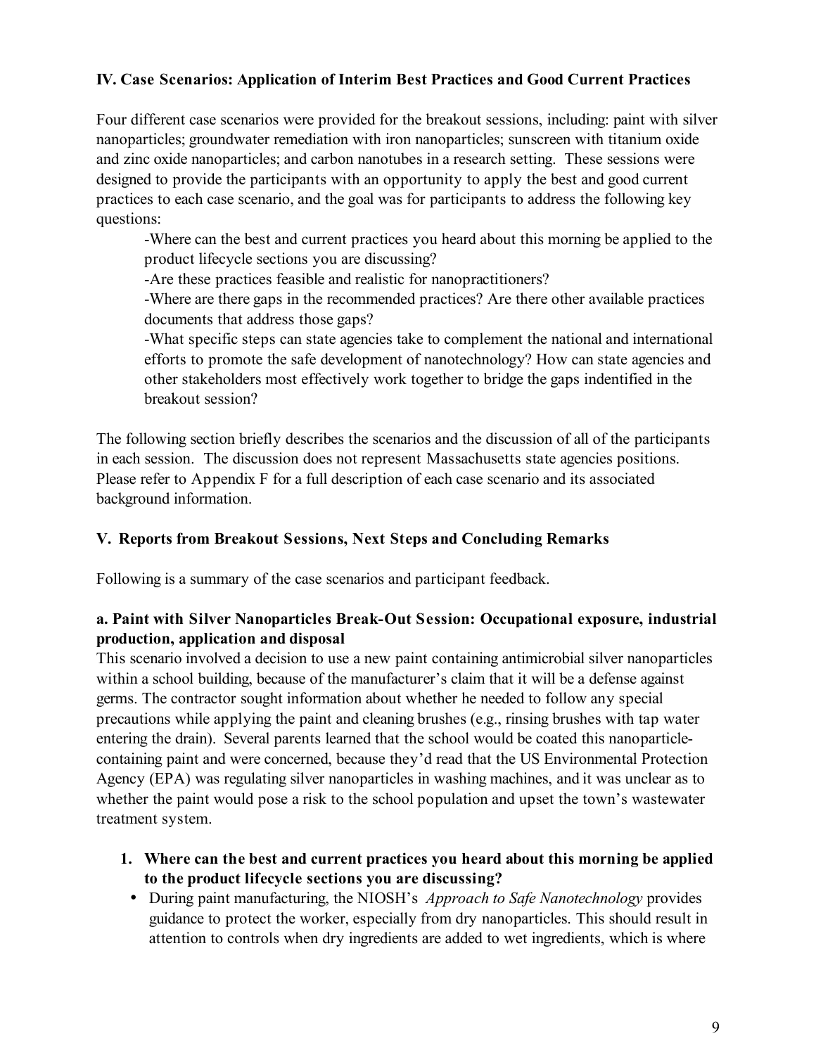### IV. Case Scenarios: Application of Interim Best Practices and Good Current Practices

Four different case scenarios were provided for the breakout sessions, including: paint with silver nanoparticles; groundwater remediation with iron nanoparticles; sunscreen with titanium oxide and zinc oxide nanoparticles; and carbon nanotubes in a research setting. These sessions were designed to provide the participants with an opportunity to apply the best and good current practices to each case scenario, and the goal was for participants to address the following key questions:

-Where can the best and current practices you heard about this morning be applied to the product lifecycle sections you are discussing?

-Are these practices feasible and realistic for nanopractitioners?

-Where are there gaps in the recommended practices? Are there other available practices documents that address those gaps?

-What specific steps can state agencies take to complement the national and international efforts to promote the safe development of nanotechnology? How can state agencies and other stakeholders most effectively work together to bridge the gaps indentified in the breakout session?

The following section briefly describes the scenarios and the discussion of all of the participants in each session. The discussion does not represent Massachusetts state agencies positions. Please refer to Appendix F for a full description of each case scenario and its associated background information.

### V. Reports from Breakout Sessions, Next Steps and Concluding Remarks

Following is a summary of the case scenarios and participant feedback.

#### a. Paint with Silver Nanoparticles Break-Out Session: Occupational exposure, industrial production, application and disposal

This scenario involved a decision to use a new paint containing antimicrobial silver nanoparticles within a school building, because of the manufacturer's claim that it will be a defense against germs. The contractor sought information about whether he needed to follow any special precautions while applying the paint and cleaning brushes (e.g., rinsing brushes with tap water entering the drain). Several parents learned that the school would be coated this nanoparticle-containing paint and were concerned, because they'd read that the US Environmental Protection Agency (EPA) was regulating silver nanoparticles in washing machines, and it was unclear as to whether the paint would pose a risk to the school population and upset the town's wastewater treatment system.

1. **Where can the best and current practices you heard about this morning be applied to the product lifecycle sections you are discussing?**
   - During paint manufacturing, the NIOSH's *Approach to Safe Nanotechnology* provides guidance to protect the worker, especially from dry nanoparticles. This should result in attention to controls when dry ingredients are added to wet ingredients, which is where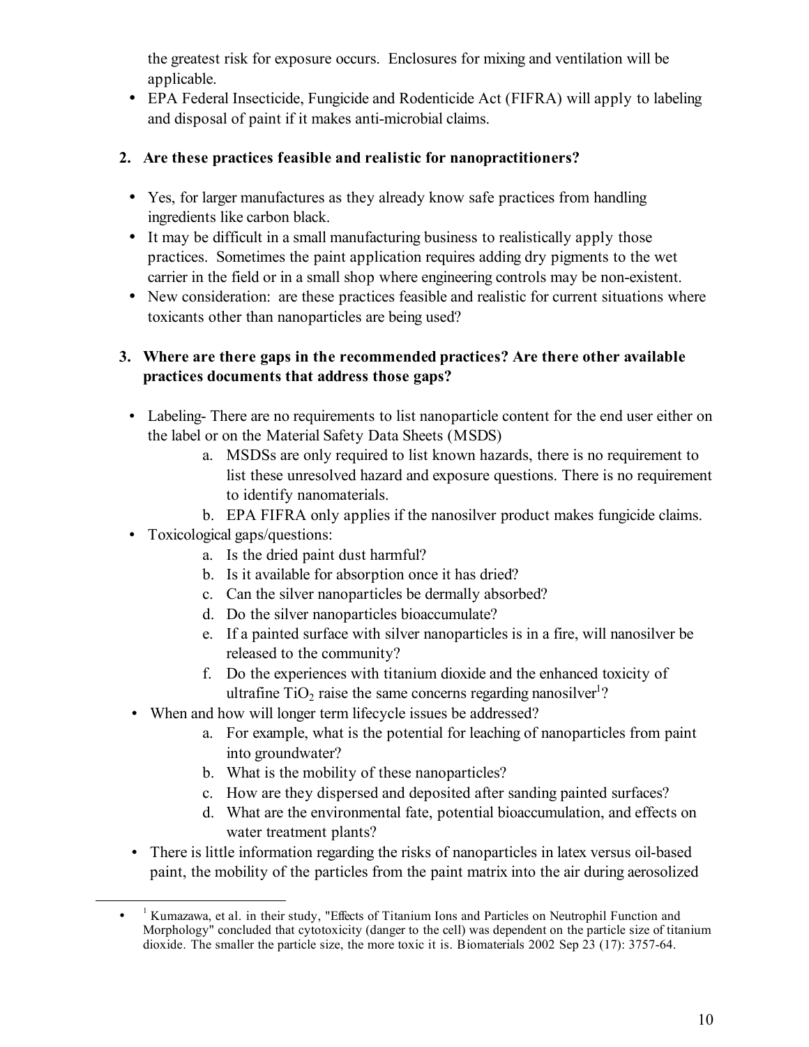the greatest risk for exposure occurs. Enclosures for mixing and ventilation will be applicable.

- EPA Federal Insecticide, Fungicide and Rodenticide Act (FIFRA) will apply to labeling and disposal of paint if it makes anti-microbial claims.

**2. Are these practices feasible and realistic for nanopractitioners?**

- Yes, for larger manufactures as they already know safe practices from handling ingredients like carbon black.
- It may be difficult in a small manufacturing business to realistically apply those practices. Sometimes the paint application requires adding dry pigments to the wet carrier in the field or in a small shop where engineering controls may be non-existent.
- New consideration: are these practices feasible and realistic for current situations where toxicants other than nanoparticles are being used?

**3. Where are there gaps in the recommended practices? Are there other available practices documents that address those gaps?**

- Labeling- There are no requirements to list nanoparticle content for the end user either on the label or on the Material Safety Data Sheets (MSDS)
  a. MSDSs are only required to list known hazards, there is no requirement to list these unresolved hazard and exposure questions. There is no requirement to identify nanomaterials.
  b. EPA FIFRA only applies if the nanosilver product makes fungicide claims.
- Toxicological gaps/questions:
  a. Is the dried paint dust harmful?
  b. Is it available for absorption once it has dried?
  c. Can the silver nanoparticles be dermally absorbed?
  d. Do the silver nanoparticles bioaccumulate?
  e. If a painted surface with silver nanoparticles is in a fire, will nanosilver be released to the community?
  f. Do the experiences with titanium dioxide and the enhanced toxicity of ultrafine $TiO_2$ raise the same concerns regarding nanosilver[1]?
- When and how will longer term lifecycle issues be addressed?
  a. For example, what is the potential for leaching of nanoparticles from paint into groundwater?
  b. What is the mobility of these nanoparticles?
  c. How are they dispersed and deposited after sanding painted surfaces?
  d. What are the environmental fate, potential bioaccumulation, and effects on water treatment plants?
- There is little information regarding the risks of nanoparticles in latex versus oil-based paint, the mobility of the particles from the paint matrix into the air during aerosolized

[1] Kumazawa, et al. in their study, "Effects of Titanium Ions and Particles on Neutrophil Function and Morphology" concluded that cytotoxicity (danger to the cell) was dependent on the particle size of titanium dioxide. The smaller the particle size, the more toxic it is. Biomaterials 2002 Sep 23 (17): 3757-64.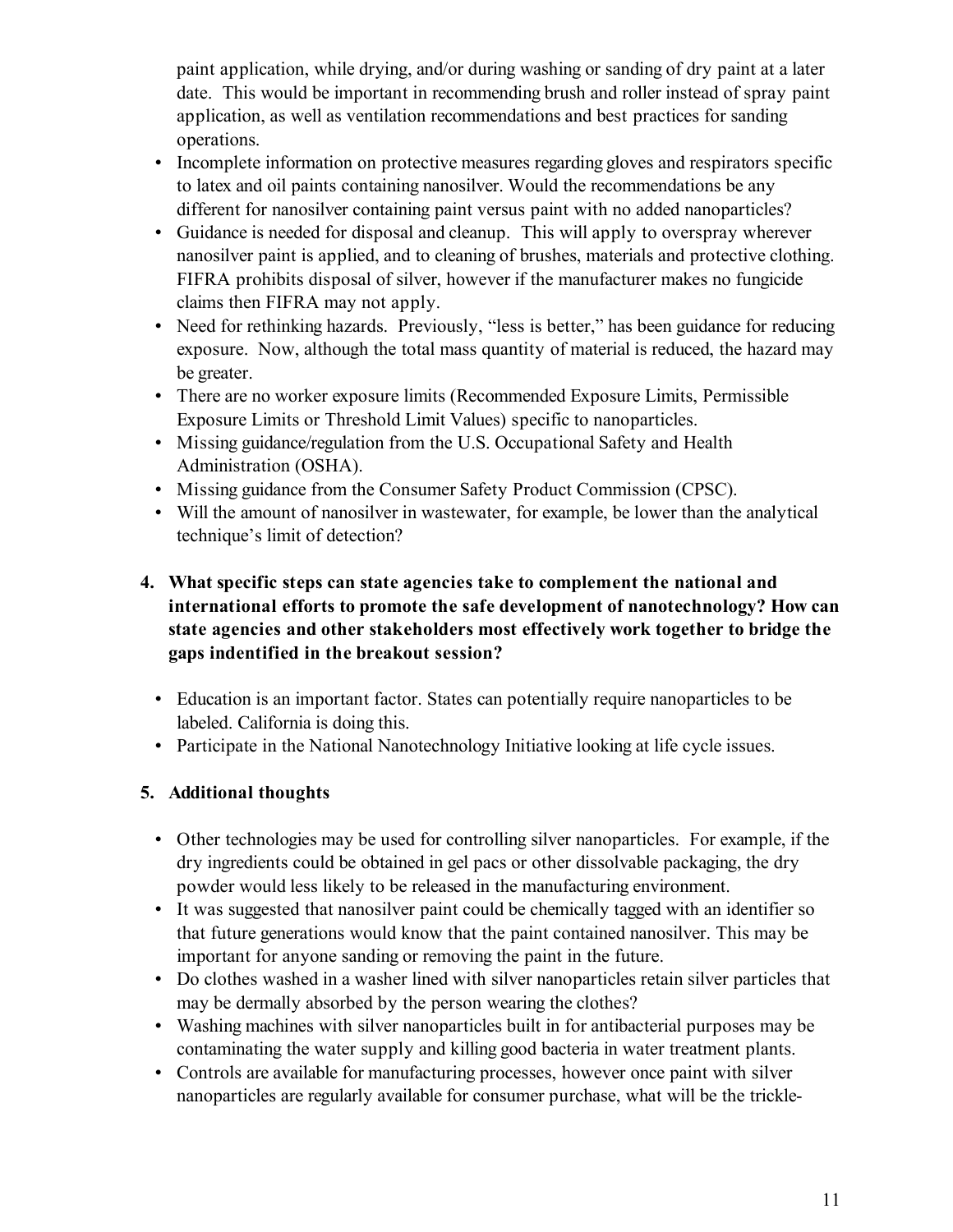paint application, while drying, and/or during washing or sanding of dry paint at a later date. This would be important in recommending brush and roller instead of spray paint application, as well as ventilation recommendations and best practices for sanding operations.

- Incomplete information on protective measures regarding gloves and respirators specific to latex and oil paints containing nanosilver. Would the recommendations be any different for nanosilver containing paint versus paint with no added nanoparticles?
- Guidance is needed for disposal and cleanup. This will apply to overspray wherever nanosilver paint is applied, and to cleaning of brushes, materials and protective clothing. FIFRA prohibits disposal of silver, however if the manufacturer makes no fungicide claims then FIFRA may not apply.
- Need for rethinking hazards. Previously, "less is better," has been guidance for reducing exposure. Now, although the total mass quantity of material is reduced, the hazard may be greater.
- There are no worker exposure limits (Recommended Exposure Limits, Permissible Exposure Limits or Threshold Limit Values) specific to nanoparticles.
- Missing guidance/regulation from the U.S. Occupational Safety and Health Administration (OSHA).
- Missing guidance from the Consumer Safety Product Commission (CPSC).
- Will the amount of nanosilver in wastewater, for example, be lower than the analytical technique's limit of detection?

**4. What specific steps can state agencies take to complement the national and international efforts to promote the safe development of nanotechnology? How can state agencies and other stakeholders most effectively work together to bridge the gaps indentified in the breakout session?**

- Education is an important factor. States can potentially require nanoparticles to be labeled. California is doing this.
- Participate in the National Nanotechnology Initiative looking at life cycle issues.

**5. Additional thoughts**

- Other technologies may be used for controlling silver nanoparticles. For example, if the dry ingredients could be obtained in gel pacs or other dissolvable packaging, the dry powder would less likely to be released in the manufacturing environment.
- It was suggested that nanosilver paint could be chemically tagged with an identifier so that future generations would know that the paint contained nanosilver. This may be important for anyone sanding or removing the paint in the future.
- Do clothes washed in a washer lined with silver nanoparticles retain silver particles that may be dermally absorbed by the person wearing the clothes?
- Washing machines with silver nanoparticles built in for antibacterial purposes may be contaminating the water supply and killing good bacteria in water treatment plants.
- Controls are available for manufacturing processes, however once paint with silver nanoparticles are regularly available for consumer purchase, what will be the trickle-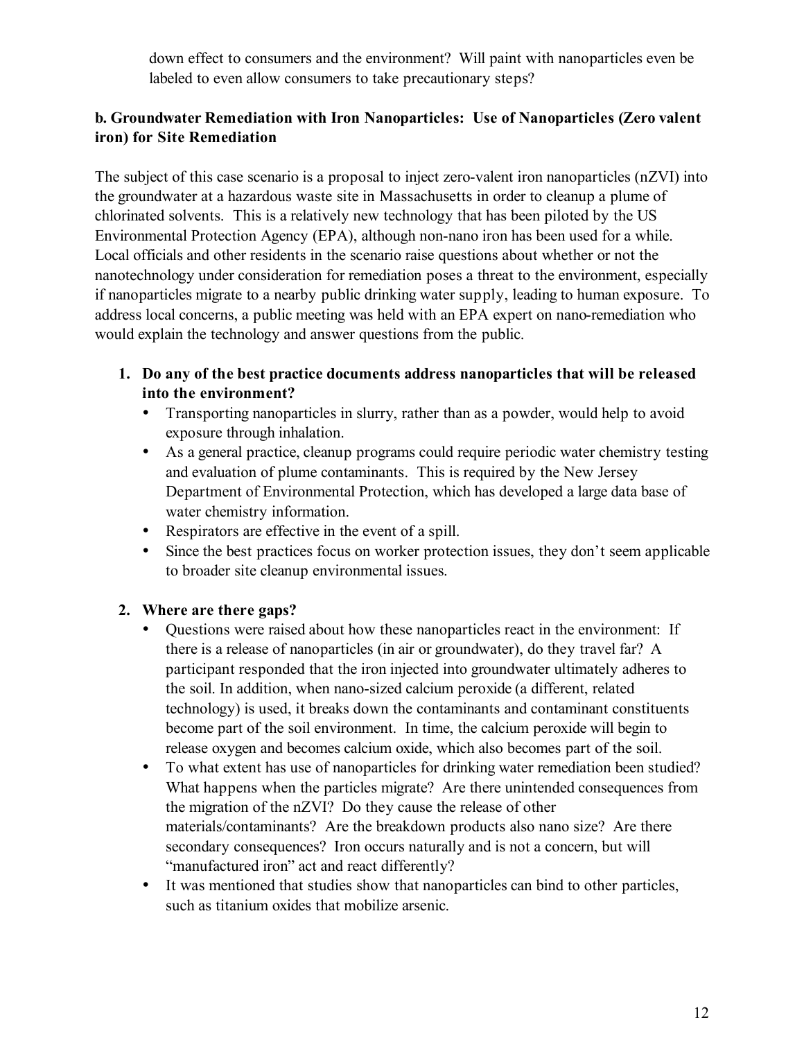down effect to consumers and the environment? Will paint with nanoparticles even be labeled to even allow consumers to take precautionary steps?

**b. Groundwater Remediation with Iron Nanoparticles: Use of Nanoparticles (Zero valent iron) for Site Remediation**

The subject of this case scenario is a proposal to inject zero-valent iron nanoparticles (nZVI) into the groundwater at a hazardous waste site in Massachusetts in order to cleanup a plume of chlorinated solvents. This is a relatively new technology that has been piloted by the US Environmental Protection Agency (EPA), although non-nano iron has been used for a while. Local officials and other residents in the scenario raise questions about whether or not the nanotechnology under consideration for remediation poses a threat to the environment, especially if nanoparticles migrate to a nearby public drinking water supply, leading to human exposure. To address local concerns, a public meeting was held with an EPA expert on nano-remediation who would explain the technology and answer questions from the public.

1. **Do any of the best practice documents address nanoparticles that will be released into the environment?**
   - Transporting nanoparticles in slurry, rather than as a powder, would help to avoid exposure through inhalation.
   - As a general practice, cleanup programs could require periodic water chemistry testing and evaluation of plume contaminants. This is required by the New Jersey Department of Environmental Protection, which has developed a large data base of water chemistry information.
   - Respirators are effective in the event of a spill.
   - Since the best practices focus on worker protection issues, they don't seem applicable to broader site cleanup environmental issues.

2. **Where are there gaps?**
   - Questions were raised about how these nanoparticles react in the environment: If there is a release of nanoparticles (in air or groundwater), do they travel far? A participant responded that the iron injected into groundwater ultimately adheres to the soil. In addition, when nano-sized calcium peroxide (a different, related technology) is used, it breaks down the contaminants and contaminant constituents become part of the soil environment. In time, the calcium peroxide will begin to release oxygen and becomes calcium oxide, which also becomes part of the soil.
   - To what extent has use of nanoparticles for drinking water remediation been studied? What happens when the particles migrate? Are there unintended consequences from the migration of the nZVI? Do they cause the release of other materials/contaminants? Are the breakdown products also nano size? Are there secondary consequences? Iron occurs naturally and is not a concern, but will "manufactured iron" act and react differently?
   - It was mentioned that studies show that nanoparticles can bind to other particles, such as titanium oxides that mobilize arsenic.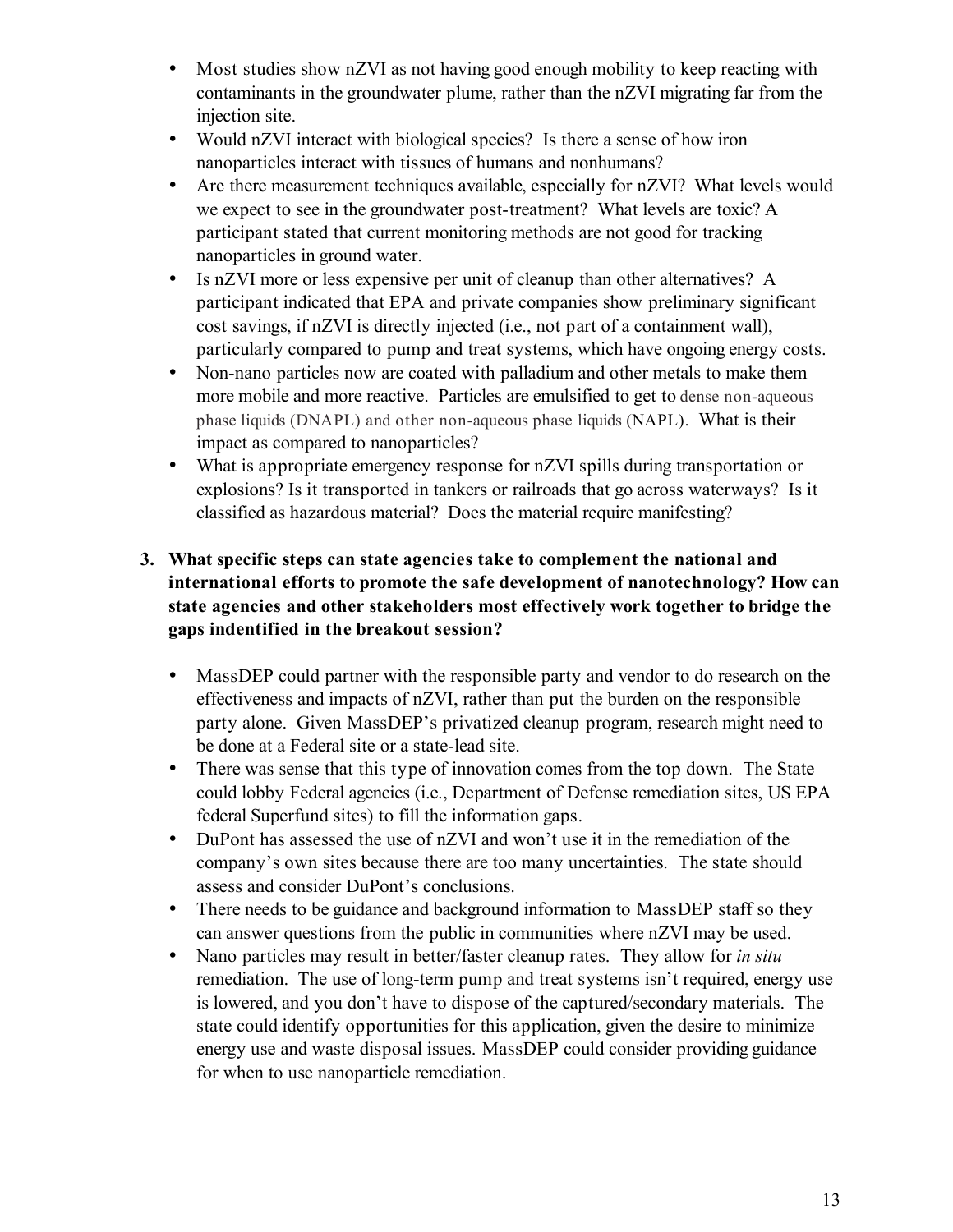- Most studies show nZVI as not having good enough mobility to keep reacting with contaminants in the groundwater plume, rather than the nZVI migrating far from the injection site.
- Would nZVI interact with biological species? Is there a sense of how iron nanoparticles interact with tissues of humans and nonhumans?
- Are there measurement techniques available, especially for nZVI? What levels would we expect to see in the groundwater post-treatment? What levels are toxic? A participant stated that current monitoring methods are not good for tracking nanoparticles in ground water.
- Is nZVI more or less expensive per unit of cleanup than other alternatives? A participant indicated that EPA and private companies show preliminary significant cost savings, if nZVI is directly injected (i.e., not part of a containment wall), particularly compared to pump and treat systems, which have ongoing energy costs.
- Non-nano particles now are coated with palladium and other metals to make them more mobile and more reactive. Particles are emulsified to get to dense non-aqueous phase liquids (DNAPL) and other non-aqueous phase liquids (NAPL). What is their impact as compared to nanoparticles?
- What is appropriate emergency response for nZVI spills during transportation or explosions? Is it transported in tankers or railroads that go across waterways? Is it classified as hazardous material? Does the material require manifesting?

3. **What specific steps can state agencies take to complement the national and international efforts to promote the safe development of nanotechnology? How can state agencies and other stakeholders most effectively work together to bridge the gaps indentified in the breakout session?**

- MassDEP could partner with the responsible party and vendor to do research on the effectiveness and impacts of nZVI, rather than put the burden on the responsible party alone. Given MassDEP's privatized cleanup program, research might need to be done at a Federal site or a state-lead site.
- There was sense that this type of innovation comes from the top down. The State could lobby Federal agencies (i.e., Department of Defense remediation sites, US EPA federal Superfund sites) to fill the information gaps.
- DuPont has assessed the use of nZVI and won't use it in the remediation of the company's own sites because there are too many uncertainties. The state should assess and consider DuPont's conclusions.
- There needs to be guidance and background information to MassDEP staff so they can answer questions from the public in communities where nZVI may be used.
- Nano particles may result in better/faster cleanup rates. They allow for *in situ* remediation. The use of long-term pump and treat systems isn't required, energy use is lowered, and you don't have to dispose of the captured/secondary materials. The state could identify opportunities for this application, given the desire to minimize energy use and waste disposal issues. MassDEP could consider providing guidance for when to use nanoparticle remediation.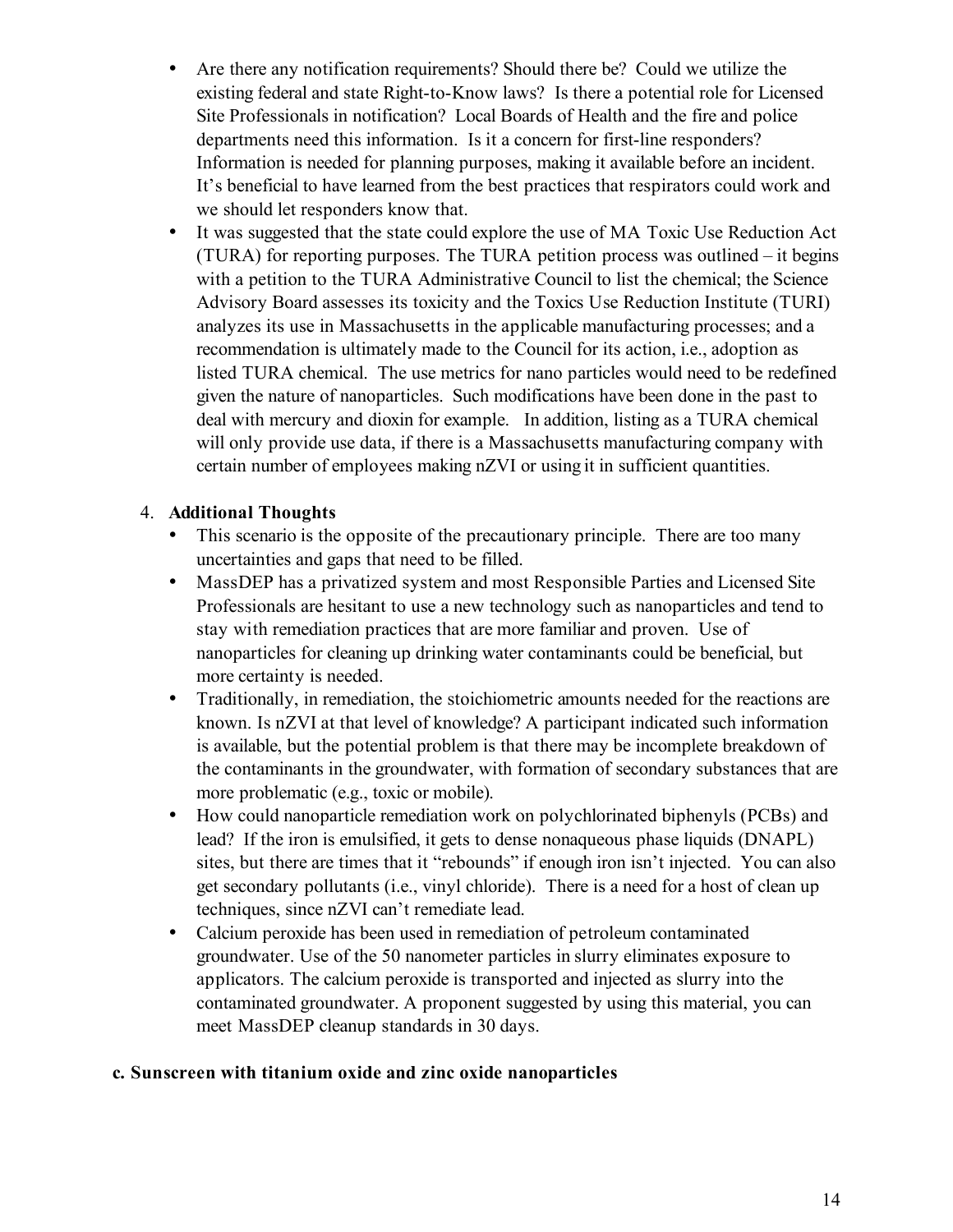- Are there any notification requirements? Should there be? Could we utilize the existing federal and state Right-to-Know laws? Is there a potential role for Licensed Site Professionals in notification? Local Boards of Health and the fire and police departments need this information. Is it a concern for first-line responders? Information is needed for planning purposes, making it available before an incident. It's beneficial to have learned from the best practices that respirators could work and we should let responders know that.
- It was suggested that the state could explore the use of MA Toxic Use Reduction Act (TURA) for reporting purposes. The TURA petition process was outlined – it begins with a petition to the TURA Administrative Council to list the chemical; the Science Advisory Board assesses its toxicity and the Toxics Use Reduction Institute (TURI) analyzes its use in Massachusetts in the applicable manufacturing processes; and a recommendation is ultimately made to the Council for its action, i.e., adoption as listed TURA chemical. The use metrics for nano particles would need to be redefined given the nature of nanoparticles. Such modifications have been done in the past to deal with mercury and dioxin for example. In addition, listing as a TURA chemical will only provide use data, if there is a Massachusetts manufacturing company with certain number of employees making nZVI or using it in sufficient quantities.

4. **Additional Thoughts**
   - This scenario is the opposite of the precautionary principle. There are too many uncertainties and gaps that need to be filled.
   - MassDEP has a privatized system and most Responsible Parties and Licensed Site Professionals are hesitant to use a new technology such as nanoparticles and tend to stay with remediation practices that are more familiar and proven. Use of nanoparticles for cleaning up drinking water contaminants could be beneficial, but more certainty is needed.
   - Traditionally, in remediation, the stoichiometric amounts needed for the reactions are known. Is nZVI at that level of knowledge? A participant indicated such information is available, but the potential problem is that there may be incomplete breakdown of the contaminants in the groundwater, with formation of secondary substances that are more problematic (e.g., toxic or mobile).
   - How could nanoparticle remediation work on polychlorinated biphenyls (PCBs) and lead? If the iron is emulsified, it gets to dense nonaqueous phase liquids (DNAPL) sites, but there are times that it "rebounds" if enough iron isn't injected. You can also get secondary pollutants (i.e., vinyl chloride). There is a need for a host of clean up techniques, since nZVI can't remediate lead.
   - Calcium peroxide has been used in remediation of petroleum contaminated groundwater. Use of the 50 nanometer particles in slurry eliminates exposure to applicators. The calcium peroxide is transported and injected as slurry into the contaminated groundwater. A proponent suggested by using this material, you can meet MassDEP cleanup standards in 30 days.

**c. Sunscreen with titanium oxide and zinc oxide nanoparticles**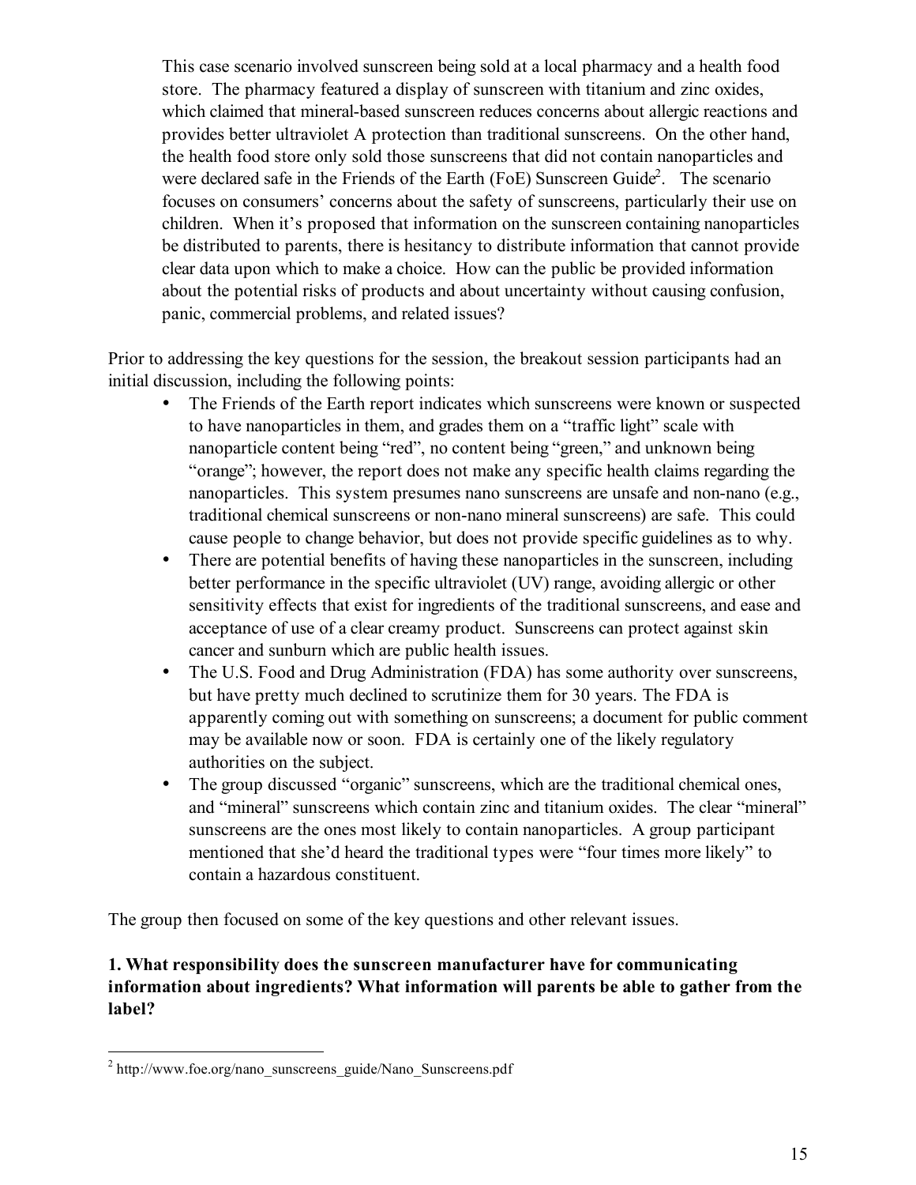This case scenario involved sunscreen being sold at a local pharmacy and a health food store. The pharmacy featured a display of sunscreen with titanium and zinc oxides, which claimed that mineral-based sunscreen reduces concerns about allergic reactions and provides better ultraviolet A protection than traditional sunscreens. On the other hand, the health food store only sold those sunscreens that did not contain nanoparticles and were declared safe in the Friends of the Earth (FoE) Sunscreen Guide[2]. The scenario focuses on consumers' concerns about the safety of sunscreens, particularly their use on children. When it's proposed that information on the sunscreen containing nanoparticles be distributed to parents, there is hesitancy to distribute information that cannot provide clear data upon which to make a choice. How can the public be provided information about the potential risks of products and about uncertainty without causing confusion, panic, commercial problems, and related issues?

Prior to addressing the key questions for the session, the breakout session participants had an initial discussion, including the following points:

- The Friends of the Earth report indicates which sunscreens were known or suspected to have nanoparticles in them, and grades them on a "traffic light" scale with nanoparticle content being "red", no content being "green," and unknown being "orange"; however, the report does not make any specific health claims regarding the nanoparticles. This system presumes nano sunscreens are unsafe and non-nano (e.g., traditional chemical sunscreens or non-nano mineral sunscreens) are safe. This could cause people to change behavior, but does not provide specific guidelines as to why.
- There are potential benefits of having these nanoparticles in the sunscreen, including better performance in the specific ultraviolet (UV) range, avoiding allergic or other sensitivity effects that exist for ingredients of the traditional sunscreens, and ease and acceptance of use of a clear creamy product. Sunscreens can protect against skin cancer and sunburn which are public health issues.
- The U.S. Food and Drug Administration (FDA) has some authority over sunscreens, but have pretty much declined to scrutinize them for 30 years. The FDA is apparently coming out with something on sunscreens; a document for public comment may be available now or soon. FDA is certainly one of the likely regulatory authorities on the subject.
- The group discussed "organic" sunscreens, which are the traditional chemical ones, and "mineral" sunscreens which contain zinc and titanium oxides. The clear "mineral" sunscreens are the ones most likely to contain nanoparticles. A group participant mentioned that she'd heard the traditional types were "four times more likely" to contain a hazardous constituent.

The group then focused on some of the key questions and other relevant issues.

**1. What responsibility does the sunscreen manufacturer have for communicating information about ingredients? What information will parents be able to gather from the label?**

---

[2] http://www.foe.org/nano_sunscreens_guide/Nano_Sunscreens.pdf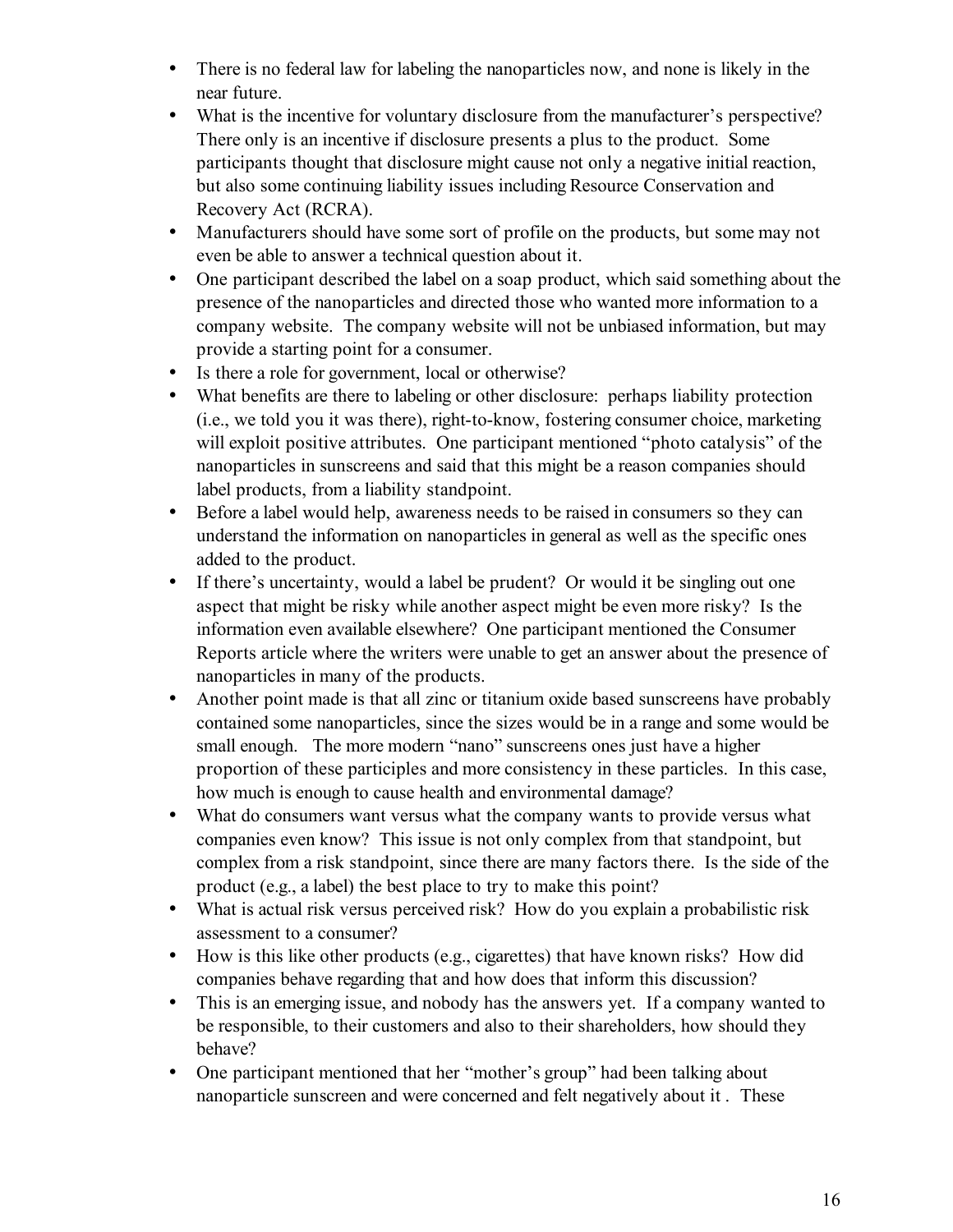- There is no federal law for labeling the nanoparticles now, and none is likely in the near future.
- What is the incentive for voluntary disclosure from the manufacturer's perspective? There only is an incentive if disclosure presents a plus to the product. Some participants thought that disclosure might cause not only a negative initial reaction, but also some continuing liability issues including Resource Conservation and Recovery Act (RCRA).
- Manufacturers should have some sort of profile on the products, but some may not even be able to answer a technical question about it.
- One participant described the label on a soap product, which said something about the presence of the nanoparticles and directed those who wanted more information to a company website. The company website will not be unbiased information, but may provide a starting point for a consumer.
- Is there a role for government, local or otherwise?
- What benefits are there to labeling or other disclosure: perhaps liability protection (i.e., we told you it was there), right-to-know, fostering consumer choice, marketing will exploit positive attributes. One participant mentioned "photo catalysis" of the nanoparticles in sunscreens and said that this might be a reason companies should label products, from a liability standpoint.
- Before a label would help, awareness needs to be raised in consumers so they can understand the information on nanoparticles in general as well as the specific ones added to the product.
- If there's uncertainty, would a label be prudent? Or would it be singling out one aspect that might be risky while another aspect might be even more risky? Is the information even available elsewhere? One participant mentioned the Consumer Reports article where the writers were unable to get an answer about the presence of nanoparticles in many of the products.
- Another point made is that all zinc or titanium oxide based sunscreens have probably contained some nanoparticles, since the sizes would be in a range and some would be small enough. The more modern "nano" sunscreens ones just have a higher proportion of these participles and more consistency in these particles. In this case, how much is enough to cause health and environmental damage?
- What do consumers want versus what the company wants to provide versus what companies even know? This issue is not only complex from that standpoint, but complex from a risk standpoint, since there are many factors there. Is the side of the product (e.g., a label) the best place to try to make this point?
- What is actual risk versus perceived risk? How do you explain a probabilistic risk assessment to a consumer?
- How is this like other products (e.g., cigarettes) that have known risks? How did companies behave regarding that and how does that inform this discussion?
- This is an emerging issue, and nobody has the answers yet. If a company wanted to be responsible, to their customers and also to their shareholders, how should they behave?
- One participant mentioned that her "mother's group" had been talking about nanoparticle sunscreen and were concerned and felt negatively about it . These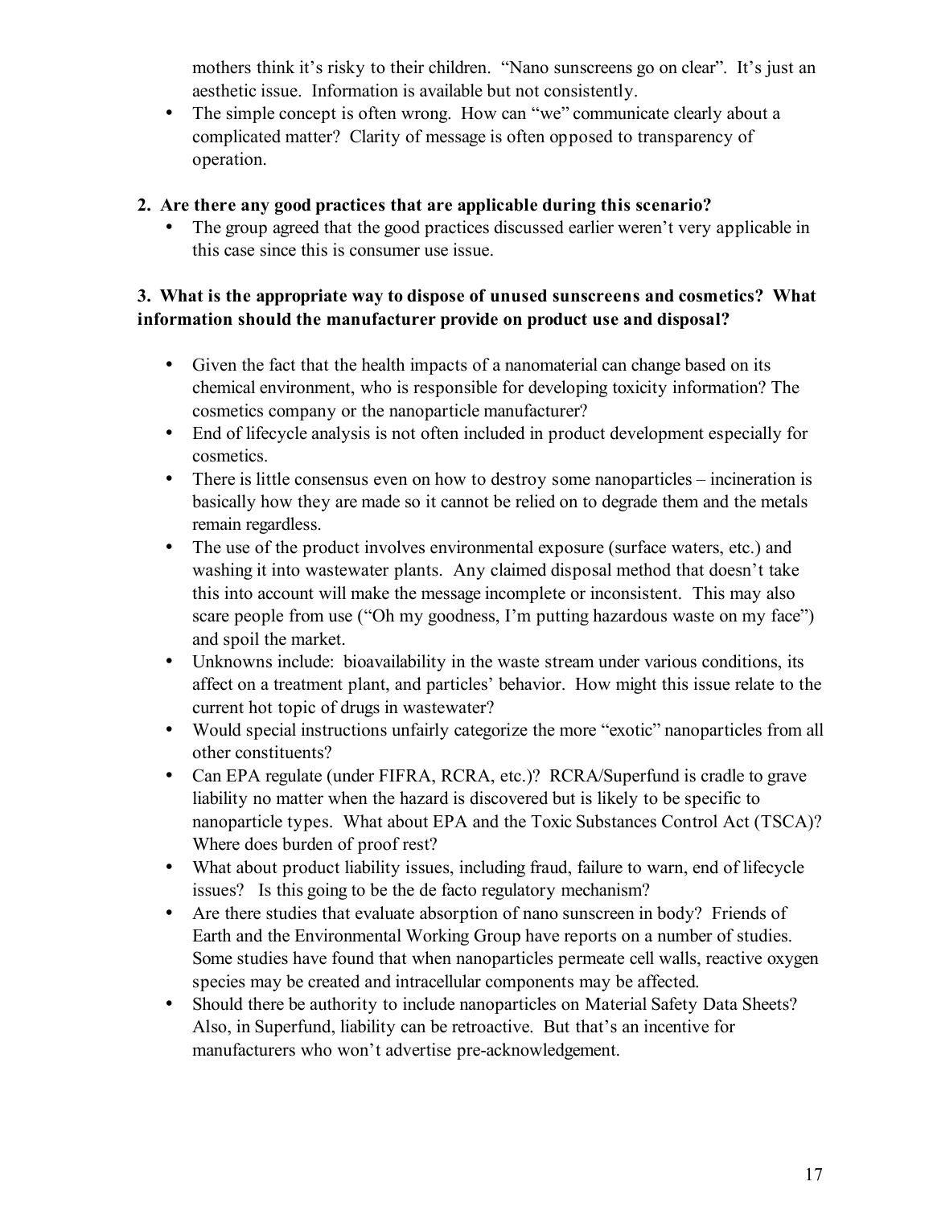mothers think it's risky to their children. "Nano sunscreens go on clear". It's just an aesthetic issue. Information is available but not consistently.

- The simple concept is often wrong. How can "we" communicate clearly about a complicated matter? Clarity of message is often opposed to transparency of operation.

**2. Are there any good practices that are applicable during this scenario?**

- The group agreed that the good practices discussed earlier weren't very applicable in this case since this is consumer use issue.

**3. What is the appropriate way to dispose of unused sunscreens and cosmetics? What information should the manufacturer provide on product use and disposal?**

- Given the fact that the health impacts of a nanomaterial can change based on its chemical environment, who is responsible for developing toxicity information? The cosmetics company or the nanoparticle manufacturer?
- End of lifecycle analysis is not often included in product development especially for cosmetics.
- There is little consensus even on how to destroy some nanoparticles – incineration is basically how they are made so it cannot be relied on to degrade them and the metals remain regardless.
- The use of the product involves environmental exposure (surface waters, etc.) and washing it into wastewater plants. Any claimed disposal method that doesn't take this into account will make the message incomplete or inconsistent. This may also scare people from use ("Oh my goodness, I'm putting hazardous waste on my face") and spoil the market.
- Unknowns include: bioavailability in the waste stream under various conditions, its affect on a treatment plant, and particles' behavior. How might this issue relate to the current hot topic of drugs in wastewater?
- Would special instructions unfairly categorize the more "exotic" nanoparticles from all other constituents?
- Can EPA regulate (under FIFRA, RCRA, etc.)? RCRA/Superfund is cradle to grave liability no matter when the hazard is discovered but is likely to be specific to nanoparticle types. What about EPA and the Toxic Substances Control Act (TSCA)? Where does burden of proof rest?
- What about product liability issues, including fraud, failure to warn, end of lifecycle issues? Is this going to be the de facto regulatory mechanism?
- Are there studies that evaluate absorption of nano sunscreen in body? Friends of Earth and the Environmental Working Group have reports on a number of studies. Some studies have found that when nanoparticles permeate cell walls, reactive oxygen species may be created and intracellular components may be affected.
- Should there be authority to include nanoparticles on Material Safety Data Sheets? Also, in Superfund, liability can be retroactive. But that's an incentive for manufacturers who won't advertise pre-acknowledgement.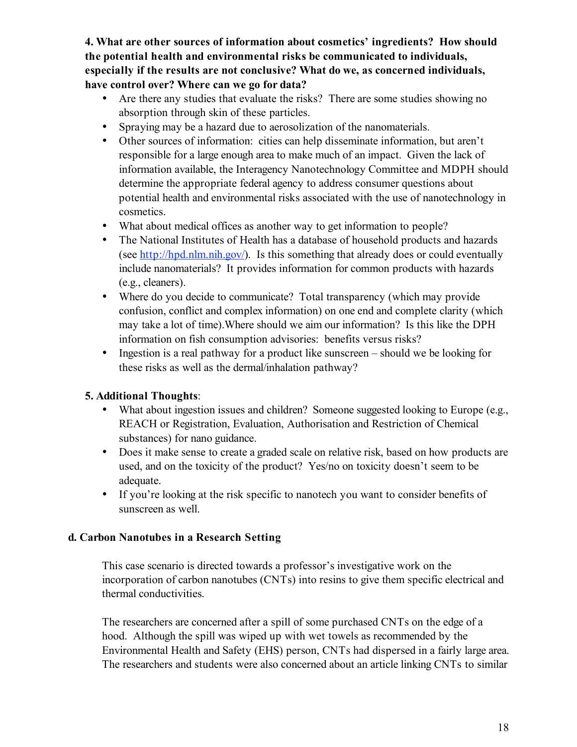**4. What are other sources of information about cosmetics' ingredients? How should the potential health and environmental risks be communicated to individuals, especially if the results are not conclusive? What do we, as concerned individuals, have control over? Where can we go for data?**

- Are there any studies that evaluate the risks? There are some studies showing no absorption through skin of these particles.
- Spraying may be a hazard due to aerosolization of the nanomaterials.
- Other sources of information: cities can help disseminate information, but aren't responsible for a large enough area to make much of an impact. Given the lack of information available, the Interagency Nanotechnology Committee and MDPH should determine the appropriate federal agency to address consumer questions about potential health and environmental risks associated with the use of nanotechnology in cosmetics.
- What about medical offices as another way to get information to people?
- The National Institutes of Health has a database of household products and hazards (see [http://hpd.nlm.nih.gov/](http://hpd.nlm.nih.gov/)). Is this something that already does or could eventually include nanomaterials? It provides information for common products with hazards (e.g., cleaners).
- Where do you decide to communicate? Total transparency (which may provide confusion, conflict and complex information) on one end and complete clarity (which may take a lot of time).Where should we aim our information? Is this like the DPH information on fish consumption advisories: benefits versus risks?
- Ingestion is a real pathway for a product like sunscreen – should we be looking for these risks as well as the dermal/inhalation pathway?

**5. Additional Thoughts**:

- What about ingestion issues and children? Someone suggested looking to Europe (e.g., REACH or Registration, Evaluation, Authorisation and Restriction of Chemical substances) for nano guidance.
- Does it make sense to create a graded scale on relative risk, based on how products are used, and on the toxicity of the product? Yes/no on toxicity doesn't seem to be adequate.
- If you're looking at the risk specific to nanotech you want to consider benefits of sunscreen as well.

### d. Carbon Nanotubes in a Research Setting

This case scenario is directed towards a professor's investigative work on the incorporation of carbon nanotubes (CNTs) into resins to give them specific electrical and thermal conductivities.

The researchers are concerned after a spill of some purchased CNTs on the edge of a hood. Although the spill was wiped up with wet towels as recommended by the Environmental Health and Safety (EHS) person, CNTs had dispersed in a fairly large area. The researchers and students were also concerned about an article linking CNTs to similar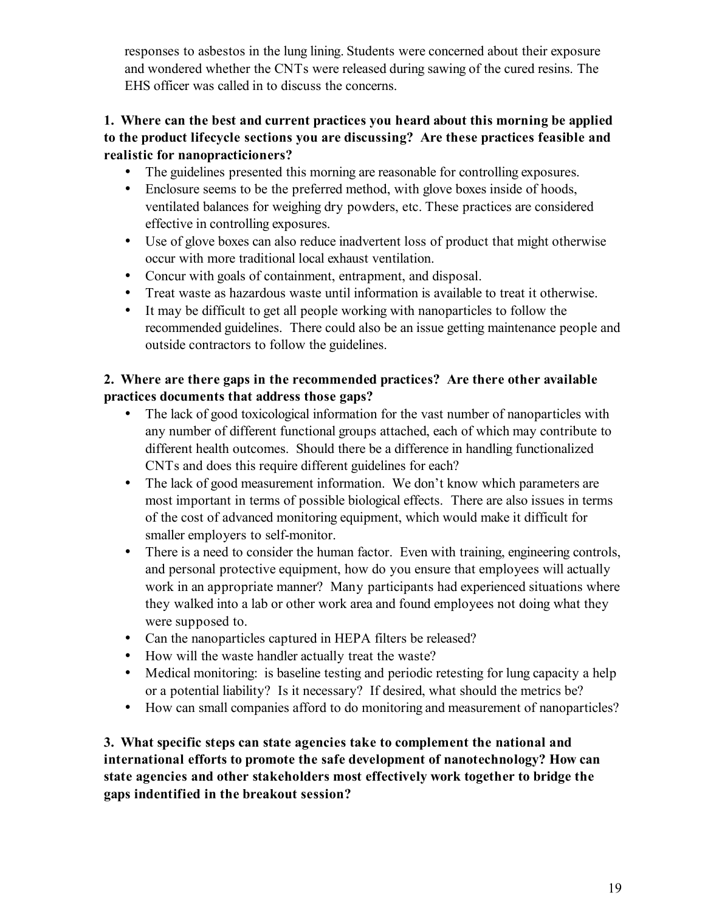responses to asbestos in the lung lining. Students were concerned about their exposure and wondered whether the CNTs were released during sawing of the cured resins. The EHS officer was called in to discuss the concerns.

**1. Where can the best and current practices you heard about this morning be applied to the product lifecycle sections you are discussing? Are these practices feasible and realistic for nanopracticioners?**

- The guidelines presented this morning are reasonable for controlling exposures.
- Enclosure seems to be the preferred method, with glove boxes inside of hoods, ventilated balances for weighing dry powders, etc. These practices are considered effective in controlling exposures.
- Use of glove boxes can also reduce inadvertent loss of product that might otherwise occur with more traditional local exhaust ventilation.
- Concur with goals of containment, entrapment, and disposal.
- Treat waste as hazardous waste until information is available to treat it otherwise.
- It may be difficult to get all people working with nanoparticles to follow the recommended guidelines. There could also be an issue getting maintenance people and outside contractors to follow the guidelines.

**2. Where are there gaps in the recommended practices? Are there other available practices documents that address those gaps?**

- The lack of good toxicological information for the vast number of nanoparticles with any number of different functional groups attached, each of which may contribute to different health outcomes. Should there be a difference in handling functionalized CNTs and does this require different guidelines for each?
- The lack of good measurement information. We don't know which parameters are most important in terms of possible biological effects. There are also issues in terms of the cost of advanced monitoring equipment, which would make it difficult for smaller employers to self-monitor.
- There is a need to consider the human factor. Even with training, engineering controls, and personal protective equipment, how do you ensure that employees will actually work in an appropriate manner? Many participants had experienced situations where they walked into a lab or other work area and found employees not doing what they were supposed to.
- Can the nanoparticles captured in HEPA filters be released?
- How will the waste handler actually treat the waste?
- Medical monitoring: is baseline testing and periodic retesting for lung capacity a help or a potential liability? Is it necessary? If desired, what should the metrics be?
- How can small companies afford to do monitoring and measurement of nanoparticles?

**3. What specific steps can state agencies take to complement the national and international efforts to promote the safe development of nanotechnology? How can state agencies and other stakeholders most effectively work together to bridge the gaps indentified in the breakout session?**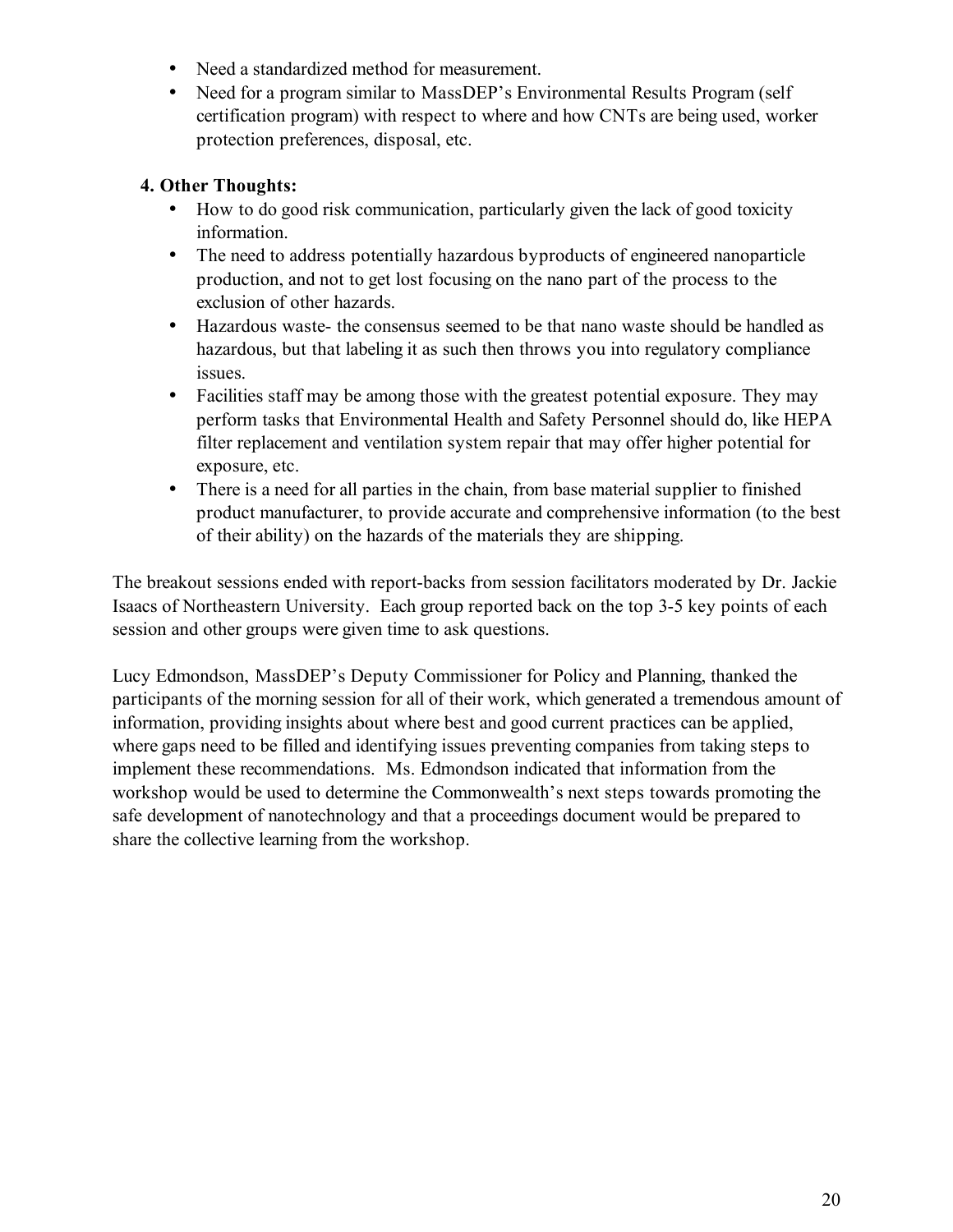- Need a standardized method for measurement.
- Need for a program similar to MassDEP's Environmental Results Program (self certification program) with respect to where and how CNTs are being used, worker protection preferences, disposal, etc.

**4. Other Thoughts:**

- How to do good risk communication, particularly given the lack of good toxicity information.
- The need to address potentially hazardous byproducts of engineered nanoparticle production, and not to get lost focusing on the nano part of the process to the exclusion of other hazards.
- Hazardous waste- the consensus seemed to be that nano waste should be handled as hazardous, but that labeling it as such then throws you into regulatory compliance issues.
- Facilities staff may be among those with the greatest potential exposure. They may perform tasks that Environmental Health and Safety Personnel should do, like HEPA filter replacement and ventilation system repair that may offer higher potential for exposure, etc.
- There is a need for all parties in the chain, from base material supplier to finished product manufacturer, to provide accurate and comprehensive information (to the best of their ability) on the hazards of the materials they are shipping.

The breakout sessions ended with report-backs from session facilitators moderated by Dr. Jackie Isaacs of Northeastern University. Each group reported back on the top 3-5 key points of each session and other groups were given time to ask questions.

Lucy Edmondson, MassDEP's Deputy Commissioner for Policy and Planning, thanked the participants of the morning session for all of their work, which generated a tremendous amount of information, providing insights about where best and good current practices can be applied, where gaps need to be filled and identifying issues preventing companies from taking steps to implement these recommendations. Ms. Edmondson indicated that information from the workshop would be used to determine the Commonwealth's next steps towards promoting the safe development of nanotechnology and that a proceedings document would be prepared to share the collective learning from the workshop.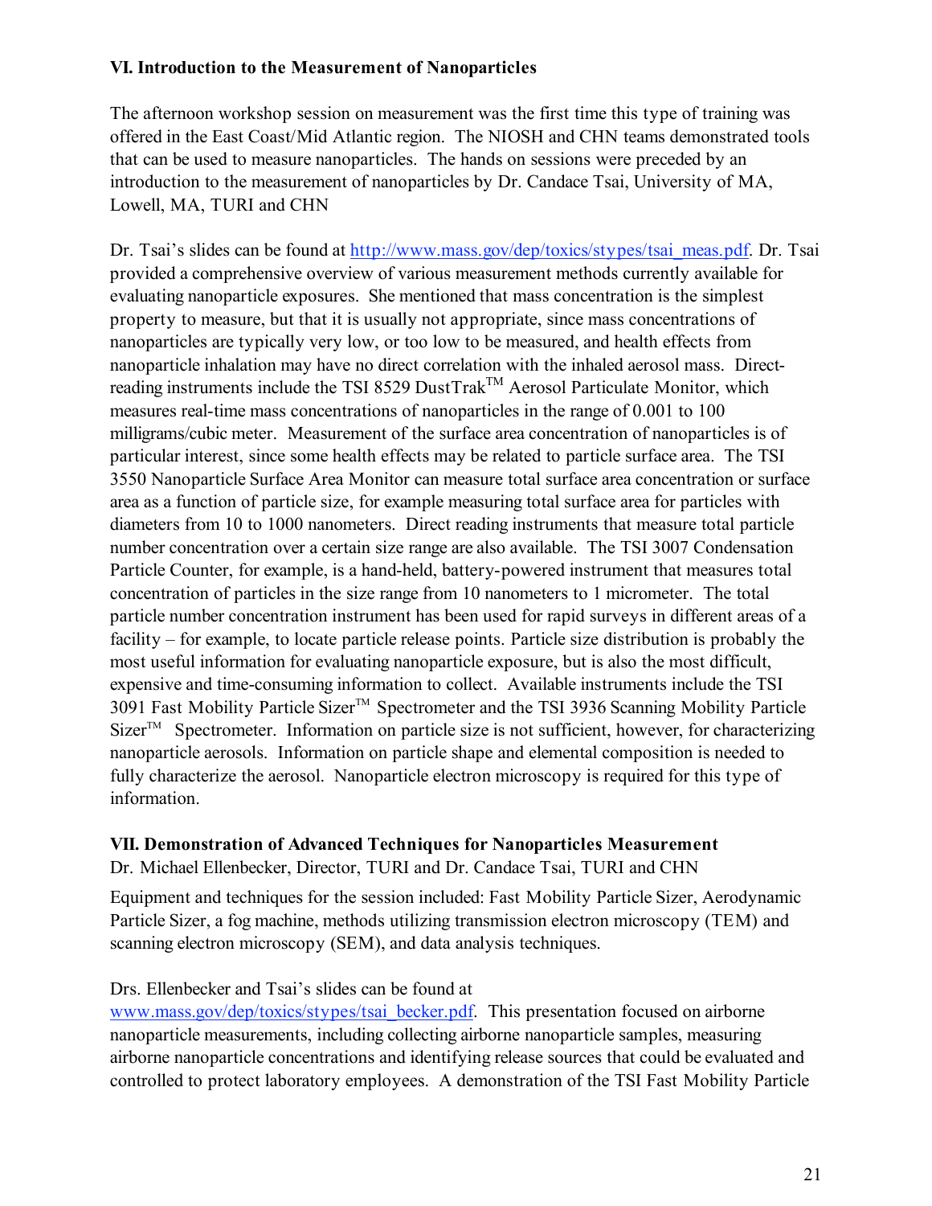### VI. Introduction to the Measurement of Nanoparticles

The afternoon workshop session on measurement was the first time this type of training was offered in the East Coast/Mid Atlantic region. The NIOSH and CHN teams demonstrated tools that can be used to measure nanoparticles. The hands on sessions were preceded by an introduction to the measurement of nanoparticles by Dr. Candace Tsai, University of MA, Lowell, MA, TURI and CHN

Dr. Tsai's slides can be found at http://www.mass.gov/dep/toxics/stypes/tsai_meas.pdf. Dr. Tsai provided a comprehensive overview of various measurement methods currently available for evaluating nanoparticle exposures. She mentioned that mass concentration is the simplest property to measure, but that it is usually not appropriate, since mass concentrations of nanoparticles are typically very low, or too low to be measured, and health effects from nanoparticle inhalation may have no direct correlation with the inhaled aerosol mass. Direct-reading instruments include the TSI 8529 DustTrak™ Aerosol Particulate Monitor, which measures real-time mass concentrations of nanoparticles in the range of 0.001 to 100 milligrams/cubic meter. Measurement of the surface area concentration of nanoparticles is of particular interest, since some health effects may be related to particle surface area. The TSI 3550 Nanoparticle Surface Area Monitor can measure total surface area concentration or surface area as a function of particle size, for example measuring total surface area for particles with diameters from 10 to 1000 nanometers. Direct reading instruments that measure total particle number concentration over a certain size range are also available. The TSI 3007 Condensation Particle Counter, for example, is a hand-held, battery-powered instrument that measures total concentration of particles in the size range from 10 nanometers to 1 micrometer. The total particle number concentration instrument has been used for rapid surveys in different areas of a facility – for example, to locate particle release points. Particle size distribution is probably the most useful information for evaluating nanoparticle exposure, but is also the most difficult, expensive and time-consuming information to collect. Available instruments include the TSI 3091 Fast Mobility Particle Sizer™ Spectrometer and the TSI 3936 Scanning Mobility Particle Sizer™ Spectrometer. Information on particle size is not sufficient, however, for characterizing nanoparticle aerosols. Information on particle shape and elemental composition is needed to fully characterize the aerosol. Nanoparticle electron microscopy is required for this type of information.

### VII. Demonstration of Advanced Techniques for Nanoparticles Measurement

Dr. Michael Ellenbecker, Director, TURI and Dr. Candace Tsai, TURI and CHN

Equipment and techniques for the session included: Fast Mobility Particle Sizer, Aerodynamic Particle Sizer, a fog machine, methods utilizing transmission electron microscopy (TEM) and scanning electron microscopy (SEM), and data analysis techniques.

Drs. Ellenbecker and Tsai's slides can be found at www.mass.gov/dep/toxics/stypes/tsai_becker.pdf. This presentation focused on airborne nanoparticle measurements, including collecting airborne nanoparticle samples, measuring airborne nanoparticle concentrations and identifying release sources that could be evaluated and controlled to protect laboratory employees. A demonstration of the TSI Fast Mobility Particle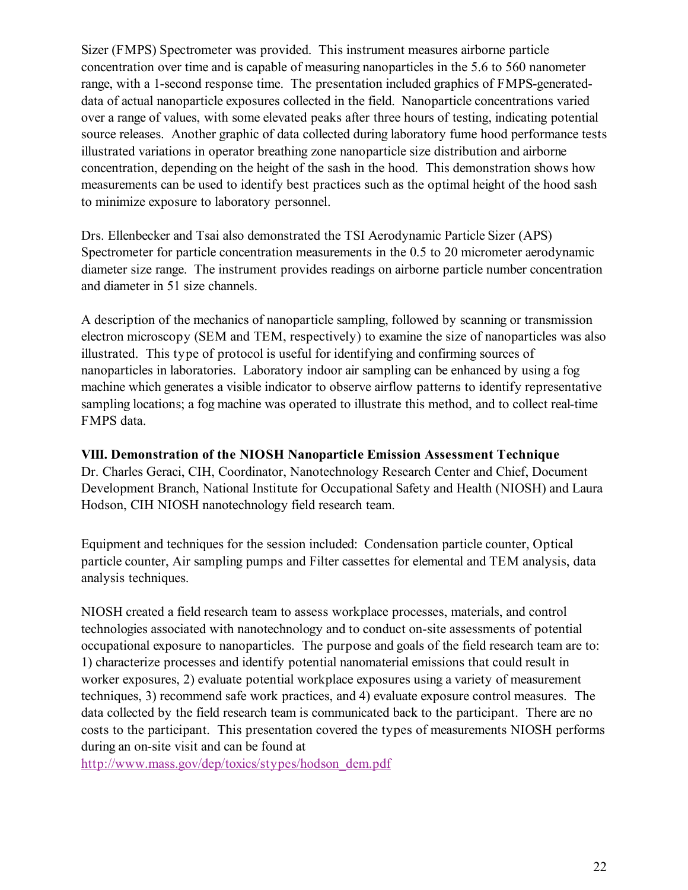Sizer (FMPS) Spectrometer was provided. This instrument measures airborne particle concentration over time and is capable of measuring nanoparticles in the 5.6 to 560 nanometer range, with a 1-second response time. The presentation included graphics of FMPS-generated-data of actual nanoparticle exposures collected in the field. Nanoparticle concentrations varied over a range of values, with some elevated peaks after three hours of testing, indicating potential source releases. Another graphic of data collected during laboratory fume hood performance tests illustrated variations in operator breathing zone nanoparticle size distribution and airborne concentration, depending on the height of the sash in the hood. This demonstration shows how measurements can be used to identify best practices such as the optimal height of the hood sash to minimize exposure to laboratory personnel.

Drs. Ellenbecker and Tsai also demonstrated the TSI Aerodynamic Particle Sizer (APS) Spectrometer for particle concentration measurements in the 0.5 to 20 micrometer aerodynamic diameter size range. The instrument provides readings on airborne particle number concentration and diameter in 51 size channels.

A description of the mechanics of nanoparticle sampling, followed by scanning or transmission electron microscopy (SEM and TEM, respectively) to examine the size of nanoparticles was also illustrated. This type of protocol is useful for identifying and confirming sources of nanoparticles in laboratories. Laboratory indoor air sampling can be enhanced by using a fog machine which generates a visible indicator to observe airflow patterns to identify representative sampling locations; a fog machine was operated to illustrate this method, and to collect real-time FMPS data.

**VIII. Demonstration of the NIOSH Nanoparticle Emission Assessment Technique**
Dr. Charles Geraci, CIH, Coordinator, Nanotechnology Research Center and Chief, Document Development Branch, National Institute for Occupational Safety and Health (NIOSH) and Laura Hodson, CIH NIOSH nanotechnology field research team.

Equipment and techniques for the session included: Condensation particle counter, Optical particle counter, Air sampling pumps and Filter cassettes for elemental and TEM analysis, data analysis techniques.

NIOSH created a field research team to assess workplace processes, materials, and control technologies associated with nanotechnology and to conduct on-site assessments of potential occupational exposure to nanoparticles. The purpose and goals of the field research team are to: 1) characterize processes and identify potential nanomaterial emissions that could result in worker exposures, 2) evaluate potential workplace exposures using a variety of measurement techniques, 3) recommend safe work practices, and 4) evaluate exposure control measures. The data collected by the field research team is communicated back to the participant. There are no costs to the participant. This presentation covered the types of measurements NIOSH performs during an on-site visit and can be found at
http://www.mass.gov/dep/toxics/stypes/hodson_dem.pdf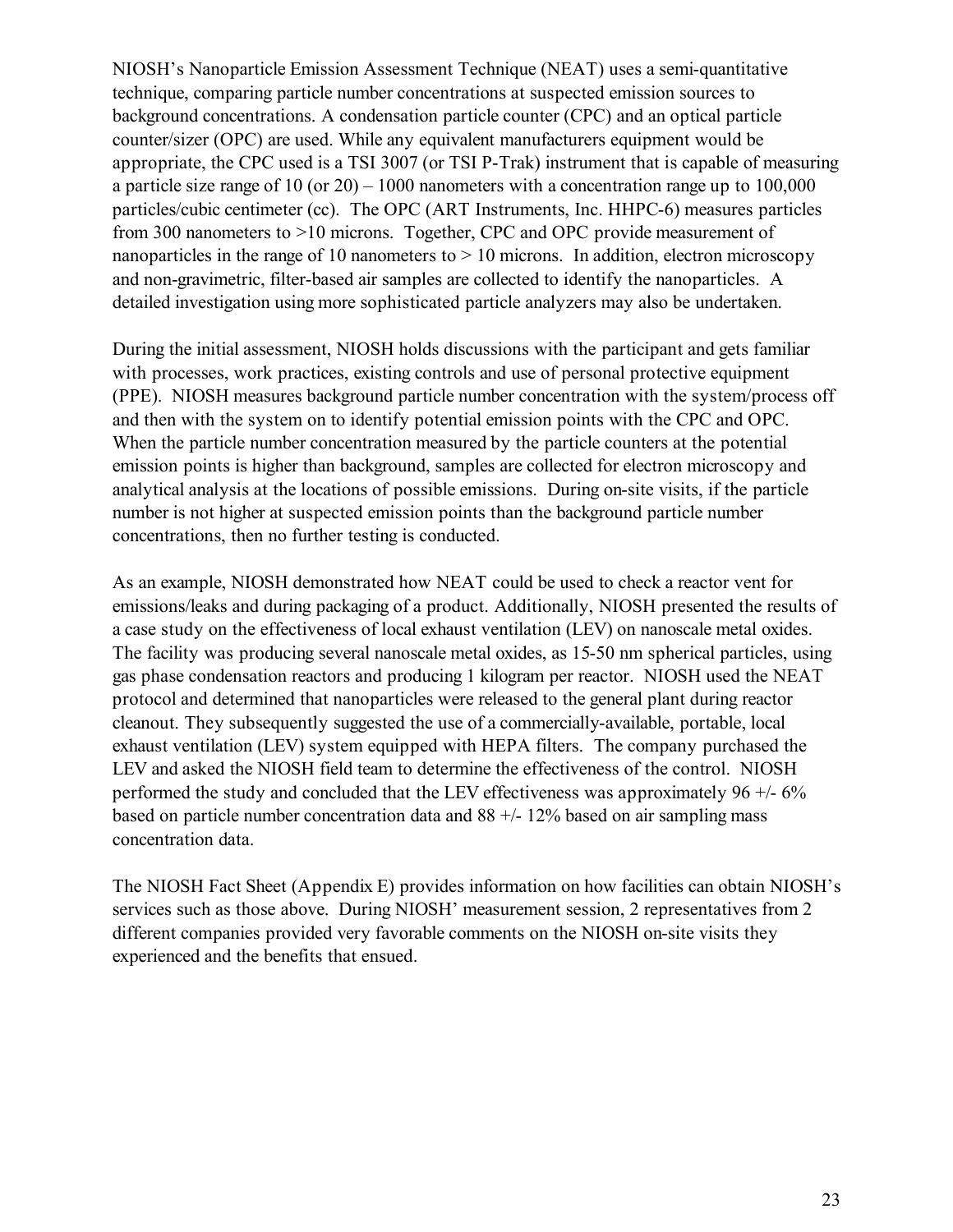NIOSH's Nanoparticle Emission Assessment Technique (NEAT) uses a semi-quantitative technique, comparing particle number concentrations at suspected emission sources to background concentrations. A condensation particle counter (CPC) and an optical particle counter/sizer (OPC) are used. While any equivalent manufacturers equipment would be appropriate, the CPC used is a TSI 3007 (or TSI P-Trak) instrument that is capable of measuring a particle size range of 10 (or 20) – 1000 nanometers with a concentration range up to 100,000 particles/cubic centimeter (cc). The OPC (ART Instruments, Inc. HHPC-6) measures particles from 300 nanometers to >10 microns. Together, CPC and OPC provide measurement of nanoparticles in the range of 10 nanometers to > 10 microns. In addition, electron microscopy and non-gravimetric, filter-based air samples are collected to identify the nanoparticles. A detailed investigation using more sophisticated particle analyzers may also be undertaken.

During the initial assessment, NIOSH holds discussions with the participant and gets familiar with processes, work practices, existing controls and use of personal protective equipment (PPE). NIOSH measures background particle number concentration with the system/process off and then with the system on to identify potential emission points with the CPC and OPC. When the particle number concentration measured by the particle counters at the potential emission points is higher than background, samples are collected for electron microscopy and analytical analysis at the locations of possible emissions. During on-site visits, if the particle number is not higher at suspected emission points than the background particle number concentrations, then no further testing is conducted.

As an example, NIOSH demonstrated how NEAT could be used to check a reactor vent for emissions/leaks and during packaging of a product. Additionally, NIOSH presented the results of a case study on the effectiveness of local exhaust ventilation (LEV) on nanoscale metal oxides. The facility was producing several nanoscale metal oxides, as 15-50 nm spherical particles, using gas phase condensation reactors and producing 1 kilogram per reactor. NIOSH used the NEAT protocol and determined that nanoparticles were released to the general plant during reactor cleanout. They subsequently suggested the use of a commercially-available, portable, local exhaust ventilation (LEV) system equipped with HEPA filters. The company purchased the LEV and asked the NIOSH field team to determine the effectiveness of the control. NIOSH performed the study and concluded that the LEV effectiveness was approximately 96 +/- 6% based on particle number concentration data and 88 +/- 12% based on air sampling mass concentration data.

The NIOSH Fact Sheet (Appendix E) provides information on how facilities can obtain NIOSH's services such as those above. During NIOSH' measurement session, 2 representatives from 2 different companies provided very favorable comments on the NIOSH on-site visits they experienced and the benefits that ensued.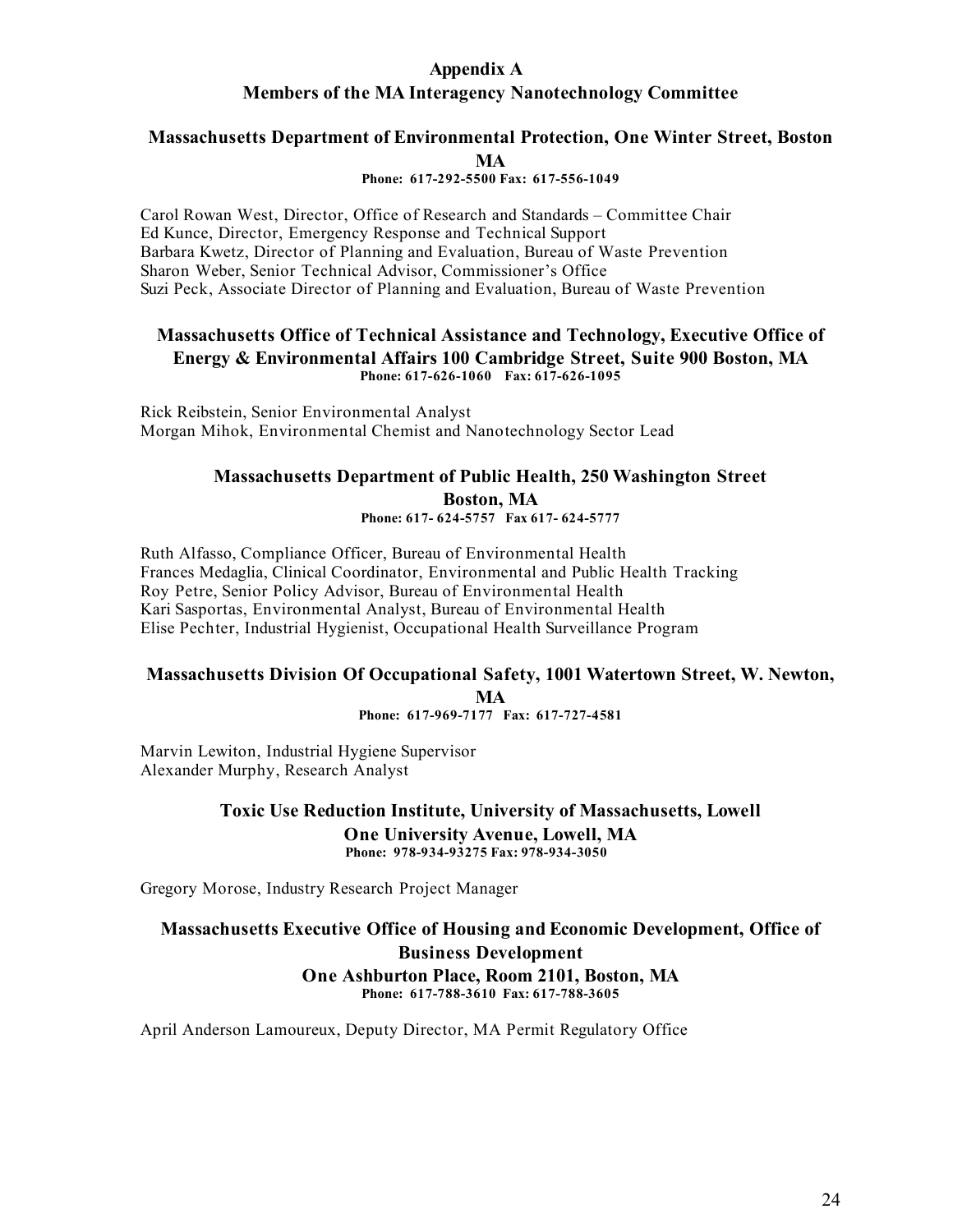# Appendix A
## Members of the MA Interagency Nanotechnology Committee

### Massachusetts Department of Environmental Protection, One Winter Street, Boston MA

**Phone: 617-292-5500 Fax: 617-556-1049**

Carol Rowan West, Director, Office of Research and Standards – Committee Chair
Ed Kunce, Director, Emergency Response and Technical Support
Barbara Kwetz, Director of Planning and Evaluation, Bureau of Waste Prevention
Sharon Weber, Senior Technical Advisor, Commissioner's Office
Suzi Peck, Associate Director of Planning and Evaluation, Bureau of Waste Prevention

### Massachusetts Office of Technical Assistance and Technology, Executive Office of Energy & Environmental Affairs 100 Cambridge Street, Suite 900 Boston, MA

**Phone: 617-626-1060 Fax: 617-626-1095**

Rick Reibstein, Senior Environmental Analyst
Morgan Mihok, Environmental Chemist and Nanotechnology Sector Lead

### Massachusetts Department of Public Health, 250 Washington Street Boston, MA

**Phone: 617- 624-5757 Fax 617- 624-5777**

Ruth Alfasso, Compliance Officer, Bureau of Environmental Health
Frances Medaglia, Clinical Coordinator, Environmental and Public Health Tracking
Roy Petre, Senior Policy Advisor, Bureau of Environmental Health
Kari Sasportas, Environmental Analyst, Bureau of Environmental Health
Elise Pechter, Industrial Hygienist, Occupational Health Surveillance Program

### Massachusetts Division Of Occupational Safety, 1001 Watertown Street, W. Newton, MA

**Phone: 617-969-7177 Fax: 617-727-4581**

Marvin Lewiton, Industrial Hygiene Supervisor
Alexander Murphy, Research Analyst

### Toxic Use Reduction Institute, University of Massachusetts, Lowell One University Avenue, Lowell, MA

**Phone: 978-934-93275 Fax: 978-934-3050**

Gregory Morose, Industry Research Project Manager

### Massachusetts Executive Office of Housing and Economic Development, Office of Business Development One Ashburton Place, Room 2101, Boston, MA

**Phone: 617-788-3610 Fax: 617-788-3605**

April Anderson Lamoureux, Deputy Director, MA Permit Regulatory Office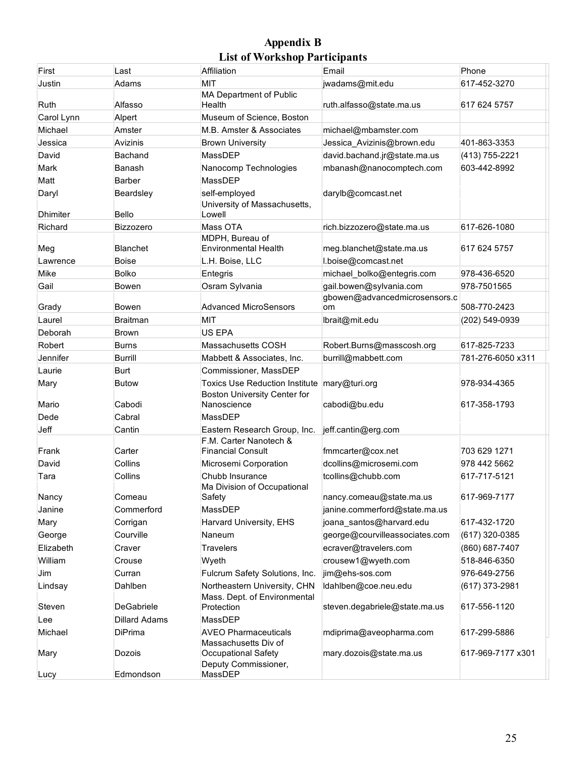# Appendix B
## List of Workshop Participants

| First | Last | Affiliation | Email | Phone |
|---|---|---|---|---|
| Justin | Adams | MIT | jwadams@mit.edu | 617-452-3270 |
| Ruth | Alfasso | MA Department of Public Health | ruth.alfasso@state.ma.us | 617 624 5757 |
| Carol Lynn | Alpert | Museum of Science, Boston | | |
| Michael | Amster | M.B. Amster & Associates | michael@mbamster.com | |
| Jessica | Avizinis | Brown University | Jessica_Avizinis@brown.edu | 401-863-3353 |
| David | Bachand | MassDEP | david.bachand.jr@state.ma.us | (413) 755-2221 |
| Mark | Banash | Nanocomp Technologies | mbanash@nanocomptech.com | 603-442-8992 |
| Matt | Barber | MassDEP | | |
| Daryl | Beardsley | self-employed | darylb@comcast.net | |
| Dhimiter | Bello | University of Massachusetts, Lowell | | |
| Richard | Bizzozero | Mass OTA | rich.bizzozero@state.ma.us | 617-626-1080 |
| Meg | Blanchet | MDPH, Bureau of Environmental Health | meg.blanchet@state.ma.us | 617 624 5757 |
| Lawrence | Boise | L.H. Boise, LLC | l.boise@comcast.net | |
| Mike | Bolko | Entegris | michael_bolko@entegris.com | 978-436-6520 |
| Gail | Bowen | Osram Sylvania | gail.bowen@sylvania.com | 978-7501565 |
| Grady | Bowen | Advanced MicroSensors | gbowen@advancedmicrosensors.com | 508-770-2423 |
| Laurel | Braitman | MIT | lbrait@mit.edu | (202) 549-0939 |
| Deborah | Brown | US EPA | | |
| Robert | Burns | Massachusetts COSH | Robert.Burns@masscosh.org | 617-825-7233 |
| Jennifer | Burrill | Mabbett & Associates, Inc. | burrill@mabbett.com | 781-276-6050 x311 |
| Laurie | Burt | Commissioner, MassDEP | | |
| Mary | Butow | Toxics Use Reduction Institute | mary@turi.org | 978-934-4365 |
| Mario | Cabodi | Boston University Center for Nanoscience | cabodi@bu.edu | 617-358-1793 |
| Dede | Cabral | MassDEP | | |
| Jeff | Cantin | Eastern Research Group, Inc. | jeff.cantin@erg.com | |
| Frank | Carter | F.M. Carter Nanotech & Financial Consult | fmmcarter@cox.net | 703 629 1271 |
| David | Collins | Microsemi Corporation | dcollins@microsemi.com | 978 442 5662 |
| Tara | Collins | Chubb Insurance | tcollins@chubb.com | 617-717-5121 |
| Nancy | Comeau | Ma Division of Occupational Safety | nancy.comeau@state.ma.us | 617-969-7177 |
| Janine | Commerford | MassDEP | janine.commerford@state.ma.us | |
| Mary | Corrigan | Harvard University, EHS | joana_santos@harvard.edu | 617-432-1720 |
| George | Courville | Naneum | george@courvilleassociates.com | (617) 320-0385 |
| Elizabeth | Craver | Travelers | ecraver@travelers.com | (860) 687-7407 |
| William | Crouse | Wyeth | crousew1@wyeth.com | 518-846-6350 |
| Jim | Curran | Fulcrum Safety Solutions, Inc. | jim@ehs-sos.com | 976-649-2756 |
| Lindsay | Dahlben | Northeastern University, CHN | ldahlben@coe.neu.edu | (617) 373-2981 |
| Steven | DeGabriele | Mass. Dept. of Environmental Protection | steven.degabriele@state.ma.us | 617-556-1120 |
| Lee | Dillard Adams | MassDEP | | |
| Michael | DiPrima | AVEO Pharmaceuticals | mdiprima@aveopharma.com | 617-299-5886 |
| Mary | Dozois | Massachusetts Div of Occupational Safety | mary.dozois@state.ma.us | 617-969-7177 x301 |
| Lucy | Edmondson | Deputy Commissioner, MassDEP | | |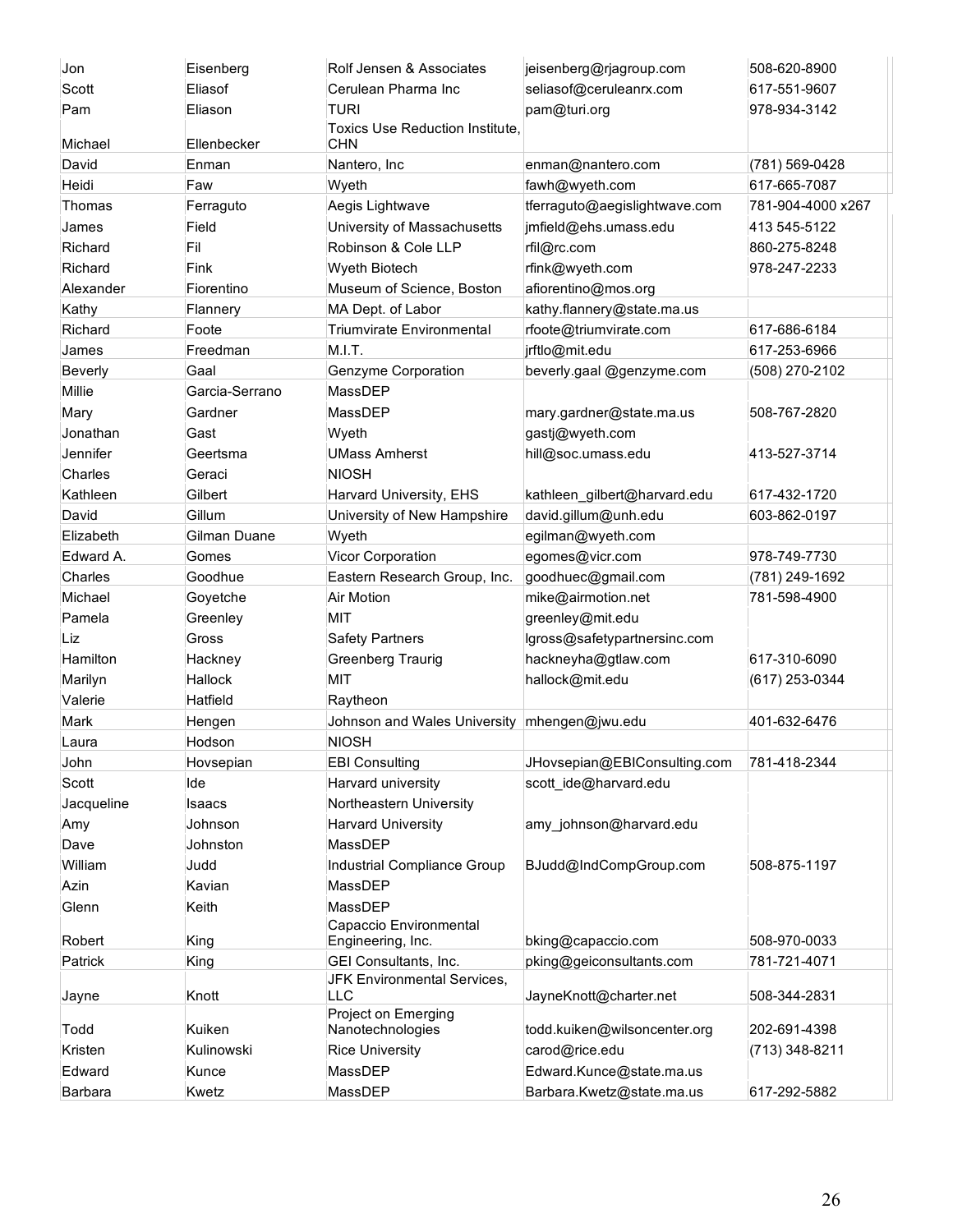| Jon | Eisenberg | Rolf Jensen & Associates | jeisenberg@rjagroup.com | 508-620-8900 |
|---|---|---|---|---|
| Scott | Eliasof | Cerulean Pharma Inc | seliasof@ceruleanrx.com | 617-551-9607 |
| Pam | Eliason | TURI | pam@turi.org | 978-934-3142 |
| Michael | Ellenbecker | Toxics Use Reduction Institute, CHN | | |
| David | Enman | Nantero, Inc | enman@nantero.com | (781) 569-0428 |
| Heidi | Faw | Wyeth | fawh@wyeth.com | 617-665-7087 |
| Thomas | Ferraguto | Aegis Lightwave | tferraguto@aegislightwave.com | 781-904-4000 x267 |
| James | Field | University of Massachusetts | jmfield@ehs.umass.edu | 413 545-5122 |
| Richard | Fil | Robinson & Cole LLP | rfil@rc.com | 860-275-8248 |
| Richard | Fink | Wyeth Biotech | rfink@wyeth.com | 978-247-2233 |
| Alexander | Fiorentino | Museum of Science, Boston | afiorentino@mos.org | |
| Kathy | Flannery | MA Dept. of Labor | kathy.flannery@state.ma.us | |
| Richard | Foote | Triumvirate Environmental | rfoote@triumvirate.com | 617-686-6184 |
| James | Freedman | M.I.T. | jrftlo@mit.edu | 617-253-6966 |
| Beverly | Gaal | Genzyme Corporation | beverly.gaal @genzyme.com | (508) 270-2102 |
| Millie | Garcia-Serrano | MassDEP | | |
| Mary | Gardner | MassDEP | mary.gardner@state.ma.us | 508-767-2820 |
| Jonathan | Gast | Wyeth | gastj@wyeth.com | |
| Jennifer | Geertsma | UMass Amherst | hill@soc.umass.edu | 413-527-3714 |
| Charles | Geraci | NIOSH | | |
| Kathleen | Gilbert | Harvard University, EHS | kathleen_gilbert@harvard.edu | 617-432-1720 |
| David | Gillum | University of New Hampshire | david.gillum@unh.edu | 603-862-0197 |
| Elizabeth | Gilman Duane | Wyeth | egilman@wyeth.com | |
| Edward A. | Gomes | Vicor Corporation | egomes@vicr.com | 978-749-7730 |
| Charles | Goodhue | Eastern Research Group, Inc. | goodhuec@gmail.com | (781) 249-1692 |
| Michael | Goyetche | Air Motion | mike@airmotion.net | 781-598-4900 |
| Pamela | Greenley | MIT | greenley@mit.edu | |
| Liz | Gross | Safety Partners | lgross@safetypartnersinc.com | |
| Hamilton | Hackney | Greenberg Traurig | hackneyha@gtlaw.com | 617-310-6090 |
| Marilyn | Hallock | MIT | hallock@mit.edu | (617) 253-0344 |
| Valerie | Hatfield | Raytheon | | |
| Mark | Hengen | Johnson and Wales University | mhengen@jwu.edu | 401-632-6476 |
| Laura | Hodson | NIOSH | | |
| John | Hovsepian | EBI Consulting | JHovsepian@EBIConsulting.com | 781-418-2344 |
| Scott | Ide | Harvard university | scott_ide@harvard.edu | |
| Jacqueline | Isaacs | Northeastern University | | |
| Amy | Johnson | Harvard University | amy_johnson@harvard.edu | |
| Dave | Johnston | MassDEP | | |
| William | Judd | Industrial Compliance Group | BJudd@IndCompGroup.com | 508-875-1197 |
| Azin | Kavian | MassDEP | | |
| Glenn | Keith | MassDEP | | |
| Robert | King | Capaccio Environmental Engineering, Inc. | bking@capaccio.com | 508-970-0033 |
| Patrick | King | GEI Consultants, Inc. | pking@geiconsultants.com | 781-721-4071 |
| Jayne | Knott | JFK Environmental Services, LLC | JayneKnott@charter.net | 508-344-2831 |
| Todd | Kuiken | Project on Emerging Nanotechnologies | todd.kuiken@wilsoncenter.org | 202-691-4398 |
| Kristen | Kulinowski | Rice University | carod@rice.edu | (713) 348-8211 |
| Edward | Kunce | MassDEP | Edward.Kunce@state.ma.us | |
| Barbara | Kwetz | MassDEP | Barbara.Kwetz@state.ma.us | 617-292-5882 |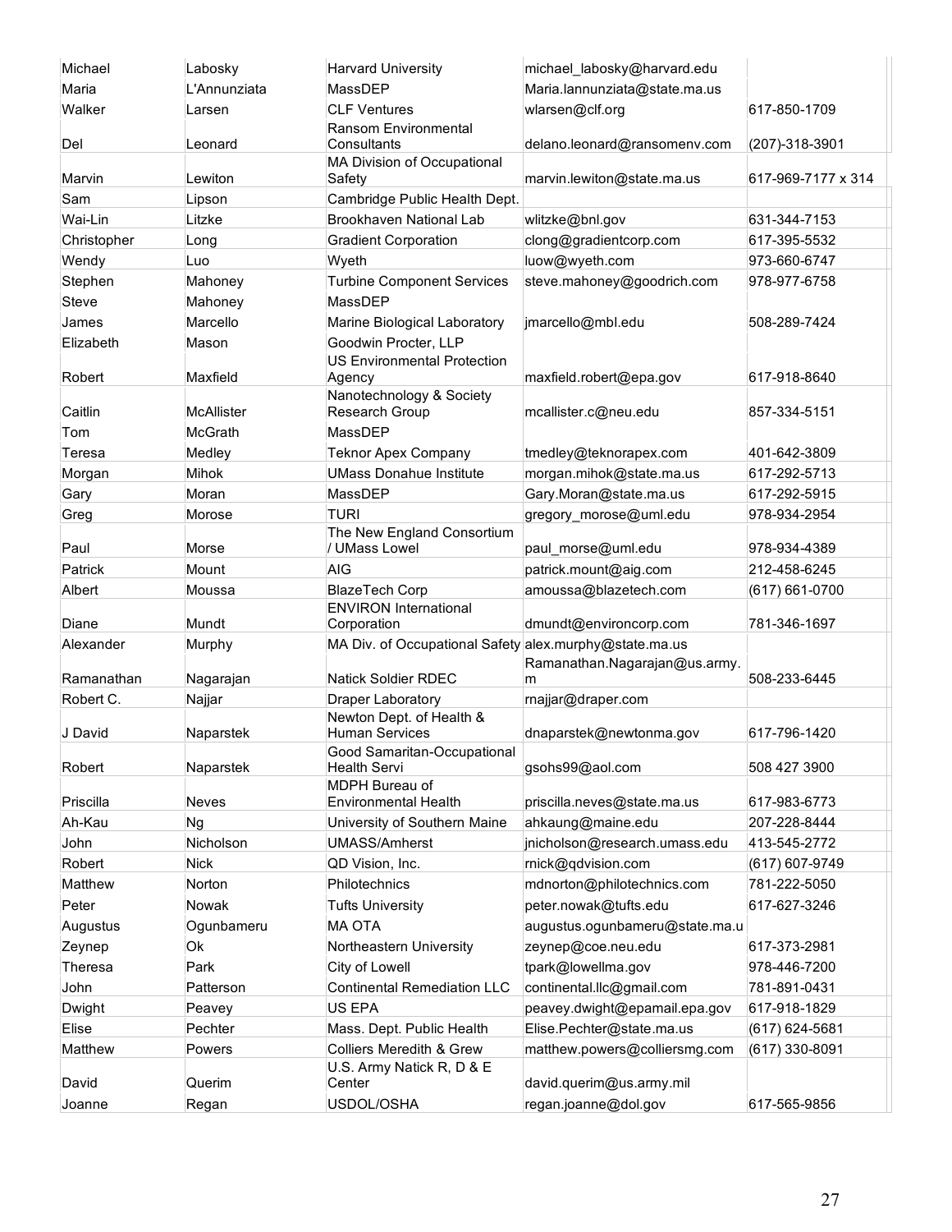| | | | | |
|---|---|---|---|---|
| Michael | Labosky | Harvard University | michael_labosky@harvard.edu | |
| Maria | L'Annunziata | MassDEP | Maria.lannunziata@state.ma.us | |
| Walker | Larsen | CLF Ventures | wlarsen@clf.org | 617-850-1709 |
| Del | Leonard | Ransom Environmental Consultants | delano.leonard@ransomenv.com | (207)-318-3901 |
| Marvin | Lewiton | MA Division of Occupational Safety | marvin.lewiton@state.ma.us | 617-969-7177 x 314 |
| Sam | Lipson | Cambridge Public Health Dept. | | |
| Wai-Lin | Litzke | Brookhaven National Lab | wlitzke@bnl.gov | 631-344-7153 |
| Christopher | Long | Gradient Corporation | clong@gradientcorp.com | 617-395-5532 |
| Wendy | Luo | Wyeth | luow@wyeth.com | 973-660-6747 |
| Stephen | Mahoney | Turbine Component Services | steve.mahoney@goodrich.com | 978-977-6758 |
| Steve | Mahoney | MassDEP | | |
| James | Marcello | Marine Biological Laboratory | jmarcello@mbl.edu | 508-289-7424 |
| Elizabeth | Mason | Goodwin Procter, LLP | | |
| Robert | Maxfield | US Environmental Protection Agency | maxfield.robert@epa.gov | 617-918-8640 |
| Caitlin | McAllister | Nanotechnology & Society Research Group | mcallister.c@neu.edu | 857-334-5151 |
| Tom | McGrath | MassDEP | | |
| Teresa | Medley | Teknor Apex Company | tmedley@teknorapex.com | 401-642-3809 |
| Morgan | Mihok | UMass Donahue Institute | morgan.mihok@state.ma.us | 617-292-5713 |
| Gary | Moran | MassDEP | Gary.Moran@state.ma.us | 617-292-5915 |
| Greg | Morose | TURI | gregory_morose@uml.edu | 978-934-2954 |
| Paul | Morse | The New England Consortium / UMass Lowel | paul_morse@uml.edu | 978-934-4389 |
| Patrick | Mount | AIG | patrick.mount@aig.com | 212-458-6245 |
| Albert | Moussa | BlazeTech Corp | amoussa@blazetech.com | (617) 661-0700 |
| Diane | Mundt | ENVIRON International Corporation | dmundt@environcorp.com | 781-346-1697 |
| Alexander | Murphy | MA Div. of Occupational Safety | alex.murphy@state.ma.us | |
| Ramanathan | Nagarajan | Natick Soldier RDEC | Ramanathan.Nagarajan@us.army.m | 508-233-6445 |
| Robert C. | Najjar | Draper Laboratory | rnajjar@draper.com | |
| J David | Naparstek | Newton Dept. of Health & Human Services | dnaparstek@newtonma.gov | 617-796-1420 |
| Robert | Naparstek | Good Samaritan-Occupational Health Servi | gsohs99@aol.com | 508 427 3900 |
| Priscilla | Neves | MDPH Bureau of Environmental Health | priscilla.neves@state.ma.us | 617-983-6773 |
| Ah-Kau | Ng | University of Southern Maine | ahkaung@maine.edu | 207-228-8444 |
| John | Nicholson | UMASS/Amherst | jnicholson@research.umass.edu | 413-545-2772 |
| Robert | Nick | QD Vision, Inc. | rnick@qdvision.com | (617) 607-9749 |
| Matthew | Norton | Philotechnics | mdnorton@philotechnics.com | 781-222-5050 |
| Peter | Nowak | Tufts University | peter.nowak@tufts.edu | 617-627-3246 |
| Augustus | Ogunbameru | MA OTA | augustus.ogunbameru@state.ma.u | |
| Zeynep | Ok | Northeastern University | zeynep@coe.neu.edu | 617-373-2981 |
| Theresa | Park | City of Lowell | tpark@lowellma.gov | 978-446-7200 |
| John | Patterson | Continental Remediation LLC | continental.llc@gmail.com | 781-891-0431 |
| Dwight | Peavey | US EPA | peavey.dwight@epamail.epa.gov | 617-918-1829 |
| Elise | Pechter | Mass. Dept. Public Health | Elise.Pechter@state.ma.us | (617) 624-5681 |
| Matthew | Powers | Colliers Meredith & Grew | matthew.powers@colliersmg.com | (617) 330-8091 |
| David | Querim | U.S. Army Natick R, D & E Center | david.querim@us.army.mil | |
| Joanne | Regan | USDOL/OSHA | regan.joanne@dol.gov | 617-565-9856 |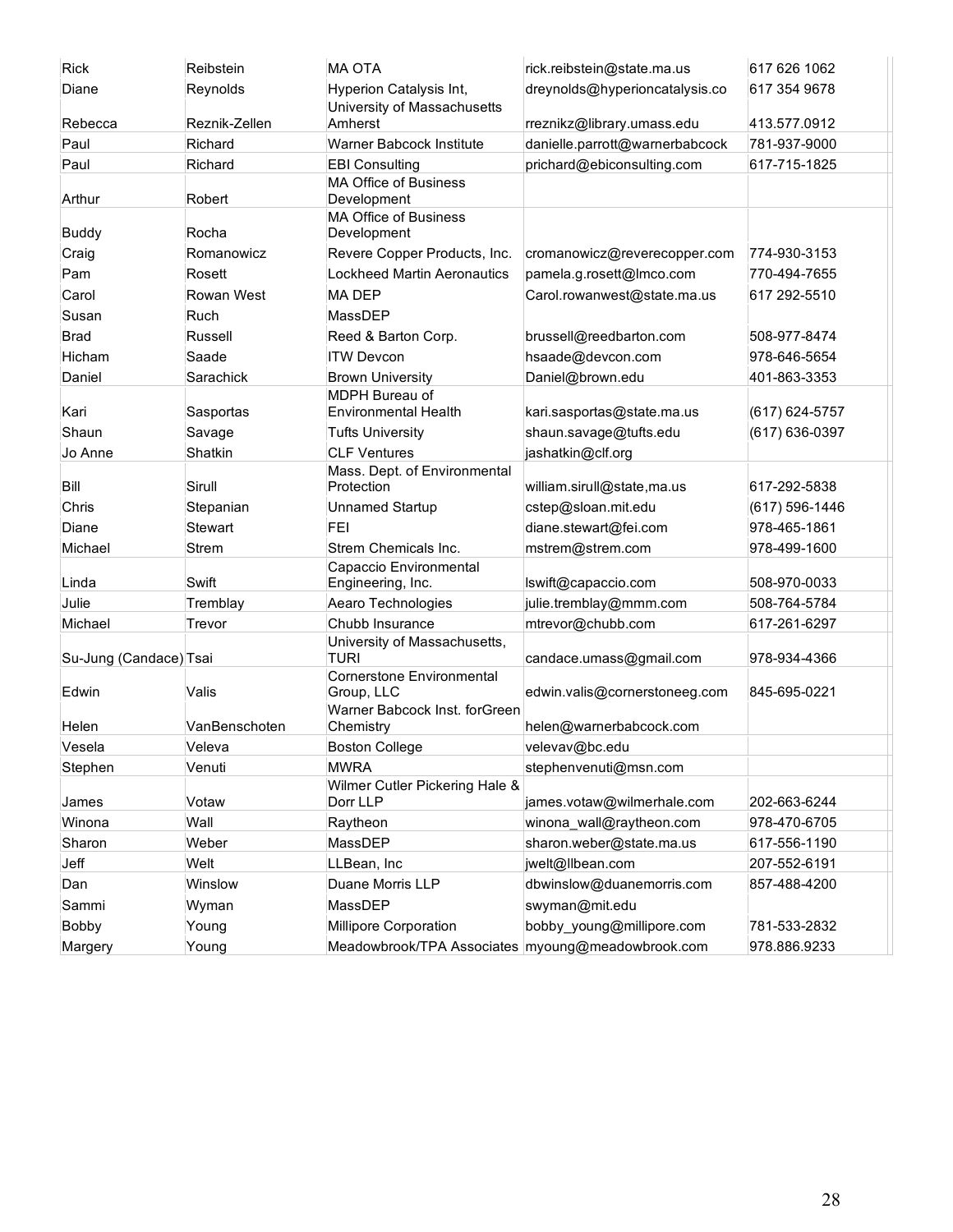| Rick | Reibstein | MA OTA | rick.reibstein@state.ma.us | 617 626 1062 |
|---|---|---|---|---|
| Diane | Reynolds | Hyperion Catalysis Int, | dreynolds@hyperioncatalysis.co | 617 354 9678 |
| Rebecca | Reznik-Zellen | University of Massachusetts Amherst | rreznikz@library.umass.edu | 413.577.0912 |
| Paul | Richard | Warner Babcock Institute | danielle.parrott@warnerbabcock | 781-937-9000 |
| Paul | Richard | EBI Consulting | prichard@ebiconsulting.com | 617-715-1825 |
| Arthur | Robert | MA Office of Business Development | | |
| Buddy | Rocha | MA Office of Business Development | | |
| Craig | Romanowicz | Revere Copper Products, Inc. | cromanowicz@reverecopper.com | 774-930-3153 |
| Pam | Rosett | Lockheed Martin Aeronautics | pamela.g.rosett@lmco.com | 770-494-7655 |
| Carol | Rowan West | MA DEP | Carol.rowanwest@state.ma.us | 617 292-5510 |
| Susan | Ruch | MassDEP | | |
| Brad | Russell | Reed & Barton Corp. | brussell@reedbarton.com | 508-977-8474 |
| Hicham | Saade | ITW Devcon | hsaade@devcon.com | 978-646-5654 |
| Daniel | Sarachick | Brown University | Daniel@brown.edu | 401-863-3353 |
| Kari | Sasportas | MDPH Bureau of Environmental Health | kari.sasportas@state.ma.us | (617) 624-5757 |
| Shaun | Savage | Tufts University | shaun.savage@tufts.edu | (617) 636-0397 |
| Jo Anne | Shatkin | CLF Ventures | jashatkin@clf.org | |
| Bill | Sirull | Mass. Dept. of Environmental Protection | william.sirull@state,ma.us | 617-292-5838 |
| Chris | Stepanian | Unnamed Startup | cstep@sloan.mit.edu | (617) 596-1446 |
| Diane | Stewart | FEI | diane.stewart@fei.com | 978-465-1861 |
| Michael | Strem | Strem Chemicals Inc. | mstrem@strem.com | 978-499-1600 |
| Linda | Swift | Capaccio Environmental Engineering, Inc. | lswift@capaccio.com | 508-970-0033 |
| Julie | Tremblay | Aearo Technologies | julie.tremblay@mmm.com | 508-764-5784 |
| Michael | Trevor | Chubb Insurance | mtrevor@chubb.com | 617-261-6297 |
| Su-Jung (Candace) | Tsai | University of Massachusetts, TURI | candace.umass@gmail.com | 978-934-4366 |
| Edwin | Valis | Cornerstone Environmental Group, LLC | edwin.valis@cornerstoneeg.com | 845-695-0221 |
| Helen | VanBenschoten | Warner Babcock Inst. forGreen Chemistry | helen@warnerbabcock.com | |
| Vesela | Veleva | Boston College | velevav@bc.edu | |
| Stephen | Venuti | MWRA | stephenvenuti@msn.com | |
| James | Votaw | Wilmer Cutler Pickering Hale & Dorr LLP | james.votaw@wilmerhale.com | 202-663-6244 |
| Winona | Wall | Raytheon | winona_wall@raytheon.com | 978-470-6705 |
| Sharon | Weber | MassDEP | sharon.weber@state.ma.us | 617-556-1190 |
| Jeff | Welt | LLBean, Inc | jwelt@llbean.com | 207-552-6191 |
| Dan | Winslow | Duane Morris LLP | dbwinslow@duanemorris.com | 857-488-4200 |
| Sammi | Wyman | MassDEP | swyman@mit.edu | |
| Bobby | Young | Millipore Corporation | bobby_young@millipore.com | 781-533-2832 |
| Margery | Young | Meadowbrook/TPA Associates | myoung@meadowbrook.com | 978.886.9233 |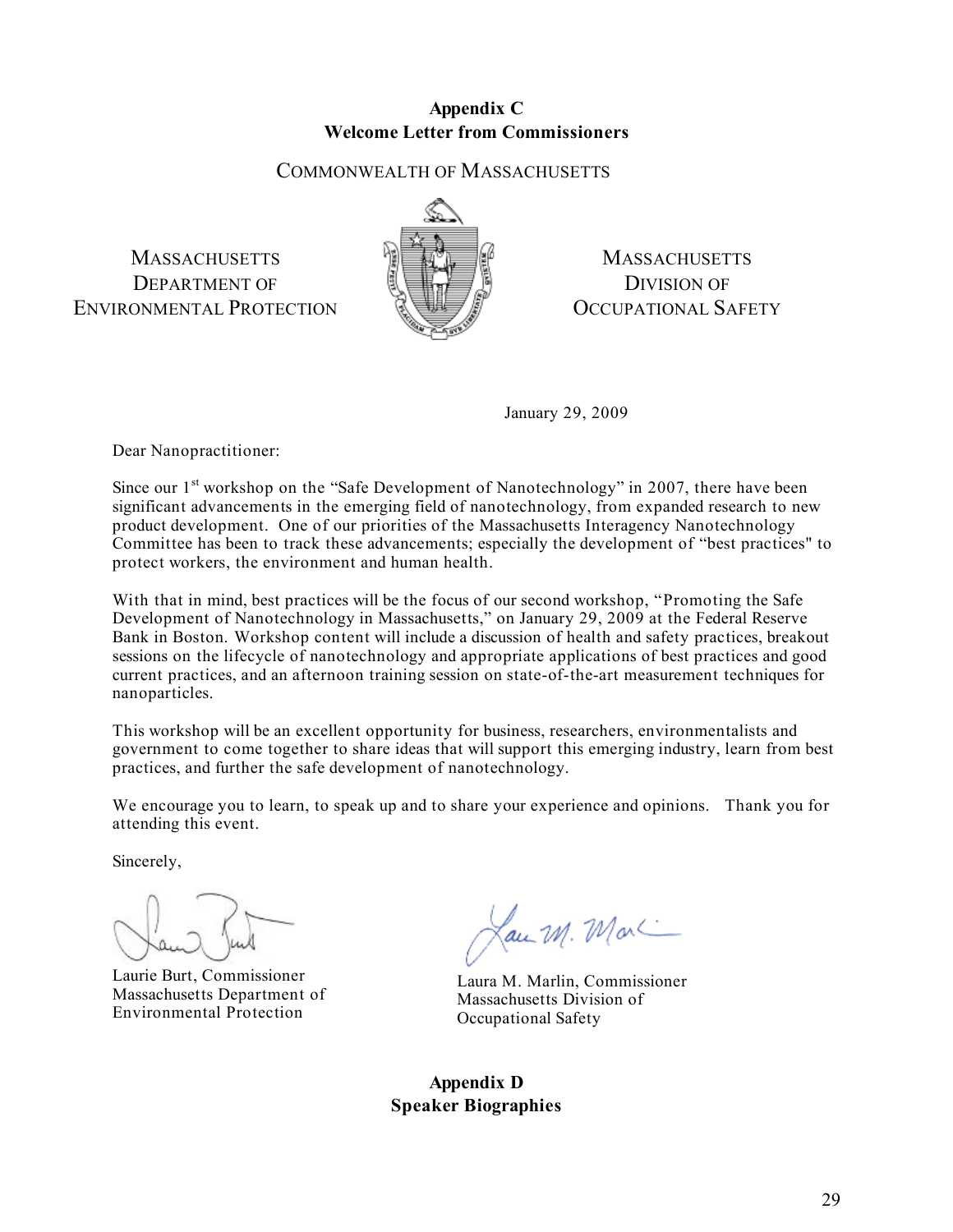## Appendix C
## Welcome Letter from Commissioners

COMMONWEALTH OF MASSACHUSETTS

MASSACHUSETTS DEPARTMENT OF ENVIRONMENTAL PROTECTION

MASSACHUSETTS DIVISION OF OCCUPATIONAL SAFETY

January 29, 2009

Dear Nanopractitioner:

Since our 1st workshop on the "Safe Development of Nanotechnology" in 2007, there have been significant advancements in the emerging field of nanotechnology, from expanded research to new product development. One of our priorities of the Massachusetts Interagency Nanotechnology Committee has been to track these advancements; especially the development of "best practices" to protect workers, the environment and human health.

With that in mind, best practices will be the focus of our second workshop, "Promoting the Safe Development of Nanotechnology in Massachusetts," on January 29, 2009 at the Federal Reserve Bank in Boston. Workshop content will include a discussion of health and safety practices, breakout sessions on the lifecycle of nanotechnology and appropriate applications of best practices and good current practices, and an afternoon training session on state-of-the-art measurement techniques for nanoparticles.

This workshop will be an excellent opportunity for business, researchers, environmentalists and government to come together to share ideas that will support this emerging industry, learn from best practices, and further the safe development of nanotechnology.

We encourage you to learn, to speak up and to share your experience and opinions. Thank you for attending this event.

Sincerely,

Laurie Burt, Commissioner
Massachusetts Department of Environmental Protection

Laura M. Marlin, Commissioner
Massachusetts Division of Occupational Safety

## Appendix D
## Speaker Biographies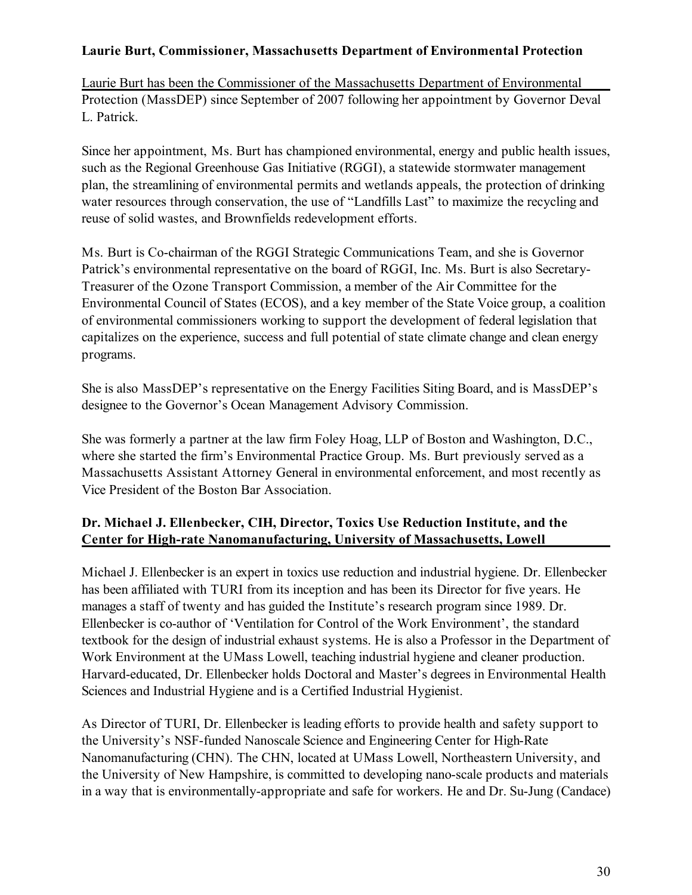**Laurie Burt, Commissioner, Massachusetts Department of Environmental Protection**

Laurie Burt has been the Commissioner of the Massachusetts Department of Environmental Protection (MassDEP) since September of 2007 following her appointment by Governor Deval L. Patrick.

Since her appointment, Ms. Burt has championed environmental, energy and public health issues, such as the Regional Greenhouse Gas Initiative (RGGI), a statewide stormwater management plan, the streamlining of environmental permits and wetlands appeals, the protection of drinking water resources through conservation, the use of "Landfills Last" to maximize the recycling and reuse of solid wastes, and Brownfields redevelopment efforts.

Ms. Burt is Co-chairman of the RGGI Strategic Communications Team, and she is Governor Patrick's environmental representative on the board of RGGI, Inc. Ms. Burt is also Secretary-Treasurer of the Ozone Transport Commission, a member of the Air Committee for the Environmental Council of States (ECOS), and a key member of the State Voice group, a coalition of environmental commissioners working to support the development of federal legislation that capitalizes on the experience, success and full potential of state climate change and clean energy programs.

She is also MassDEP's representative on the Energy Facilities Siting Board, and is MassDEP's designee to the Governor's Ocean Management Advisory Commission.

She was formerly a partner at the law firm Foley Hoag, LLP of Boston and Washington, D.C., where she started the firm's Environmental Practice Group. Ms. Burt previously served as a Massachusetts Assistant Attorney General in environmental enforcement, and most recently as Vice President of the Boston Bar Association.

**Dr. Michael J. Ellenbecker, CIH, Director, Toxics Use Reduction Institute, and the Center for High-rate Nanomanufacturing, University of Massachusetts, Lowell**

Michael J. Ellenbecker is an expert in toxics use reduction and industrial hygiene. Dr. Ellenbecker has been affiliated with TURI from its inception and has been its Director for five years. He manages a staff of twenty and has guided the Institute's research program since 1989. Dr. Ellenbecker is co-author of 'Ventilation for Control of the Work Environment', the standard textbook for the design of industrial exhaust systems. He is also a Professor in the Department of Work Environment at the UMass Lowell, teaching industrial hygiene and cleaner production. Harvard-educated, Dr. Ellenbecker holds Doctoral and Master's degrees in Environmental Health Sciences and Industrial Hygiene and is a Certified Industrial Hygienist.

As Director of TURI, Dr. Ellenbecker is leading efforts to provide health and safety support to the University's NSF-funded Nanoscale Science and Engineering Center for High-Rate Nanomanufacturing (CHN). The CHN, located at UMass Lowell, Northeastern University, and the University of New Hampshire, is committed to developing nano-scale products and materials in a way that is environmentally-appropriate and safe for workers. He and Dr. Su-Jung (Candace)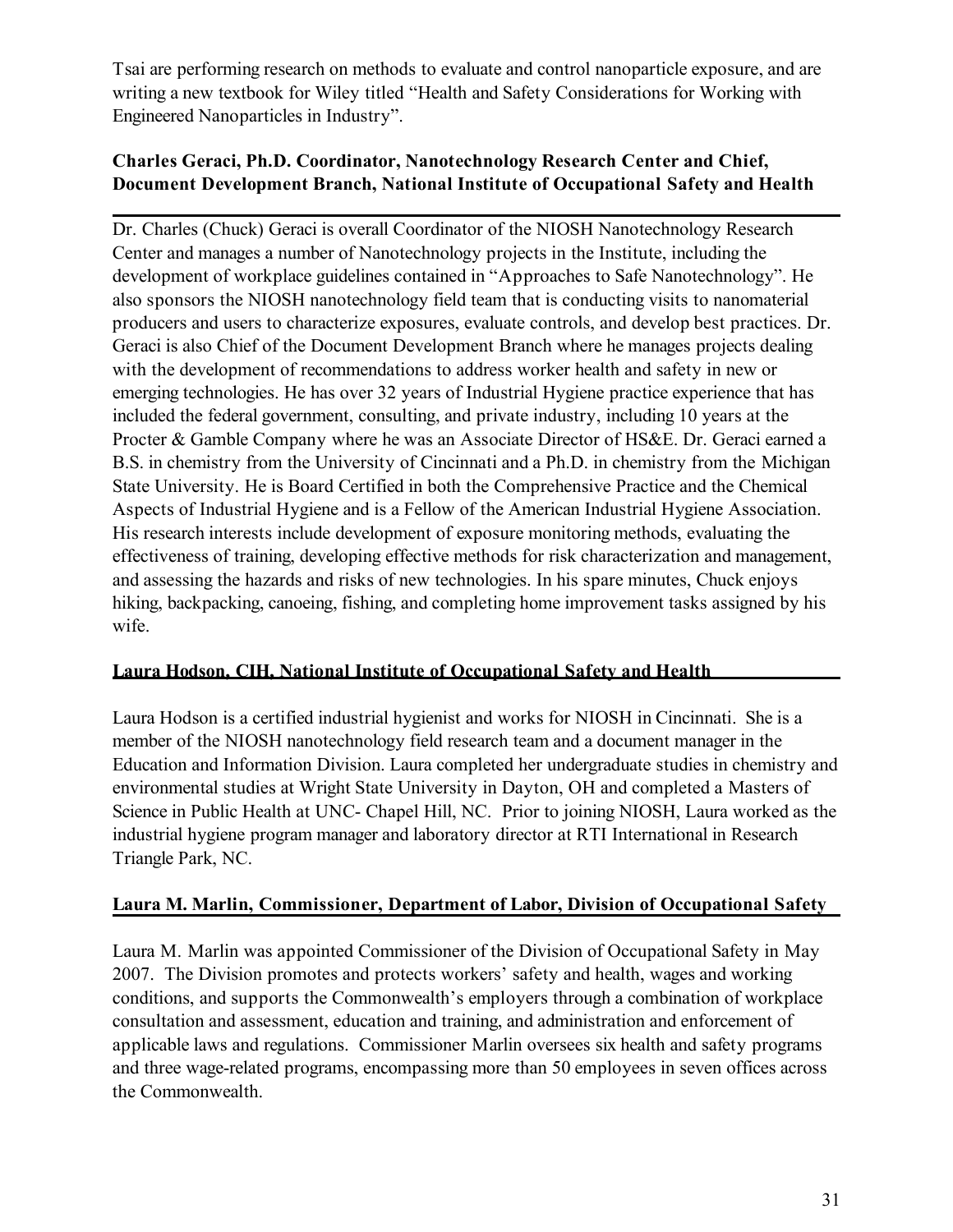Tsai are performing research on methods to evaluate and control nanoparticle exposure, and are writing a new textbook for Wiley titled "Health and Safety Considerations for Working with Engineered Nanoparticles in Industry".

**Charles Geraci, Ph.D. Coordinator, Nanotechnology Research Center and Chief, Document Development Branch, National Institute of Occupational Safety and Health**

Dr. Charles (Chuck) Geraci is overall Coordinator of the NIOSH Nanotechnology Research Center and manages a number of Nanotechnology projects in the Institute, including the development of workplace guidelines contained in "Approaches to Safe Nanotechnology". He also sponsors the NIOSH nanotechnology field team that is conducting visits to nanomaterial producers and users to characterize exposures, evaluate controls, and develop best practices. Dr. Geraci is also Chief of the Document Development Branch where he manages projects dealing with the development of recommendations to address worker health and safety in new or emerging technologies. He has over 32 years of Industrial Hygiene practice experience that has included the federal government, consulting, and private industry, including 10 years at the Procter & Gamble Company where he was an Associate Director of HS&E. Dr. Geraci earned a B.S. in chemistry from the University of Cincinnati and a Ph.D. in chemistry from the Michigan State University. He is Board Certified in both the Comprehensive Practice and the Chemical Aspects of Industrial Hygiene and is a Fellow of the American Industrial Hygiene Association. His research interests include development of exposure monitoring methods, evaluating the effectiveness of training, developing effective methods for risk characterization and management, and assessing the hazards and risks of new technologies. In his spare minutes, Chuck enjoys hiking, backpacking, canoeing, fishing, and completing home improvement tasks assigned by his wife.

**Laura Hodson, CIH, National Institute of Occupational Safety and Health**

Laura Hodson is a certified industrial hygienist and works for NIOSH in Cincinnati. She is a member of the NIOSH nanotechnology field research team and a document manager in the Education and Information Division. Laura completed her undergraduate studies in chemistry and environmental studies at Wright State University in Dayton, OH and completed a Masters of Science in Public Health at UNC- Chapel Hill, NC. Prior to joining NIOSH, Laura worked as the industrial hygiene program manager and laboratory director at RTI International in Research Triangle Park, NC.

**Laura M. Marlin, Commissioner, Department of Labor, Division of Occupational Safety**

Laura M. Marlin was appointed Commissioner of the Division of Occupational Safety in May 2007. The Division promotes and protects workers' safety and health, wages and working conditions, and supports the Commonwealth's employers through a combination of workplace consultation and assessment, education and training, and administration and enforcement of applicable laws and regulations. Commissioner Marlin oversees six health and safety programs and three wage-related programs, encompassing more than 50 employees in seven offices across the Commonwealth.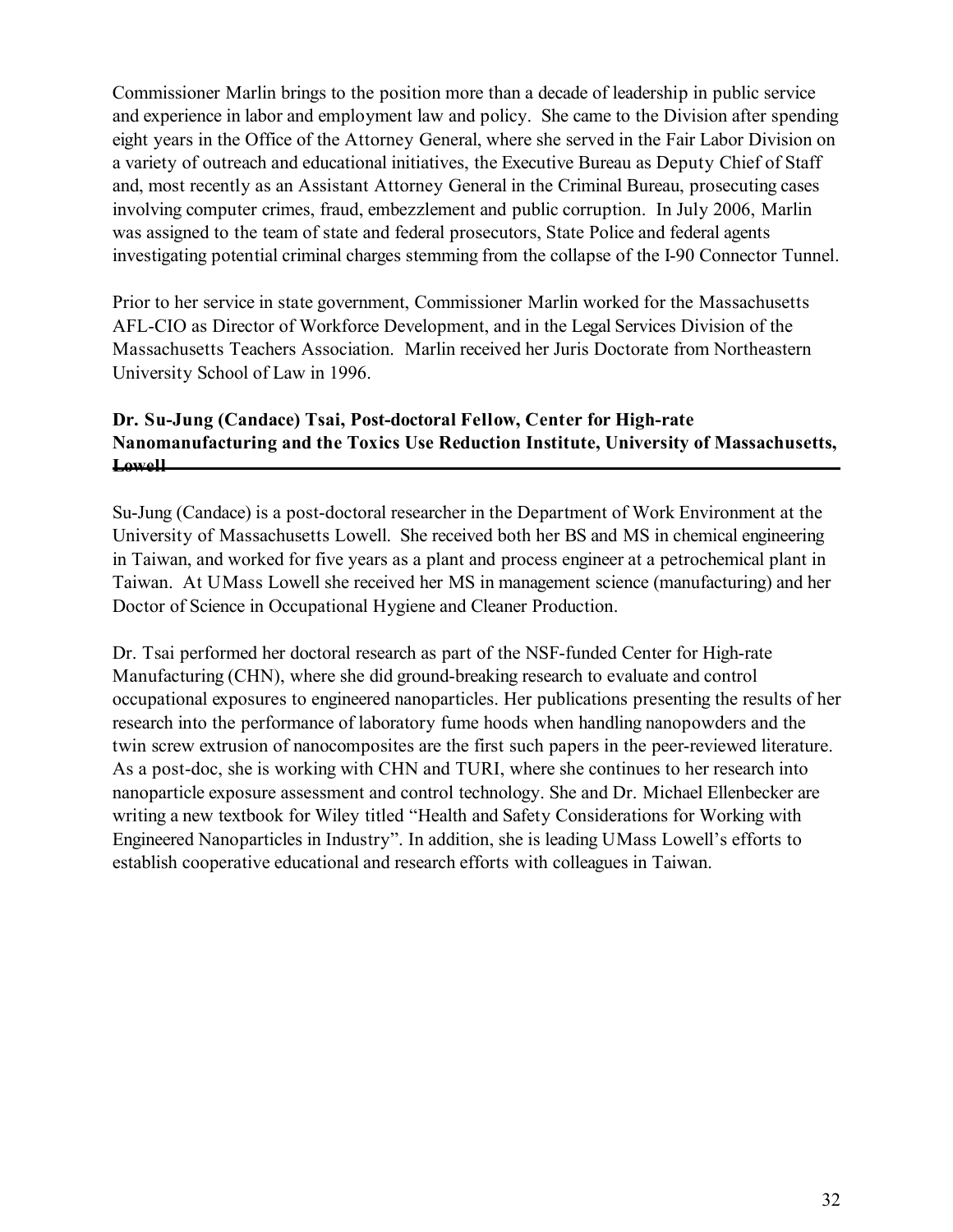Commissioner Marlin brings to the position more than a decade of leadership in public service and experience in labor and employment law and policy. She came to the Division after spending eight years in the Office of the Attorney General, where she served in the Fair Labor Division on a variety of outreach and educational initiatives, the Executive Bureau as Deputy Chief of Staff and, most recently as an Assistant Attorney General in the Criminal Bureau, prosecuting cases involving computer crimes, fraud, embezzlement and public corruption. In July 2006, Marlin was assigned to the team of state and federal prosecutors, State Police and federal agents investigating potential criminal charges stemming from the collapse of the I-90 Connector Tunnel.

Prior to her service in state government, Commissioner Marlin worked for the Massachusetts AFL-CIO as Director of Workforce Development, and in the Legal Services Division of the Massachusetts Teachers Association. Marlin received her Juris Doctorate from Northeastern University School of Law in 1996.

**Dr. Su-Jung (Candace) Tsai, Post-doctoral Fellow, Center for High-rate Nanomanufacturing and the Toxics Use Reduction Institute, University of Massachusetts, Lowell**

Su-Jung (Candace) is a post-doctoral researcher in the Department of Work Environment at the University of Massachusetts Lowell. She received both her BS and MS in chemical engineering in Taiwan, and worked for five years as a plant and process engineer at a petrochemical plant in Taiwan. At UMass Lowell she received her MS in management science (manufacturing) and her Doctor of Science in Occupational Hygiene and Cleaner Production.

Dr. Tsai performed her doctoral research as part of the NSF-funded Center for High-rate Manufacturing (CHN), where she did ground-breaking research to evaluate and control occupational exposures to engineered nanoparticles. Her publications presenting the results of her research into the performance of laboratory fume hoods when handling nanopowders and the twin screw extrusion of nanocomposites are the first such papers in the peer-reviewed literature. As a post-doc, she is working with CHN and TURI, where she continues to her research into nanoparticle exposure assessment and control technology. She and Dr. Michael Ellenbecker are writing a new textbook for Wiley titled "Health and Safety Considerations for Working with Engineered Nanoparticles in Industry". In addition, she is leading UMass Lowell's efforts to establish cooperative educational and research efforts with colleagues in Taiwan.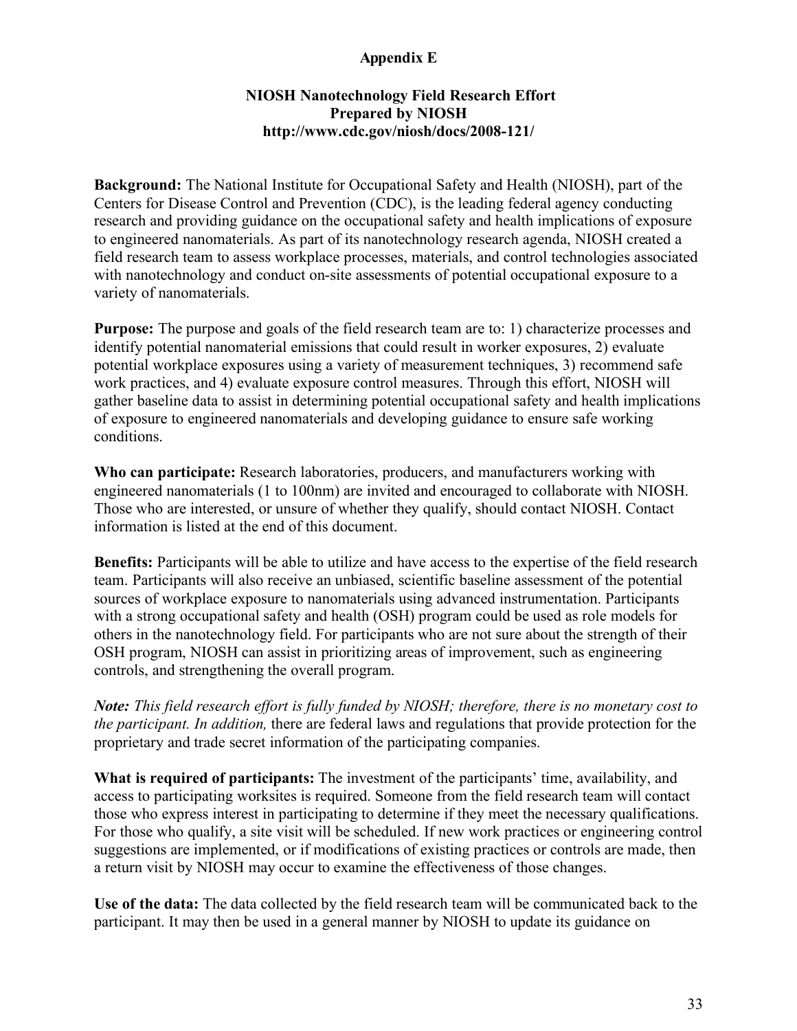# Appendix E

## NIOSH Nanotechnology Field Research Effort
## Prepared by NIOSH
## http://www.cdc.gov/niosh/docs/2008-121/

**Background:** The National Institute for Occupational Safety and Health (NIOSH), part of the Centers for Disease Control and Prevention (CDC), is the leading federal agency conducting research and providing guidance on the occupational safety and health implications of exposure to engineered nanomaterials. As part of its nanotechnology research agenda, NIOSH created a field research team to assess workplace processes, materials, and control technologies associated with nanotechnology and conduct on-site assessments of potential occupational exposure to a variety of nanomaterials.

**Purpose:** The purpose and goals of the field research team are to: 1) characterize processes and identify potential nanomaterial emissions that could result in worker exposures, 2) evaluate potential workplace exposures using a variety of measurement techniques, 3) recommend safe work practices, and 4) evaluate exposure control measures. Through this effort, NIOSH will gather baseline data to assist in determining potential occupational safety and health implications of exposure to engineered nanomaterials and developing guidance to ensure safe working conditions.

**Who can participate:** Research laboratories, producers, and manufacturers working with engineered nanomaterials (1 to 100nm) are invited and encouraged to collaborate with NIOSH. Those who are interested, or unsure of whether they qualify, should contact NIOSH. Contact information is listed at the end of this document.

**Benefits:** Participants will be able to utilize and have access to the expertise of the field research team. Participants will also receive an unbiased, scientific baseline assessment of the potential sources of workplace exposure to nanomaterials using advanced instrumentation. Participants with a strong occupational safety and health (OSH) program could be used as role models for others in the nanotechnology field. For participants who are not sure about the strength of their OSH program, NIOSH can assist in prioritizing areas of improvement, such as engineering controls, and strengthening the overall program.

***Note:*** *This field research effort is fully funded by NIOSH; therefore, there is no monetary cost to the participant. In addition,* there are federal laws and regulations that provide protection for the proprietary and trade secret information of the participating companies.

**What is required of participants:** The investment of the participants' time, availability, and access to participating worksites is required. Someone from the field research team will contact those who express interest in participating to determine if they meet the necessary qualifications. For those who qualify, a site visit will be scheduled. If new work practices or engineering control suggestions are implemented, or if modifications of existing practices or controls are made, then a return visit by NIOSH may occur to examine the effectiveness of those changes.

**Use of the data:** The data collected by the field research team will be communicated back to the participant. It may then be used in a general manner by NIOSH to update its guidance on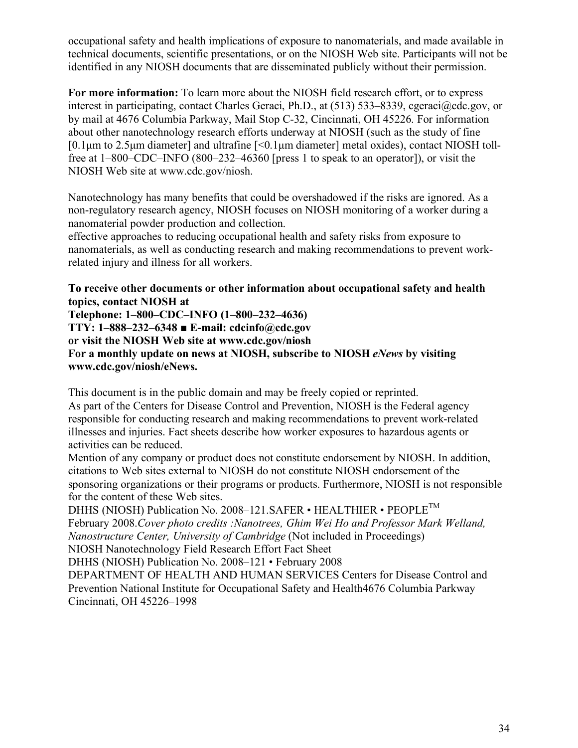occupational safety and health implications of exposure to nanomaterials, and made available in technical documents, scientific presentations, or on the NIOSH Web site. Participants will not be identified in any NIOSH documents that are disseminated publicly without their permission.

**For more information:** To learn more about the NIOSH field research effort, or to express interest in participating, contact Charles Geraci, Ph.D., at (513) 533–8339, cgeraci@cdc.gov, or by mail at 4676 Columbia Parkway, Mail Stop C-32, Cincinnati, OH 45226. For information about other nanotechnology research efforts underway at NIOSH (such as the study of fine [0.1μm to 2.5μm diameter] and ultrafine [<0.1μm diameter] metal oxides), contact NIOSH toll-free at 1–800–CDC–INFO (800–232–46360 [press 1 to speak to an operator]), or visit the NIOSH Web site at www.cdc.gov/niosh.

Nanotechnology has many benefits that could be overshadowed if the risks are ignored. As a non-regulatory research agency, NIOSH focuses on NIOSH monitoring of a worker during a nanomaterial powder production and collection.
effective approaches to reducing occupational health and safety risks from exposure to nanomaterials, as well as conducting research and making recommendations to prevent work-related injury and illness for all workers.

**To receive other documents or other information about occupational safety and health topics, contact NIOSH at**
**Telephone: 1–800–CDC–INFO (1–800–232–4636)**
**TTY: 1–888–232–6348 ■ E-mail: cdcinfo@cdc.gov**
**or visit the NIOSH Web site at www.cdc.gov/niosh**
**For a monthly update on news at NIOSH, subscribe to NIOSH *eNews* by visiting www.cdc.gov/niosh/eNews.**

This document is in the public domain and may be freely copied or reprinted.
As part of the Centers for Disease Control and Prevention, NIOSH is the Federal agency responsible for conducting research and making recommendations to prevent work-related illnesses and injuries. Fact sheets describe how worker exposures to hazardous agents or activities can be reduced.
Mention of any company or product does not constitute endorsement by NIOSH. In addition, citations to Web sites external to NIOSH do not constitute NIOSH endorsement of the sponsoring organizations or their programs or products. Furthermore, NIOSH is not responsible for the content of these Web sites.
DHHS (NIOSH) Publication No. 2008–121.SAFER • HEALTHIER • PEOPLE™
February 2008.*Cover photo credits :Nanotrees, Ghim Wei Ho and Professor Mark Welland, Nanostructure Center, University of Cambridge* (Not included in Proceedings)
NIOSH Nanotechnology Field Research Effort Fact Sheet
DHHS (NIOSH) Publication No. 2008–121 • February 2008
DEPARTMENT OF HEALTH AND HUMAN SERVICES Centers for Disease Control and Prevention National Institute for Occupational Safety and Health4676 Columbia Parkway Cincinnati, OH 45226–1998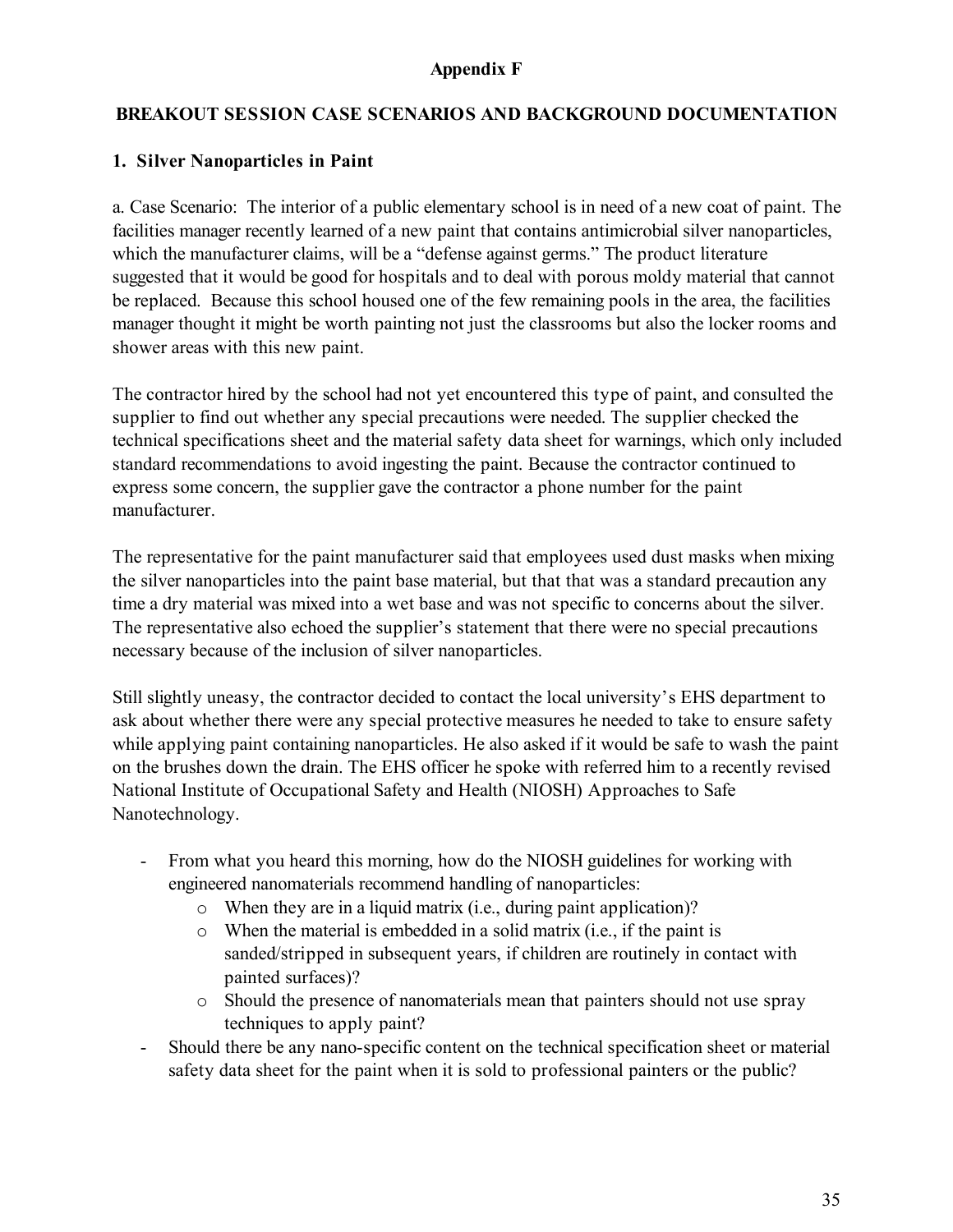# Appendix F

## BREAKOUT SESSION CASE SCENARIOS AND BACKGROUND DOCUMENTATION

### 1. Silver Nanoparticles in Paint

a. Case Scenario: The interior of a public elementary school is in need of a new coat of paint. The facilities manager recently learned of a new paint that contains antimicrobial silver nanoparticles, which the manufacturer claims, will be a "defense against germs." The product literature suggested that it would be good for hospitals and to deal with porous moldy material that cannot be replaced. Because this school housed one of the few remaining pools in the area, the facilities manager thought it might be worth painting not just the classrooms but also the locker rooms and shower areas with this new paint.

The contractor hired by the school had not yet encountered this type of paint, and consulted the supplier to find out whether any special precautions were needed. The supplier checked the technical specifications sheet and the material safety data sheet for warnings, which only included standard recommendations to avoid ingesting the paint. Because the contractor continued to express some concern, the supplier gave the contractor a phone number for the paint manufacturer.

The representative for the paint manufacturer said that employees used dust masks when mixing the silver nanoparticles into the paint base material, but that that was a standard precaution any time a dry material was mixed into a wet base and was not specific to concerns about the silver. The representative also echoed the supplier's statement that there were no special precautions necessary because of the inclusion of silver nanoparticles.

Still slightly uneasy, the contractor decided to contact the local university's EHS department to ask about whether there were any special protective measures he needed to take to ensure safety while applying paint containing nanoparticles. He also asked if it would be safe to wash the paint on the brushes down the drain. The EHS officer he spoke with referred him to a recently revised National Institute of Occupational Safety and Health (NIOSH) Approaches to Safe Nanotechnology.

- From what you heard this morning, how do the NIOSH guidelines for working with engineered nanomaterials recommend handling of nanoparticles:
  - When they are in a liquid matrix (i.e., during paint application)?
  - When the material is embedded in a solid matrix (i.e., if the paint is sanded/stripped in subsequent years, if children are routinely in contact with painted surfaces)?
  - Should the presence of nanomaterials mean that painters should not use spray techniques to apply paint?
- Should there be any nano-specific content on the technical specification sheet or material safety data sheet for the paint when it is sold to professional painters or the public?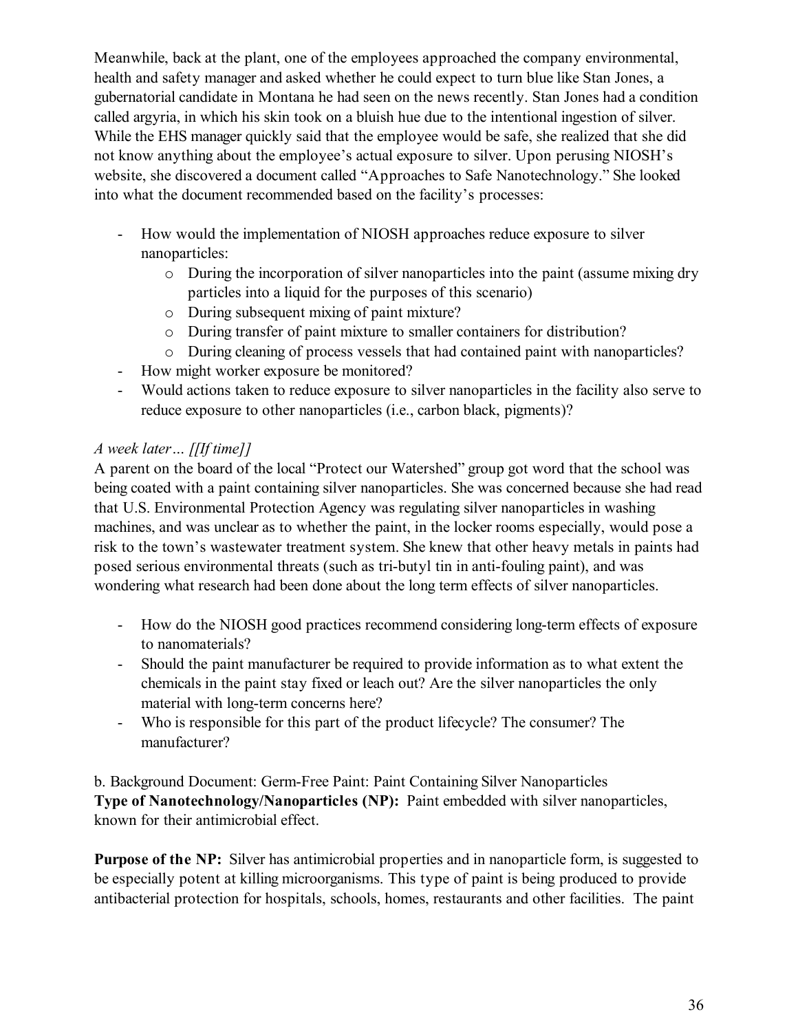Meanwhile, back at the plant, one of the employees approached the company environmental, health and safety manager and asked whether he could expect to turn blue like Stan Jones, a gubernatorial candidate in Montana he had seen on the news recently. Stan Jones had a condition called argyria, in which his skin took on a bluish hue due to the intentional ingestion of silver. While the EHS manager quickly said that the employee would be safe, she realized that she did not know anything about the employee's actual exposure to silver. Upon perusing NIOSH's website, she discovered a document called "Approaches to Safe Nanotechnology." She looked into what the document recommended based on the facility's processes:

- How would the implementation of NIOSH approaches reduce exposure to silver nanoparticles:
    - During the incorporation of silver nanoparticles into the paint (assume mixing dry particles into a liquid for the purposes of this scenario)
    - During subsequent mixing of paint mixture?
    - During transfer of paint mixture to smaller containers for distribution?
    - During cleaning of process vessels that had contained paint with nanoparticles?
- How might worker exposure be monitored?
- Would actions taken to reduce exposure to silver nanoparticles in the facility also serve to reduce exposure to other nanoparticles (i.e., carbon black, pigments)?

*A week later… [[If time]]*

A parent on the board of the local "Protect our Watershed" group got word that the school was being coated with a paint containing silver nanoparticles. She was concerned because she had read that U.S. Environmental Protection Agency was regulating silver nanoparticles in washing machines, and was unclear as to whether the paint, in the locker rooms especially, would pose a risk to the town's wastewater treatment system. She knew that other heavy metals in paints had posed serious environmental threats (such as tri-butyl tin in anti-fouling paint), and was wondering what research had been done about the long term effects of silver nanoparticles.

- How do the NIOSH good practices recommend considering long-term effects of exposure to nanomaterials?
- Should the paint manufacturer be required to provide information as to what extent the chemicals in the paint stay fixed or leach out? Are the silver nanoparticles the only material with long-term concerns here?
- Who is responsible for this part of the product lifecycle? The consumer? The manufacturer?

b. Background Document: Germ-Free Paint: Paint Containing Silver Nanoparticles

**Type of Nanotechnology/Nanoparticles (NP):** Paint embedded with silver nanoparticles, known for their antimicrobial effect.

**Purpose of the NP:** Silver has antimicrobial properties and in nanoparticle form, is suggested to be especially potent at killing microorganisms. This type of paint is being produced to provide antibacterial protection for hospitals, schools, homes, restaurants and other facilities. The paint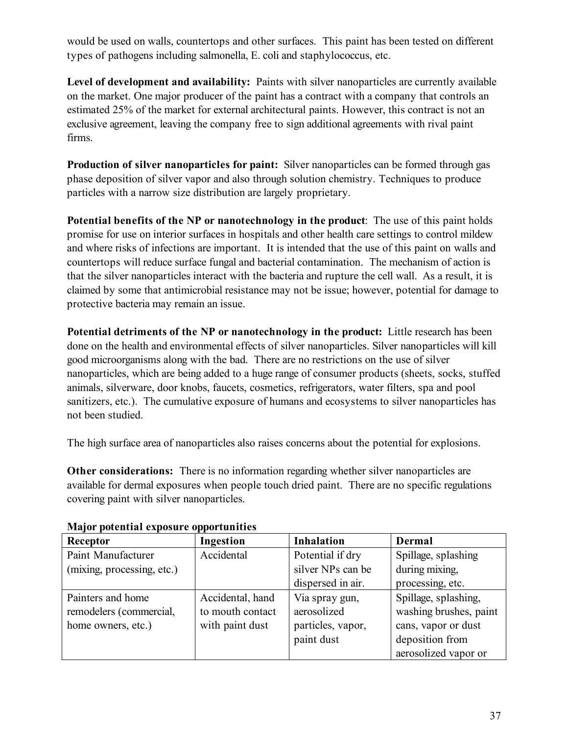would be used on walls, countertops and other surfaces. This paint has been tested on different types of pathogens including salmonella, E. coli and staphylococcus, etc.

**Level of development and availability:** Paints with silver nanoparticles are currently available on the market. One major producer of the paint has a contract with a company that controls an estimated 25% of the market for external architectural paints. However, this contract is not an exclusive agreement, leaving the company free to sign additional agreements with rival paint firms.

**Production of silver nanoparticles for paint:** Silver nanoparticles can be formed through gas phase deposition of silver vapor and also through solution chemistry. Techniques to produce particles with a narrow size distribution are largely proprietary.

**Potential benefits of the NP or nanotechnology in the product**: The use of this paint holds promise for use on interior surfaces in hospitals and other health care settings to control mildew and where risks of infections are important. It is intended that the use of this paint on walls and countertops will reduce surface fungal and bacterial contamination. The mechanism of action is that the silver nanoparticles interact with the bacteria and rupture the cell wall. As a result, it is claimed by some that antimicrobial resistance may not be issue; however, potential for damage to protective bacteria may remain an issue.

**Potential detriments of the NP or nanotechnology in the product:** Little research has been done on the health and environmental effects of silver nanoparticles. Silver nanoparticles will kill good microorganisms along with the bad. There are no restrictions on the use of silver nanoparticles, which are being added to a huge range of consumer products (sheets, socks, stuffed animals, silverware, door knobs, faucets, cosmetics, refrigerators, water filters, spa and pool sanitizers, etc.). The cumulative exposure of humans and ecosystems to silver nanoparticles has not been studied.

The high surface area of nanoparticles also raises concerns about the potential for explosions.

**Other considerations:** There is no information regarding whether silver nanoparticles are available for dermal exposures when people touch dried paint. There are no specific regulations covering paint with silver nanoparticles.

**Major potential exposure opportunities**

| Receptor | Ingestion | Inhalation | Dermal |
|---|---|---|---|
| Paint Manufacturer (mixing, processing, etc.) | Accidental | Potential if dry silver NPs can be dispersed in air. | Spillage, splashing during mixing, processing, etc. |
| Painters and home remodelers (commercial, home owners, etc.) | Accidental, hand to mouth contact with paint dust | Via spray gun, aerosolized particles, vapor, paint dust | Spillage, splashing, washing brushes, paint cans, vapor or dust deposition from aerosolized vapor or |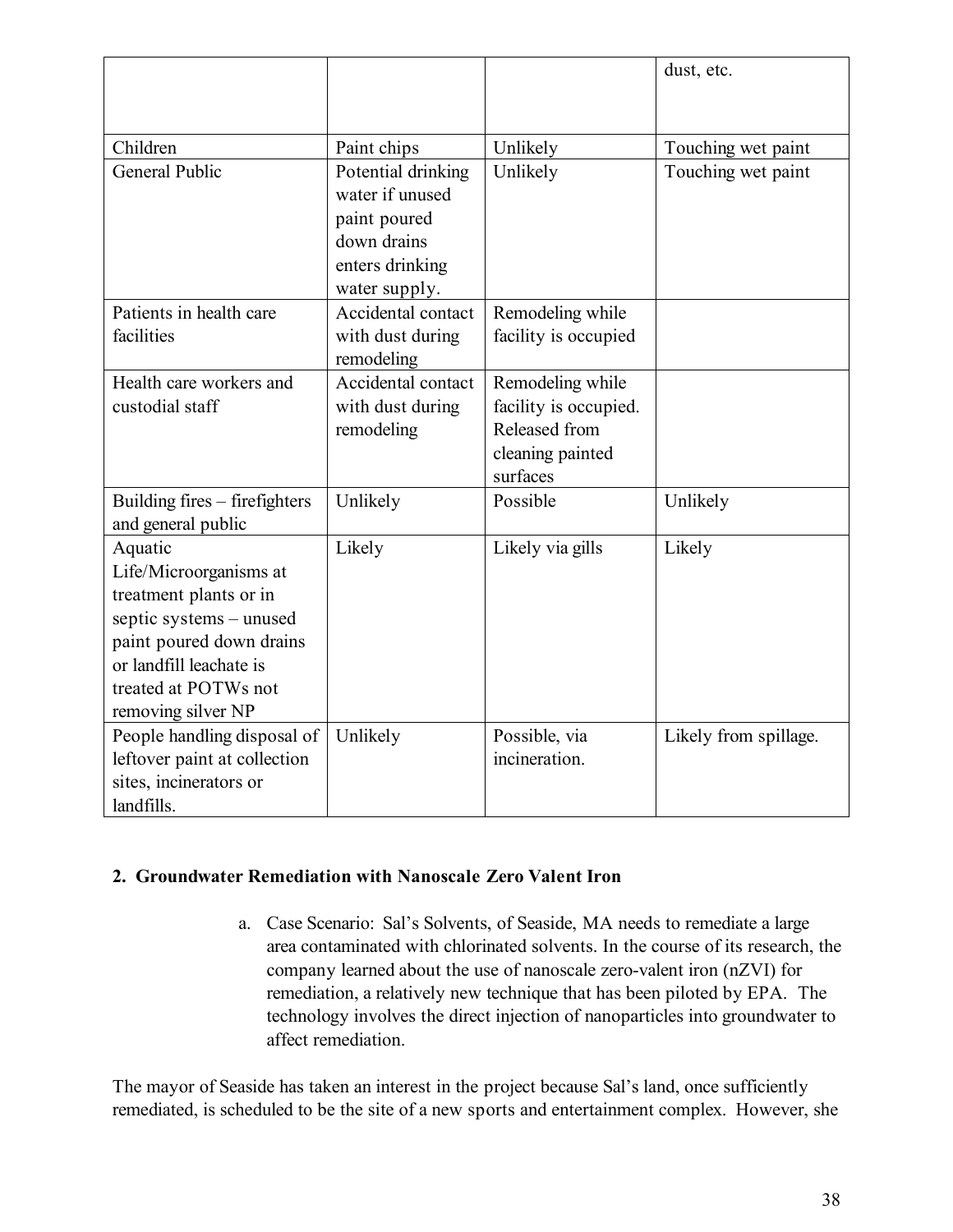|  |  |  | dust, etc. |
|---|---|---|---|
| Children | Paint chips | Unlikely | Touching wet paint |
| General Public | Potential drinking water if unused paint poured down drains enters drinking water supply. | Unlikely | Touching wet paint |
| Patients in health care facilities | Accidental contact with dust during remodeling | Remodeling while facility is occupied |  |
| Health care workers and custodial staff | Accidental contact with dust during remodeling | Remodeling while facility is occupied. Released from cleaning painted surfaces |  |
| Building fires – firefighters and general public | Unlikely | Possible | Unlikely |
| Aquatic Life/Microorganisms at treatment plants or in septic systems – unused paint poured down drains or landfill leachate is treated at POTWs not removing silver NP | Likely | Likely via gills | Likely |
| People handling disposal of leftover paint at collection sites, incinerators or landfills. | Unlikely | Possible, via incineration. | Likely from spillage. |

## 2. Groundwater Remediation with Nanoscale Zero Valent Iron

a. Case Scenario: Sal's Solvents, of Seaside, MA needs to remediate a large area contaminated with chlorinated solvents. In the course of its research, the company learned about the use of nanoscale zero-valent iron (nZVI) for remediation, a relatively new technique that has been piloted by EPA. The technology involves the direct injection of nanoparticles into groundwater to affect remediation.

The mayor of Seaside has taken an interest in the project because Sal's land, once sufficiently remediated, is scheduled to be the site of a new sports and entertainment complex. However, she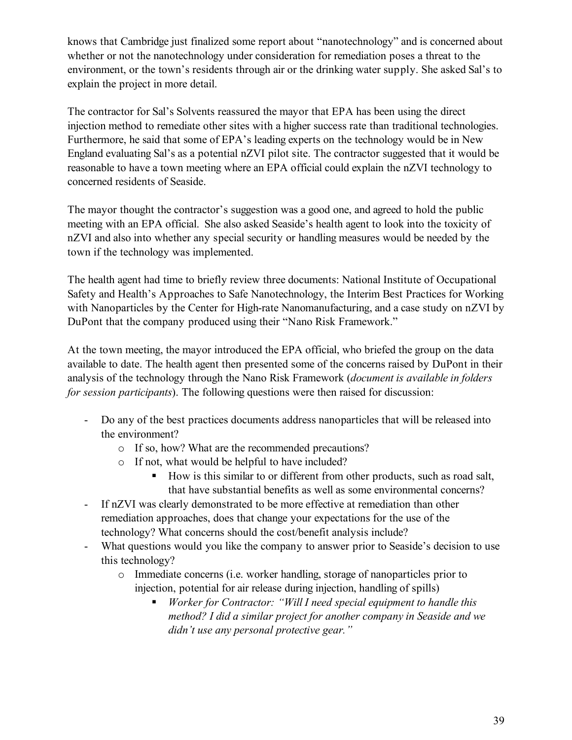knows that Cambridge just finalized some report about "nanotechnology" and is concerned about whether or not the nanotechnology under consideration for remediation poses a threat to the environment, or the town's residents through air or the drinking water supply. She asked Sal's to explain the project in more detail.

The contractor for Sal's Solvents reassured the mayor that EPA has been using the direct injection method to remediate other sites with a higher success rate than traditional technologies. Furthermore, he said that some of EPA's leading experts on the technology would be in New England evaluating Sal's as a potential nZVI pilot site. The contractor suggested that it would be reasonable to have a town meeting where an EPA official could explain the nZVI technology to concerned residents of Seaside.

The mayor thought the contractor's suggestion was a good one, and agreed to hold the public meeting with an EPA official. She also asked Seaside's health agent to look into the toxicity of nZVI and also into whether any special security or handling measures would be needed by the town if the technology was implemented.

The health agent had time to briefly review three documents: National Institute of Occupational Safety and Health's Approaches to Safe Nanotechnology, the Interim Best Practices for Working with Nanoparticles by the Center for High-rate Nanomanufacturing, and a case study on nZVI by DuPont that the company produced using their "Nano Risk Framework."

At the town meeting, the mayor introduced the EPA official, who briefed the group on the data available to date. The health agent then presented some of the concerns raised by DuPont in their analysis of the technology through the Nano Risk Framework (*document is available in folders for session participants*). The following questions were then raised for discussion:

- Do any of the best practices documents address nanoparticles that will be released into the environment?
    - If so, how? What are the recommended precautions?
    - If not, what would be helpful to have included?
        - How is this similar to or different from other products, such as road salt, that have substantial benefits as well as some environmental concerns?
- If nZVI was clearly demonstrated to be more effective at remediation than other remediation approaches, does that change your expectations for the use of the technology? What concerns should the cost/benefit analysis include?
- What questions would you like the company to answer prior to Seaside's decision to use this technology?
    - Immediate concerns (i.e. worker handling, storage of nanoparticles prior to injection, potential for air release during injection, handling of spills)
        - *Worker for Contractor: "Will I need special equipment to handle this method? I did a similar project for another company in Seaside and we didn't use any personal protective gear."*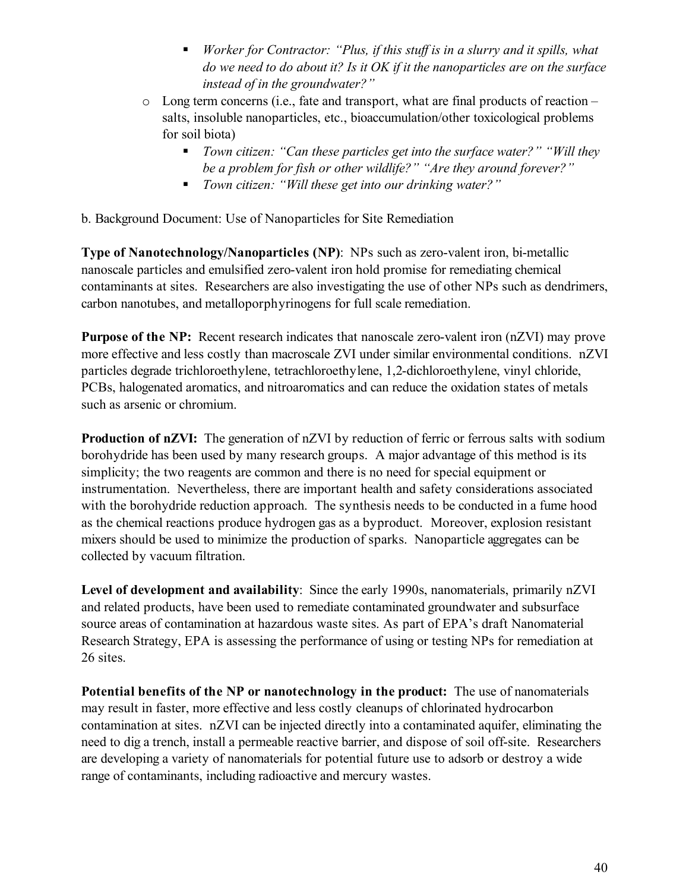- *Worker for Contractor: "Plus, if this stuff is in a slurry and it spills, what do we need to do about it? Is it OK if it the nanoparticles are on the surface instead of in the groundwater?"*
  - Long term concerns (i.e., fate and transport, what are final products of reaction – salts, insoluble nanoparticles, etc., bioaccumulation/other toxicological problems for soil biota)
    - *Town citizen: "Can these particles get into the surface water?" "Will they be a problem for fish or other wildlife?" "Are they around forever?"*
    - *Town citizen: "Will these get into our drinking water?"*

b. Background Document: Use of Nanoparticles for Site Remediation

**Type of Nanotechnology/Nanoparticles (NP)**: NPs such as zero-valent iron, bi-metallic nanoscale particles and emulsified zero-valent iron hold promise for remediating chemical contaminants at sites. Researchers are also investigating the use of other NPs such as dendrimers, carbon nanotubes, and metalloporphyrinogens for full scale remediation.

**Purpose of the NP:** Recent research indicates that nanoscale zero-valent iron (nZVI) may prove more effective and less costly than macroscale ZVI under similar environmental conditions. nZVI particles degrade trichloroethylene, tetrachloroethylene, 1,2-dichloroethylene, vinyl chloride, PCBs, halogenated aromatics, and nitroaromatics and can reduce the oxidation states of metals such as arsenic or chromium.

**Production of nZVI:** The generation of nZVI by reduction of ferric or ferrous salts with sodium borohydride has been used by many research groups. A major advantage of this method is its simplicity; the two reagents are common and there is no need for special equipment or instrumentation. Nevertheless, there are important health and safety considerations associated with the borohydride reduction approach. The synthesis needs to be conducted in a fume hood as the chemical reactions produce hydrogen gas as a byproduct. Moreover, explosion resistant mixers should be used to minimize the production of sparks. Nanoparticle aggregates can be collected by vacuum filtration.

**Level of development and availability**: Since the early 1990s, nanomaterials, primarily nZVI and related products, have been used to remediate contaminated groundwater and subsurface source areas of contamination at hazardous waste sites. As part of EPA's draft Nanomaterial Research Strategy, EPA is assessing the performance of using or testing NPs for remediation at 26 sites.

**Potential benefits of the NP or nanotechnology in the product:** The use of nanomaterials may result in faster, more effective and less costly cleanups of chlorinated hydrocarbon contamination at sites. nZVI can be injected directly into a contaminated aquifer, eliminating the need to dig a trench, install a permeable reactive barrier, and dispose of soil off-site. Researchers are developing a variety of nanomaterials for potential future use to adsorb or destroy a wide range of contaminants, including radioactive and mercury wastes.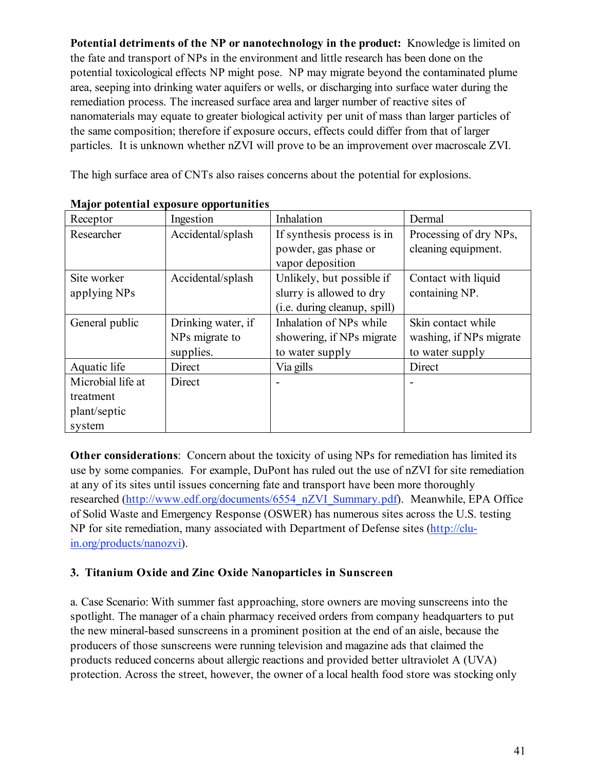**Potential detriments of the NP or nanotechnology in the product:** Knowledge is limited on the fate and transport of NPs in the environment and little research has been done on the potential toxicological effects NP might pose. NP may migrate beyond the contaminated plume area, seeping into drinking water aquifers or wells, or discharging into surface water during the remediation process. The increased surface area and larger number of reactive sites of nanomaterials may equate to greater biological activity per unit of mass than larger particles of the same composition; therefore if exposure occurs, effects could differ from that of larger particles. It is unknown whether nZVI will prove to be an improvement over macroscale ZVI.

The high surface area of CNTs also raises concerns about the potential for explosions.

**Major potential exposure opportunities**

| Receptor | Ingestion | Inhalation | Dermal |
|---|---|---|---|
| Researcher | Accidental/splash | If synthesis process is in powder, gas phase or vapor deposition | Processing of dry NPs, cleaning equipment. |
| Site worker applying NPs | Accidental/splash | Unlikely, but possible if slurry is allowed to dry (i.e. during cleanup, spill) | Contact with liquid containing NP. |
| General public | Drinking water, if NPs migrate to supplies. | Inhalation of NPs while showering, if NPs migrate to water supply | Skin contact while washing, if NPs migrate to water supply |
| Aquatic life | Direct | Via gills | Direct |
| Microbial life at treatment plant/septic system | Direct | - | - |

**Other considerations**: Concern about the toxicity of using NPs for remediation has limited its use by some companies. For example, DuPont has ruled out the use of nZVI for site remediation at any of its sites until issues concerning fate and transport have been more thoroughly researched (http://www.edf.org/documents/6554_nZVI_Summary.pdf). Meanwhile, EPA Office of Solid Waste and Emergency Response (OSWER) has numerous sites across the U.S. testing NP for site remediation, many associated with Department of Defense sites (http://clu-in.org/products/nanozvi).

### 3. Titanium Oxide and Zinc Oxide Nanoparticles in Sunscreen

a. Case Scenario: With summer fast approaching, store owners are moving sunscreens into the spotlight. The manager of a chain pharmacy received orders from company headquarters to put the new mineral-based sunscreens in a prominent position at the end of an aisle, because the producers of those sunscreens were running television and magazine ads that claimed the products reduced concerns about allergic reactions and provided better ultraviolet A (UVA) protection. Across the street, however, the owner of a local health food store was stocking only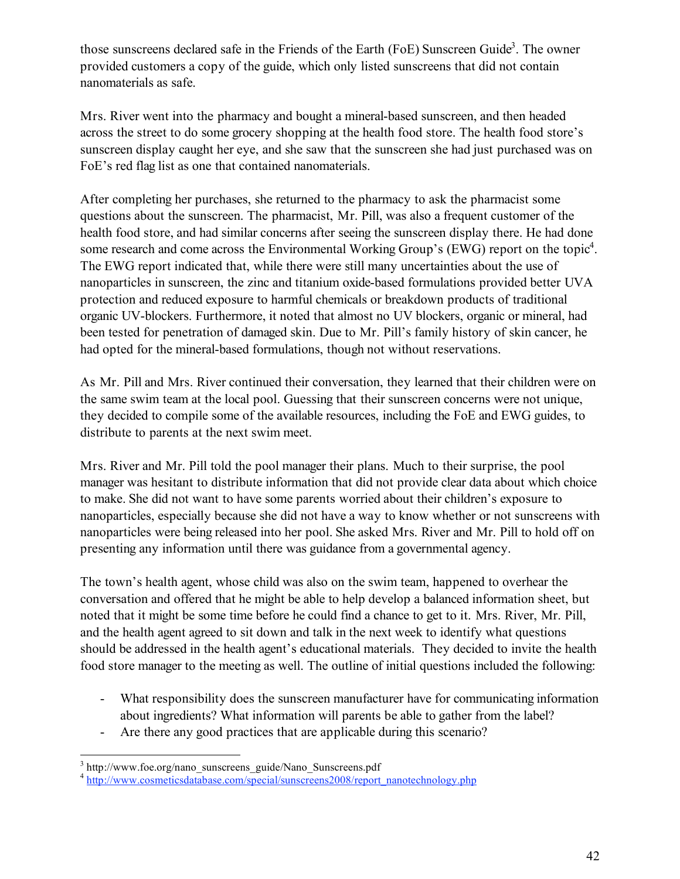those sunscreens declared safe in the Friends of the Earth (FoE) Sunscreen Guide[3]. The owner provided customers a copy of the guide, which only listed sunscreens that did not contain nanomaterials as safe.

Mrs. River went into the pharmacy and bought a mineral-based sunscreen, and then headed across the street to do some grocery shopping at the health food store. The health food store's sunscreen display caught her eye, and she saw that the sunscreen she had just purchased was on FoE's red flag list as one that contained nanomaterials.

After completing her purchases, she returned to the pharmacy to ask the pharmacist some questions about the sunscreen. The pharmacist, Mr. Pill, was also a frequent customer of the health food store, and had similar concerns after seeing the sunscreen display there. He had done some research and come across the Environmental Working Group's (EWG) report on the topic[4]. The EWG report indicated that, while there were still many uncertainties about the use of nanoparticles in sunscreen, the zinc and titanium oxide-based formulations provided better UVA protection and reduced exposure to harmful chemicals or breakdown products of traditional organic UV-blockers. Furthermore, it noted that almost no UV blockers, organic or mineral, had been tested for penetration of damaged skin. Due to Mr. Pill's family history of skin cancer, he had opted for the mineral-based formulations, though not without reservations.

As Mr. Pill and Mrs. River continued their conversation, they learned that their children were on the same swim team at the local pool. Guessing that their sunscreen concerns were not unique, they decided to compile some of the available resources, including the FoE and EWG guides, to distribute to parents at the next swim meet.

Mrs. River and Mr. Pill told the pool manager their plans. Much to their surprise, the pool manager was hesitant to distribute information that did not provide clear data about which choice to make. She did not want to have some parents worried about their children's exposure to nanoparticles, especially because she did not have a way to know whether or not sunscreens with nanoparticles were being released into her pool. She asked Mrs. River and Mr. Pill to hold off on presenting any information until there was guidance from a governmental agency.

The town's health agent, whose child was also on the swim team, happened to overhear the conversation and offered that he might be able to help develop a balanced information sheet, but noted that it might be some time before he could find a chance to get to it. Mrs. River, Mr. Pill, and the health agent agreed to sit down and talk in the next week to identify what questions should be addressed in the health agent's educational materials. They decided to invite the health food store manager to the meeting as well. The outline of initial questions included the following:

- What responsibility does the sunscreen manufacturer have for communicating information about ingredients? What information will parents be able to gather from the label?
- Are there any good practices that are applicable during this scenario?

[3] http://www.foe.org/nano_sunscreens_guide/Nano_Sunscreens.pdf
[4] http://www.cosmeticsdatabase.com/special/sunscreens2008/report_nanotechnology.php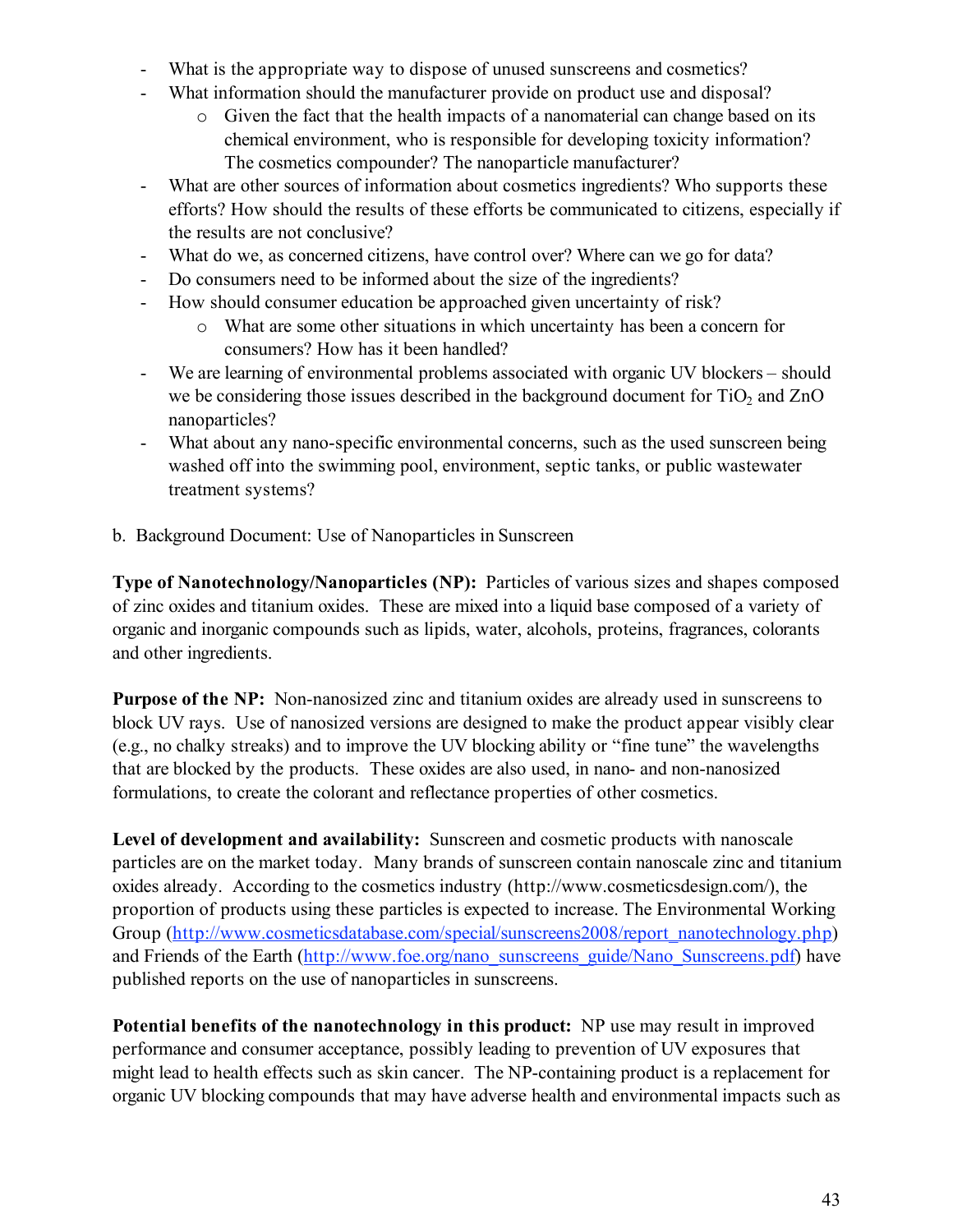- What is the appropriate way to dispose of unused sunscreens and cosmetics?
- What information should the manufacturer provide on product use and disposal?
  - Given the fact that the health impacts of a nanomaterial can change based on its chemical environment, who is responsible for developing toxicity information? The cosmetics compounder? The nanoparticle manufacturer?
- What are other sources of information about cosmetics ingredients? Who supports these efforts? How should the results of these efforts be communicated to citizens, especially if the results are not conclusive?
- What do we, as concerned citizens, have control over? Where can we go for data?
- Do consumers need to be informed about the size of the ingredients?
- How should consumer education be approached given uncertainty of risk?
  - What are some other situations in which uncertainty has been a concern for consumers? How has it been handled?
- We are learning of environmental problems associated with organic UV blockers – should we be considering those issues described in the background document for $TiO_2$ and ZnO nanoparticles?
- What about any nano-specific environmental concerns, such as the used sunscreen being washed off into the swimming pool, environment, septic tanks, or public wastewater treatment systems?

b. Background Document: Use of Nanoparticles in Sunscreen

**Type of Nanotechnology/Nanoparticles (NP):** Particles of various sizes and shapes composed of zinc oxides and titanium oxides. These are mixed into a liquid base composed of a variety of organic and inorganic compounds such as lipids, water, alcohols, proteins, fragrances, colorants and other ingredients.

**Purpose of the NP:** Non-nanosized zinc and titanium oxides are already used in sunscreens to block UV rays. Use of nanosized versions are designed to make the product appear visibly clear (e.g., no chalky streaks) and to improve the UV blocking ability or "fine tune" the wavelengths that are blocked by the products. These oxides are also used, in nano- and non-nanosized formulations, to create the colorant and reflectance properties of other cosmetics.

**Level of development and availability:** Sunscreen and cosmetic products with nanoscale particles are on the market today. Many brands of sunscreen contain nanoscale zinc and titanium oxides already. According to the cosmetics industry (http://www.cosmeticsdesign.com/), the proportion of products using these particles is expected to increase. The Environmental Working Group (http://www.cosmeticsdatabase.com/special/sunscreens2008/report_nanotechnology.php) and Friends of the Earth (http://www.foe.org/nano_sunscreens_guide/Nano_Sunscreens.pdf) have published reports on the use of nanoparticles in sunscreens.

**Potential benefits of the nanotechnology in this product:** NP use may result in improved performance and consumer acceptance, possibly leading to prevention of UV exposures that might lead to health effects such as skin cancer. The NP-containing product is a replacement for organic UV blocking compounds that may have adverse health and environmental impacts such as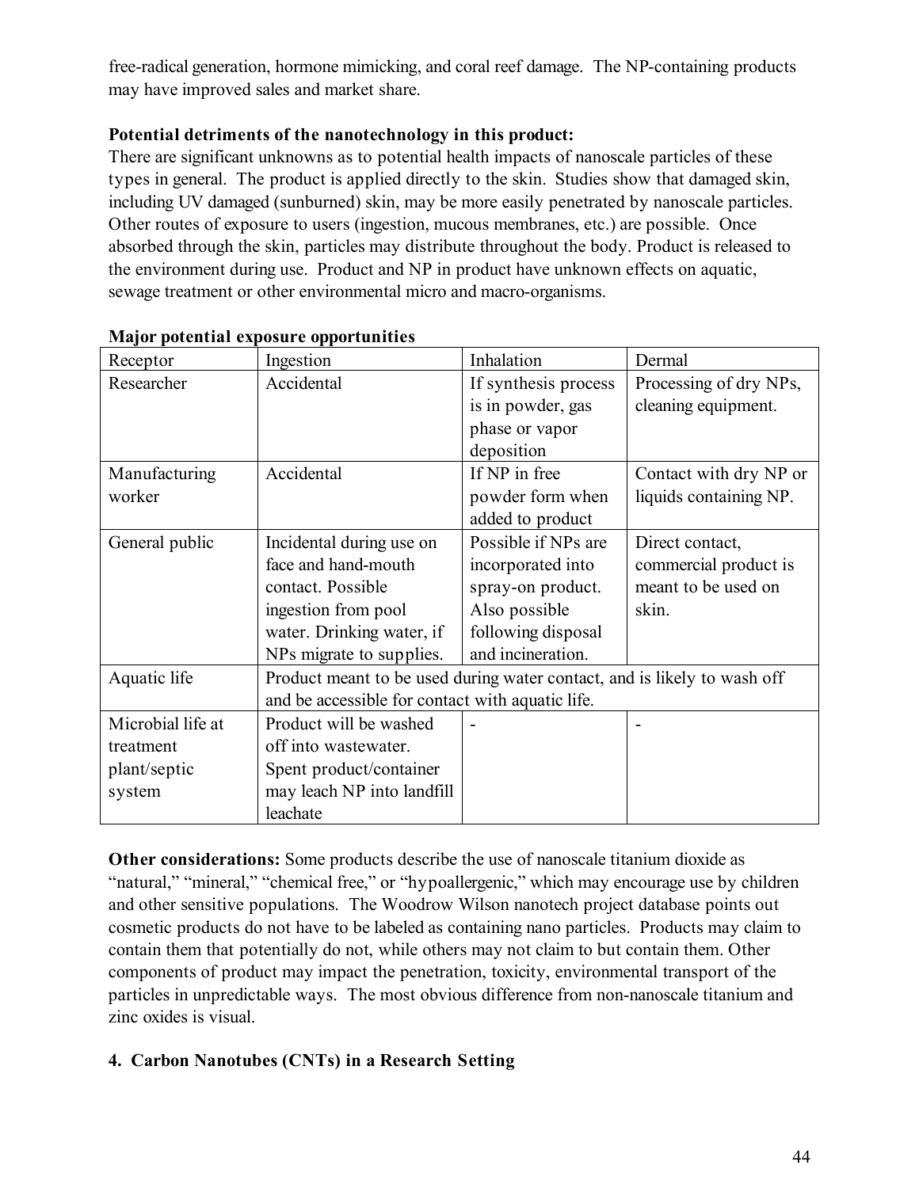free-radical generation, hormone mimicking, and coral reef damage. The NP-containing products may have improved sales and market share.

**Potential detriments of the nanotechnology in this product:**
There are significant unknowns as to potential health impacts of nanoscale particles of these types in general. The product is applied directly to the skin. Studies show that damaged skin, including UV damaged (sunburned) skin, may be more easily penetrated by nanoscale particles. Other routes of exposure to users (ingestion, mucous membranes, etc.) are possible. Once absorbed through the skin, particles may distribute throughout the body. Product is released to the environment during use. Product and NP in product have unknown effects on aquatic, sewage treatment or other environmental micro and macro-organisms.

**Major potential exposure opportunities**

| Receptor | Ingestion | Inhalation | Dermal |
|---|---|---|---|
| Researcher | Accidental | If synthesis process is in powder, gas phase or vapor deposition | Processing of dry NPs, cleaning equipment. |
| Manufacturing worker | Accidental | If NP in free powder form when added to product | Contact with dry NP or liquids containing NP. |
| General public | Incidental during use on face and hand-mouth contact. Possible ingestion from pool water. Drinking water, if NPs migrate to supplies. | Possible if NPs are incorporated into spray-on product. Also possible following disposal and incineration. | Direct contact, commercial product is meant to be used on skin. |
| Aquatic life | Product meant to be used during water contact, and is likely to wash off and be accessible for contact with aquatic life. | | |
| Microbial life at treatment plant/septic system | Product will be washed off into wastewater. Spent product/container may leach NP into landfill leachate | - | - |

**Other considerations:** Some products describe the use of nanoscale titanium dioxide as "natural," "mineral," "chemical free," or "hypoallergenic," which may encourage use by children and other sensitive populations. The Woodrow Wilson nanotech project database points out cosmetic products do not have to be labeled as containing nano particles. Products may claim to contain them that potentially do not, while others may not claim to but contain them. Other components of product may impact the penetration, toxicity, environmental transport of the particles in unpredictable ways. The most obvious difference from non-nanoscale titanium and zinc oxides is visual.

## 4. Carbon Nanotubes (CNTs) in a Research Setting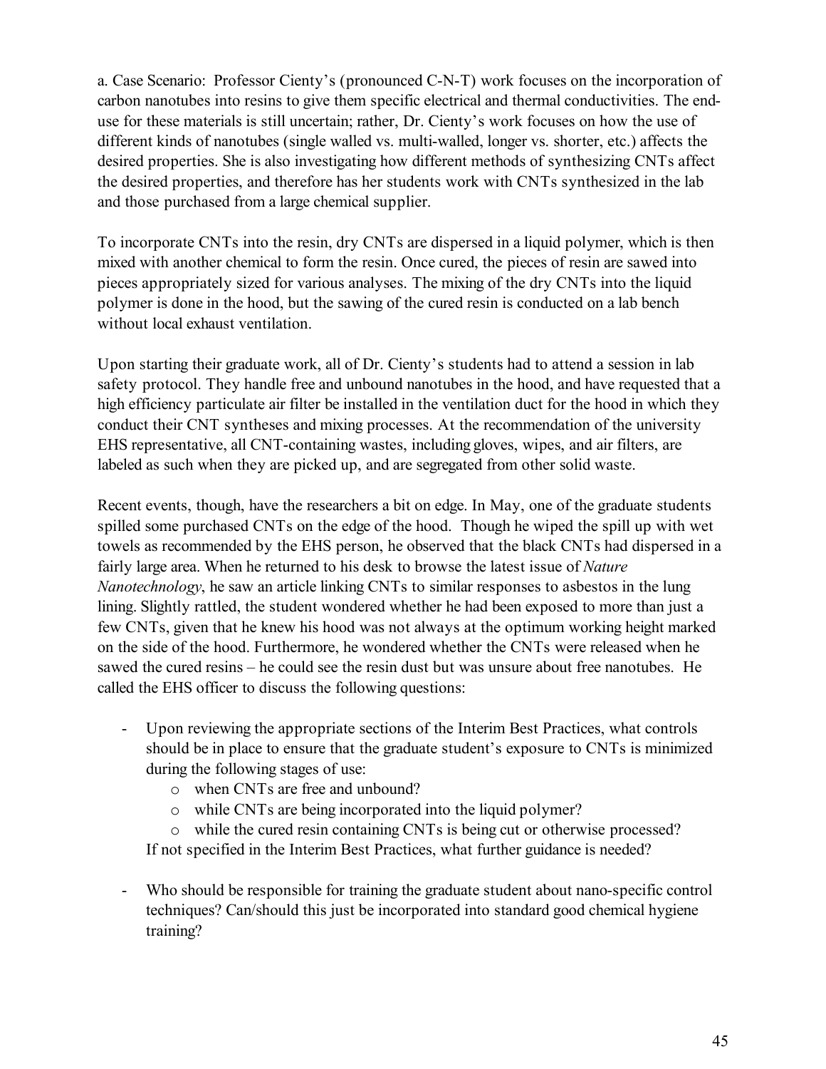a. Case Scenario: Professor Cienty's (pronounced C-N-T) work focuses on the incorporation of carbon nanotubes into resins to give them specific electrical and thermal conductivities. The end-use for these materials is still uncertain; rather, Dr. Cienty's work focuses on how the use of different kinds of nanotubes (single walled vs. multi-walled, longer vs. shorter, etc.) affects the desired properties. She is also investigating how different methods of synthesizing CNTs affect the desired properties, and therefore has her students work with CNTs synthesized in the lab and those purchased from a large chemical supplier.

To incorporate CNTs into the resin, dry CNTs are dispersed in a liquid polymer, which is then mixed with another chemical to form the resin. Once cured, the pieces of resin are sawed into pieces appropriately sized for various analyses. The mixing of the dry CNTs into the liquid polymer is done in the hood, but the sawing of the cured resin is conducted on a lab bench without local exhaust ventilation.

Upon starting their graduate work, all of Dr. Cienty's students had to attend a session in lab safety protocol. They handle free and unbound nanotubes in the hood, and have requested that a high efficiency particulate air filter be installed in the ventilation duct for the hood in which they conduct their CNT syntheses and mixing processes. At the recommendation of the university EHS representative, all CNT-containing wastes, including gloves, wipes, and air filters, are labeled as such when they are picked up, and are segregated from other solid waste.

Recent events, though, have the researchers a bit on edge. In May, one of the graduate students spilled some purchased CNTs on the edge of the hood. Though he wiped the spill up with wet towels as recommended by the EHS person, he observed that the black CNTs had dispersed in a fairly large area. When he returned to his desk to browse the latest issue of *Nature Nanotechnology*, he saw an article linking CNTs to similar responses to asbestos in the lung lining. Slightly rattled, the student wondered whether he had been exposed to more than just a few CNTs, given that he knew his hood was not always at the optimum working height marked on the side of the hood. Furthermore, he wondered whether the CNTs were released when he sawed the cured resins – he could see the resin dust but was unsure about free nanotubes. He called the EHS officer to discuss the following questions:

- Upon reviewing the appropriate sections of the Interim Best Practices, what controls should be in place to ensure that the graduate student's exposure to CNTs is minimized during the following stages of use:
    - when CNTs are free and unbound?
    - while CNTs are being incorporated into the liquid polymer?
    - while the cured resin containing CNTs is being cut or otherwise processed?

  If not specified in the Interim Best Practices, what further guidance is needed?

- Who should be responsible for training the graduate student about nano-specific control techniques? Can/should this just be incorporated into standard good chemical hygiene training?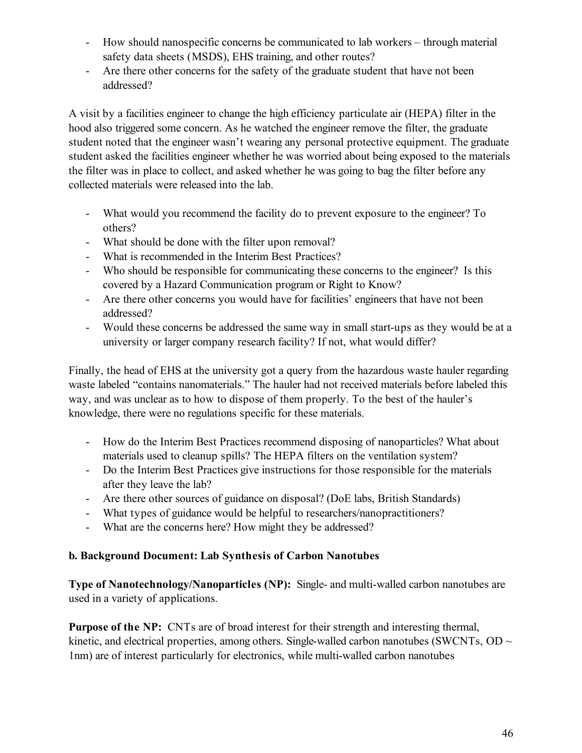- How should nanospecific concerns be communicated to lab workers – through material safety data sheets (MSDS), EHS training, and other routes?
- Are there other concerns for the safety of the graduate student that have not been addressed?

A visit by a facilities engineer to change the high efficiency particulate air (HEPA) filter in the hood also triggered some concern. As he watched the engineer remove the filter, the graduate student noted that the engineer wasn't wearing any personal protective equipment. The graduate student asked the facilities engineer whether he was worried about being exposed to the materials the filter was in place to collect, and asked whether he was going to bag the filter before any collected materials were released into the lab.

- What would you recommend the facility do to prevent exposure to the engineer? To others?
- What should be done with the filter upon removal?
- What is recommended in the Interim Best Practices?
- Who should be responsible for communicating these concerns to the engineer? Is this covered by a Hazard Communication program or Right to Know?
- Are there other concerns you would have for facilities' engineers that have not been addressed?
- Would these concerns be addressed the same way in small start-ups as they would be at a university or larger company research facility? If not, what would differ?

Finally, the head of EHS at the university got a query from the hazardous waste hauler regarding waste labeled "contains nanomaterials." The hauler had not received materials before labeled this way, and was unclear as to how to dispose of them properly. To the best of the hauler's knowledge, there were no regulations specific for these materials.

- How do the Interim Best Practices recommend disposing of nanoparticles? What about materials used to cleanup spills? The HEPA filters on the ventilation system?
- Do the Interim Best Practices give instructions for those responsible for the materials after they leave the lab?
- Are there other sources of guidance on disposal? (DoE labs, British Standards)
- What types of guidance would be helpful to researchers/nanopractitioners?
- What are the concerns here? How might they be addressed?

**b. Background Document: Lab Synthesis of Carbon Nanotubes**

**Type of Nanotechnology/Nanoparticles (NP):** Single- and multi-walled carbon nanotubes are used in a variety of applications.

**Purpose of the NP:** CNTs are of broad interest for their strength and interesting thermal, kinetic, and electrical properties, among others. Single-walled carbon nanotubes (SWCNTs, OD ~ 1nm) are of interest particularly for electronics, while multi-walled carbon nanotubes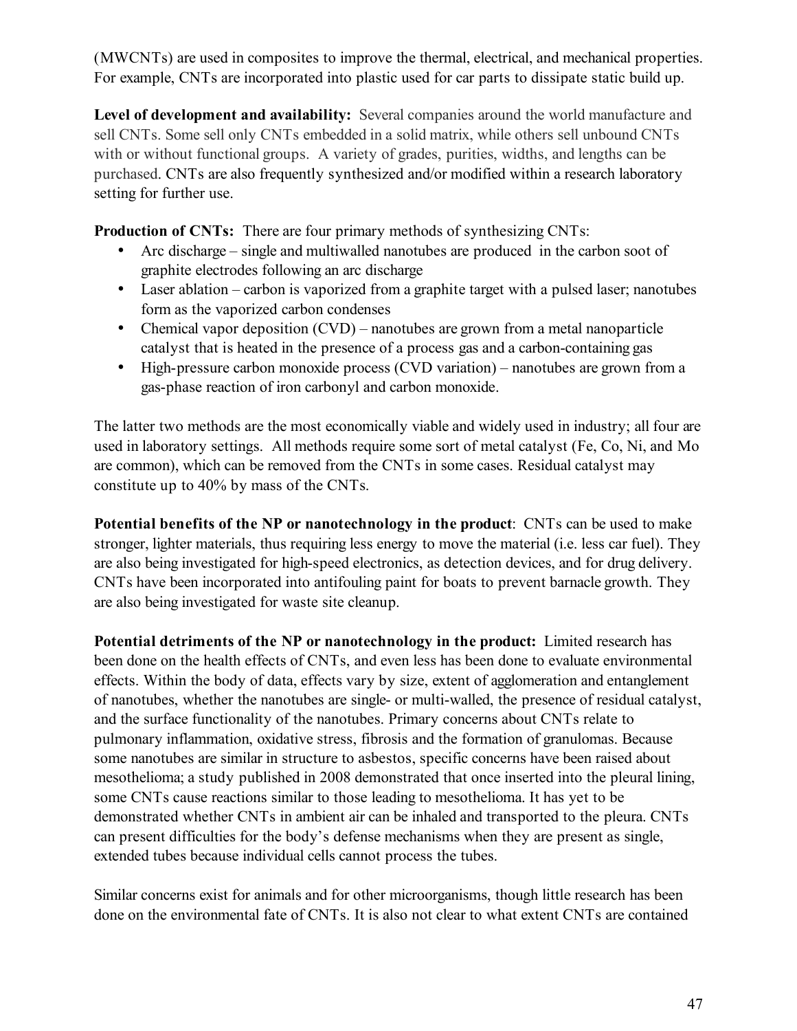(MWCNTs) are used in composites to improve the thermal, electrical, and mechanical properties. For example, CNTs are incorporated into plastic used for car parts to dissipate static build up.

**Level of development and availability:** Several companies around the world manufacture and sell CNTs. Some sell only CNTs embedded in a solid matrix, while others sell unbound CNTs with or without functional groups. A variety of grades, purities, widths, and lengths can be purchased. CNTs are also frequently synthesized and/or modified within a research laboratory setting for further use.

**Production of CNTs:** There are four primary methods of synthesizing CNTs:

- Arc discharge – single and multiwalled nanotubes are produced in the carbon soot of graphite electrodes following an arc discharge
- Laser ablation – carbon is vaporized from a graphite target with a pulsed laser; nanotubes form as the vaporized carbon condenses
- Chemical vapor deposition (CVD) – nanotubes are grown from a metal nanoparticle catalyst that is heated in the presence of a process gas and a carbon-containing gas
- High-pressure carbon monoxide process (CVD variation) – nanotubes are grown from a gas-phase reaction of iron carbonyl and carbon monoxide.

The latter two methods are the most economically viable and widely used in industry; all four are used in laboratory settings. All methods require some sort of metal catalyst (Fe, Co, Ni, and Mo are common), which can be removed from the CNTs in some cases. Residual catalyst may constitute up to 40% by mass of the CNTs.

**Potential benefits of the NP or nanotechnology in the product**: CNTs can be used to make stronger, lighter materials, thus requiring less energy to move the material (i.e. less car fuel). They are also being investigated for high-speed electronics, as detection devices, and for drug delivery. CNTs have been incorporated into antifouling paint for boats to prevent barnacle growth. They are also being investigated for waste site cleanup.

**Potential detriments of the NP or nanotechnology in the product:** Limited research has been done on the health effects of CNTs, and even less has been done to evaluate environmental effects. Within the body of data, effects vary by size, extent of agglomeration and entanglement of nanotubes, whether the nanotubes are single- or multi-walled, the presence of residual catalyst, and the surface functionality of the nanotubes. Primary concerns about CNTs relate to pulmonary inflammation, oxidative stress, fibrosis and the formation of granulomas. Because some nanotubes are similar in structure to asbestos, specific concerns have been raised about mesothelioma; a study published in 2008 demonstrated that once inserted into the pleural lining, some CNTs cause reactions similar to those leading to mesothelioma. It has yet to be demonstrated whether CNTs in ambient air can be inhaled and transported to the pleura. CNTs can present difficulties for the body's defense mechanisms when they are present as single, extended tubes because individual cells cannot process the tubes.

Similar concerns exist for animals and for other microorganisms, though little research has been done on the environmental fate of CNTs. It is also not clear to what extent CNTs are contained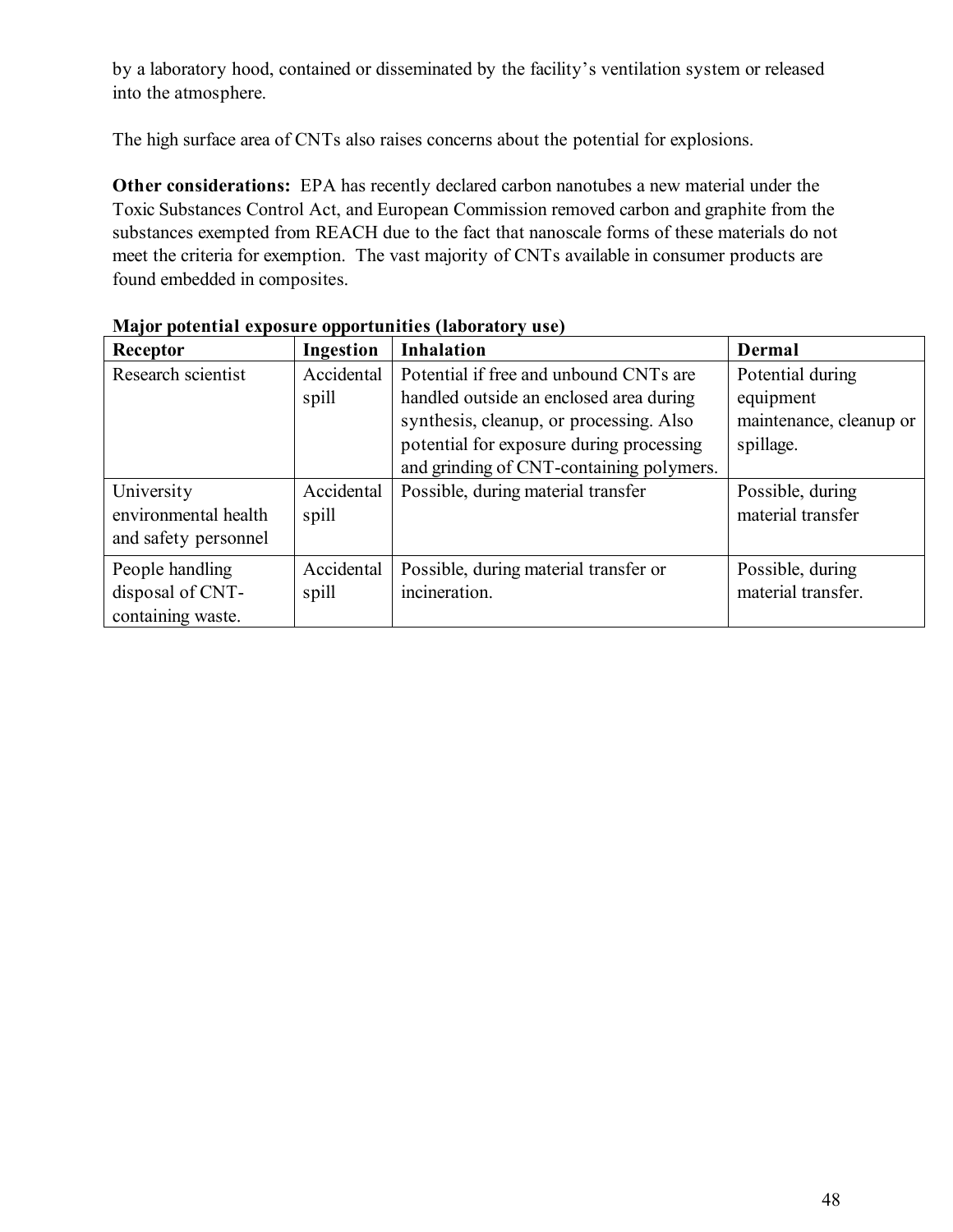by a laboratory hood, contained or disseminated by the facility's ventilation system or released into the atmosphere.

The high surface area of CNTs also raises concerns about the potential for explosions.

**Other considerations:** EPA has recently declared carbon nanotubes a new material under the Toxic Substances Control Act, and European Commission removed carbon and graphite from the substances exempted from REACH due to the fact that nanoscale forms of these materials do not meet the criteria for exemption. The vast majority of CNTs available in consumer products are found embedded in composites.

**Major potential exposure opportunities (laboratory use)**

| Receptor | Ingestion | Inhalation | Dermal |
|---|---|---|---|
| Research scientist | Accidental spill | Potential if free and unbound CNTs are handled outside an enclosed area during synthesis, cleanup, or processing. Also potential for exposure during processing and grinding of CNT-containing polymers. | Potential during equipment maintenance, cleanup or spillage. |
| University environmental health and safety personnel | Accidental spill | Possible, during material transfer | Possible, during material transfer |
| People handling disposal of CNT-containing waste. | Accidental spill | Possible, during material transfer or incineration. | Possible, during material transfer. |